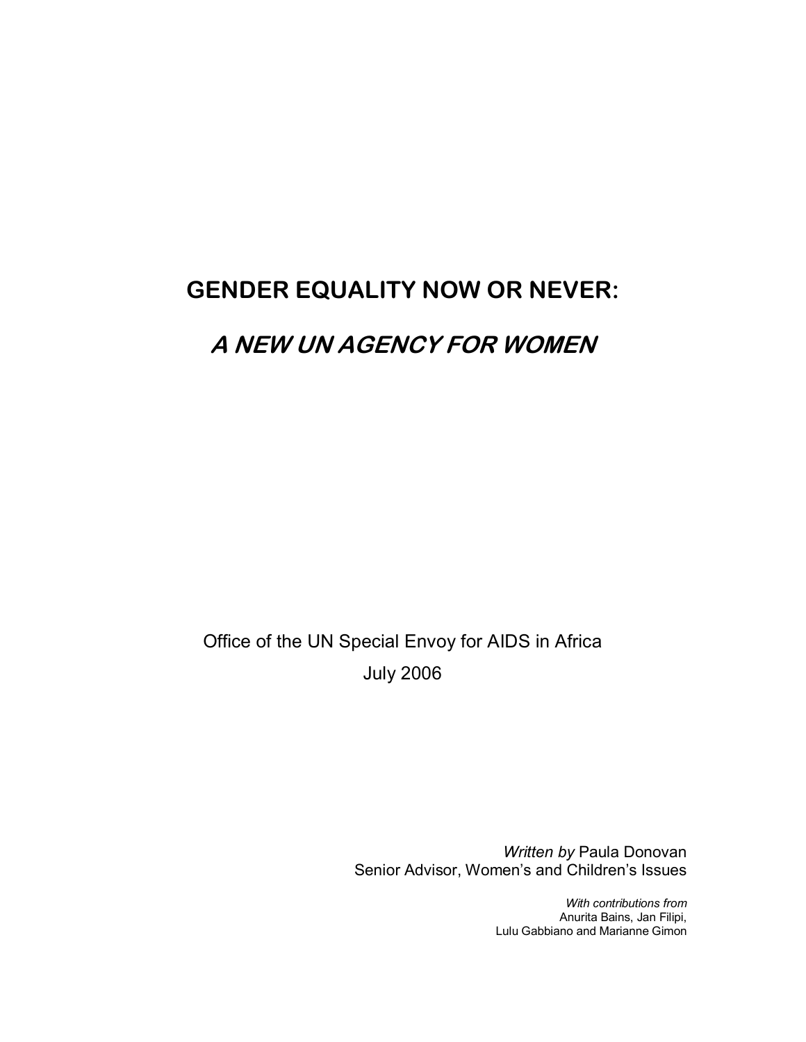# GENDER EQUALITY NOW OR NEVER:

## *A NEW UN AGENCY FOR WOMEN*

Office of the UN Special Envoy for AIDS in Africa

July 2006

*Written by* Paula Donovan
Senior Advisor, Women's and Children's Issues

*With contributions from*
Anurita Bains, Jan Filipi,
Lulu Gabbiano and Marianne Gimon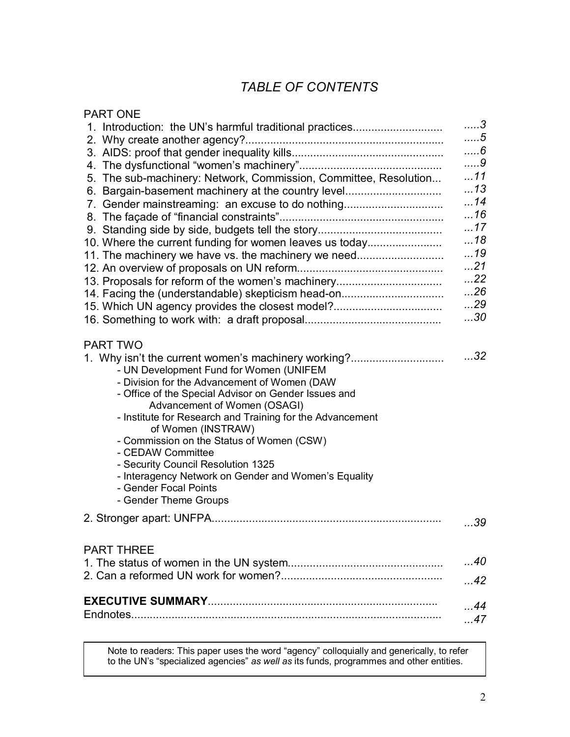# *TABLE OF CONTENTS*

PART ONE

1. Introduction: the UN's harmful traditional practices............................ *.....3*
2. Why create another agency?............................................................... *.....5*
3. AIDS: proof that gender inequality kills................................................ *.....6*
4. The dysfunctional "women's machinery"............................................... *.....9*
5. The sub-machinery: Network, Commission, Committee, Resolution... *...11*
6. Bargain-basement machinery at the country level.............................. *...13*
7. Gender mainstreaming: an excuse to do nothing................................ *...14*
8. The façade of "financial constraints"................................................... *...16*
9. Standing side by side, budgets tell the story....................................... *...17*
10. Where the current funding for women leaves us today........................ *...18*
11. The machinery we have vs. the machinery we need............................ *...19*
12. An overview of proposals on UN reform............................................... *...21*
13. Proposals for reform of the women's machinery.................................. *...22*
14. Facing the (understandable) skepticism head-on................................ *...26*
15. Which UN agency provides the closest model?................................... *...29*
16. Something to work with: a draft proposal............................................ *...30*

PART TWO

1. Why isn't the current women's machinery working?............................. *...32*
   - UN Development Fund for Women (UNIFEM
   - Division for the Advancement of Women (DAW
   - Office of the Special Advisor on Gender Issues and Advancement of Women (OSAGI)
   - Institute for Research and Training for the Advancement of Women (INSTRAW)
   - Commission on the Status of Women (CSW)
   - CEDAW Committee
   - Security Council Resolution 1325
   - Interagency Network on Gender and Women's Equality
   - Gender Focal Points
   - Gender Theme Groups
2. Stronger apart: UNFPA......................................................................... *...39*

PART THREE

1. The status of women in the UN system................................................. *...40*
2. Can a reformed UN work for women?................................................... *...42*

**EXECUTIVE SUMMARY**......................................................................... *...44*

Endnotes.................................................................................................. *...47*

Note to readers: This paper uses the word "agency" colloquially and generically, to refer to the UN's "specialized agencies" *as well as* its funds, programmes and other entities.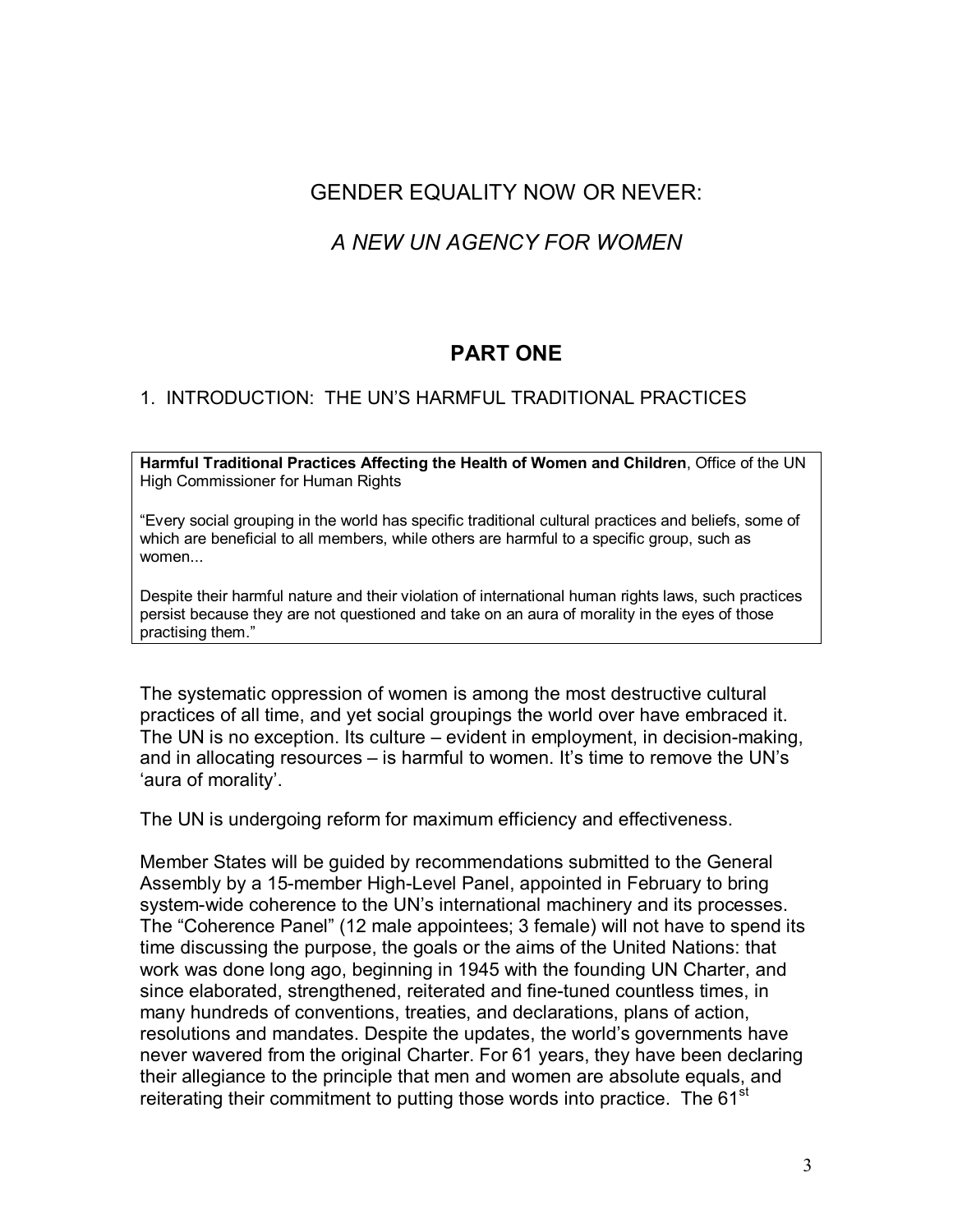# GENDER EQUALITY NOW OR NEVER:

## *A NEW UN AGENCY FOR WOMEN*

## PART ONE

### 1. INTRODUCTION: THE UN'S HARMFUL TRADITIONAL PRACTICES

> **Harmful Traditional Practices Affecting the Health of Women and Children**, Office of the UN High Commissioner for Human Rights
>
> "Every social grouping in the world has specific traditional cultural practices and beliefs, some of which are beneficial to all members, while others are harmful to a specific group, such as women...
>
> Despite their harmful nature and their violation of international human rights laws, such practices persist because they are not questioned and take on an aura of morality in the eyes of those practising them."

The systematic oppression of women is among the most destructive cultural practices of all time, and yet social groupings the world over have embraced it. The UN is no exception. Its culture – evident in employment, in decision-making, and in allocating resources – is harmful to women. It's time to remove the UN's 'aura of morality'.

The UN is undergoing reform for maximum efficiency and effectiveness.

Member States will be guided by recommendations submitted to the General Assembly by a 15-member High-Level Panel, appointed in February to bring system-wide coherence to the UN's international machinery and its processes. The "Coherence Panel" (12 male appointees; 3 female) will not have to spend its time discussing the purpose, the goals or the aims of the United Nations: that work was done long ago, beginning in 1945 with the founding UN Charter, and since elaborated, strengthened, reiterated and fine-tuned countless times, in many hundreds of conventions, treaties, and declarations, plans of action, resolutions and mandates. Despite the updates, the world's governments have never wavered from the original Charter. For 61 years, they have been declaring their allegiance to the principle that men and women are absolute equals, and reiterating their commitment to putting those words into practice. The 61st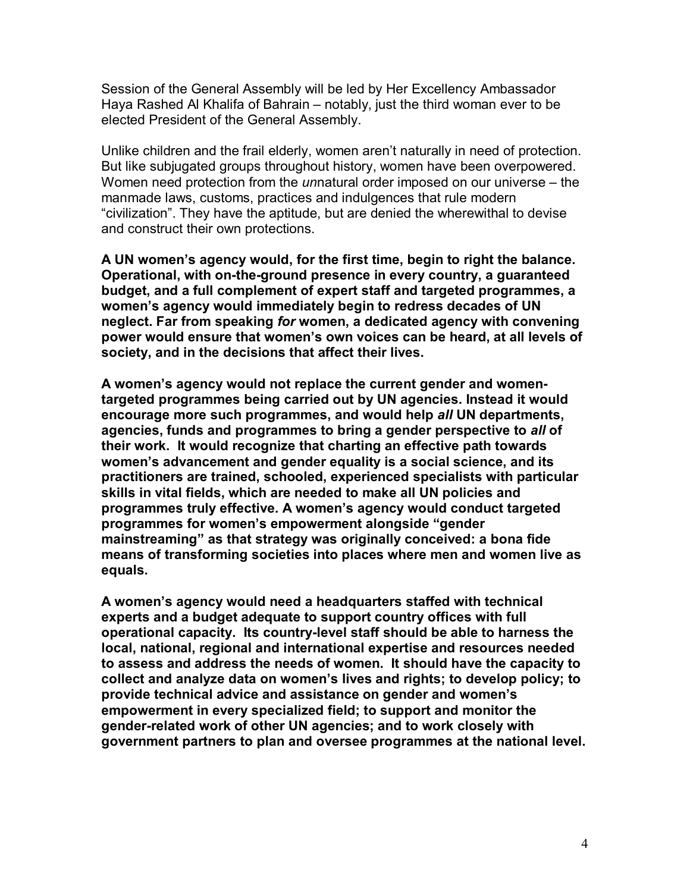Session of the General Assembly will be led by Her Excellency Ambassador Haya Rashed Al Khalifa of Bahrain – notably, just the third woman ever to be elected President of the General Assembly.

Unlike children and the frail elderly, women aren't naturally in need of protection. But like subjugated groups throughout history, women have been overpowered. Women need protection from the *un*natural order imposed on our universe – the manmade laws, customs, practices and indulgences that rule modern "civilization". They have the aptitude, but are denied the wherewithal to devise and construct their own protections.

**A UN women's agency would, for the first time, begin to right the balance. Operational, with on-the-ground presence in every country, a guaranteed budget, and a full complement of expert staff and targeted programmes, a women's agency would immediately begin to redress decades of UN neglect. Far from speaking *for* women, a dedicated agency with convening power would ensure that women's own voices can be heard, at all levels of society, and in the decisions that affect their lives.**

**A women's agency would not replace the current gender and women-targeted programmes being carried out by UN agencies. Instead it would encourage more such programmes, and would help *all* UN departments, agencies, funds and programmes to bring a gender perspective to *all* of their work. It would recognize that charting an effective path towards women's advancement and gender equality is a social science, and its practitioners are trained, schooled, experienced specialists with particular skills in vital fields, which are needed to make all UN policies and programmes truly effective. A women's agency would conduct targeted programmes for women's empowerment alongside "gender mainstreaming" as that strategy was originally conceived: a bona fide means of transforming societies into places where men and women live as equals.**

**A women's agency would need a headquarters staffed with technical experts and a budget adequate to support country offices with full operational capacity. Its country-level staff should be able to harness the local, national, regional and international expertise and resources needed to assess and address the needs of women. It should have the capacity to collect and analyze data on women's lives and rights; to develop policy; to provide technical advice and assistance on gender and women's empowerment in every specialized field; to support and monitor the gender-related work of other UN agencies; and to work closely with government partners to plan and oversee programmes at the national level.**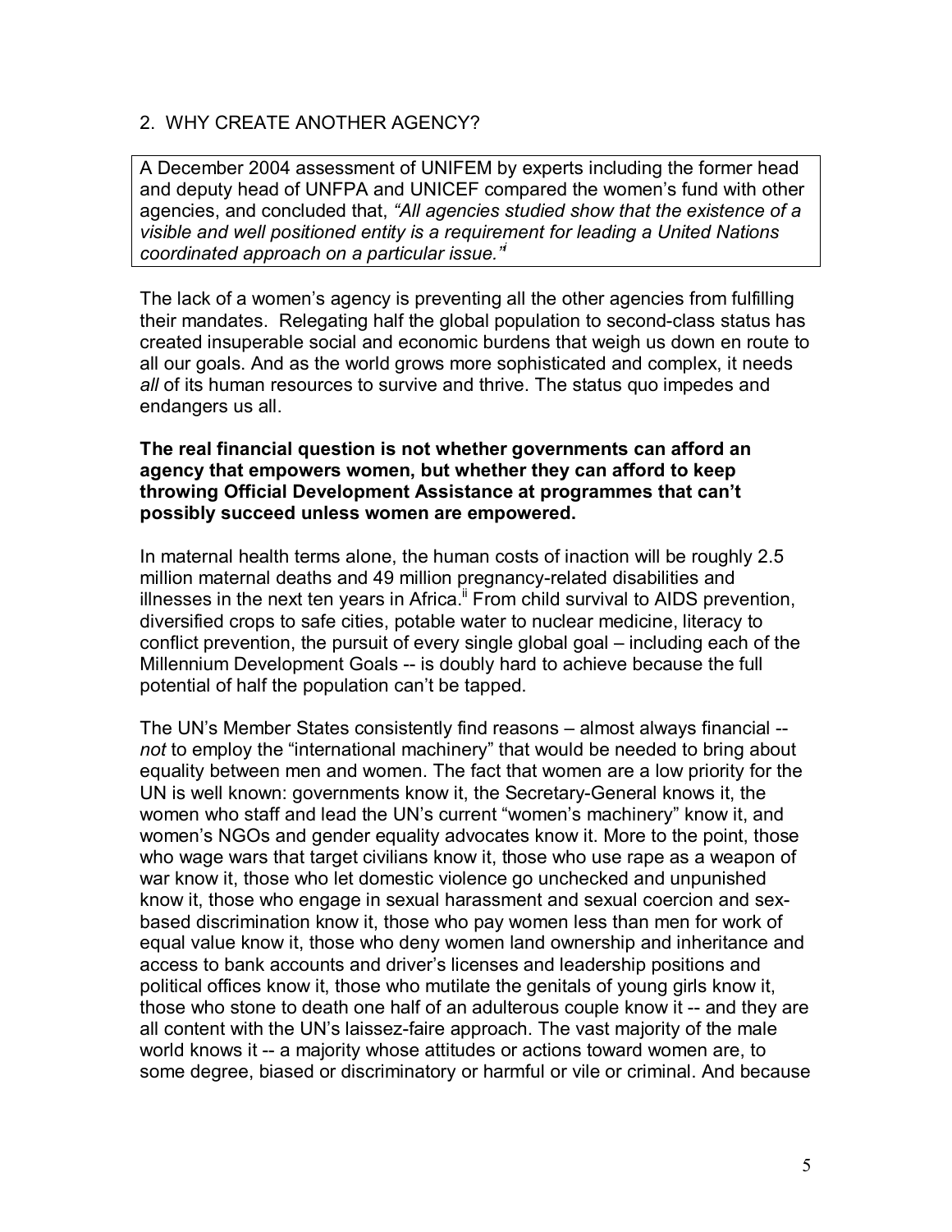## 2. WHY CREATE ANOTHER AGENCY?

A December 2004 assessment of UNIFEM by experts including the former head and deputy head of UNFPA and UNICEF compared the women's fund with other agencies, and concluded that, *"All agencies studied show that the existence of a visible and well positioned entity is a requirement for leading a United Nations coordinated approach on a particular issue."*[i]

The lack of a women's agency is preventing all the other agencies from fulfilling their mandates. Relegating half the global population to second-class status has created insuperable social and economic burdens that weigh us down en route to all our goals. And as the world grows more sophisticated and complex, it needs *all* of its human resources to survive and thrive. The status quo impedes and endangers us all.

**The real financial question is not whether governments can afford an agency that empowers women, but whether they can afford to keep throwing Official Development Assistance at programmes that can't possibly succeed unless women are empowered.**

In maternal health terms alone, the human costs of inaction will be roughly 2.5 million maternal deaths and 49 million pregnancy-related disabilities and illnesses in the next ten years in Africa.[ii] From child survival to AIDS prevention, diversified crops to safe cities, potable water to nuclear medicine, literacy to conflict prevention, the pursuit of every single global goal – including each of the Millennium Development Goals -- is doubly hard to achieve because the full potential of half the population can't be tapped.

The UN's Member States consistently find reasons – almost always financial -- *not* to employ the "international machinery" that would be needed to bring about equality between men and women. The fact that women are a low priority for the UN is well known: governments know it, the Secretary-General knows it, the women who staff and lead the UN's current "women's machinery" know it, and women's NGOs and gender equality advocates know it. More to the point, those who wage wars that target civilians know it, those who use rape as a weapon of war know it, those who let domestic violence go unchecked and unpunished know it, those who engage in sexual harassment and sexual coercion and sex-based discrimination know it, those who pay women less than men for work of equal value know it, those who deny women land ownership and inheritance and access to bank accounts and driver's licenses and leadership positions and political offices know it, those who mutilate the genitals of young girls know it, those who stone to death one half of an adulterous couple know it -- and they are all content with the UN's laissez-faire approach. The vast majority of the male world knows it -- a majority whose attitudes or actions toward women are, to some degree, biased or discriminatory or harmful or vile or criminal. And because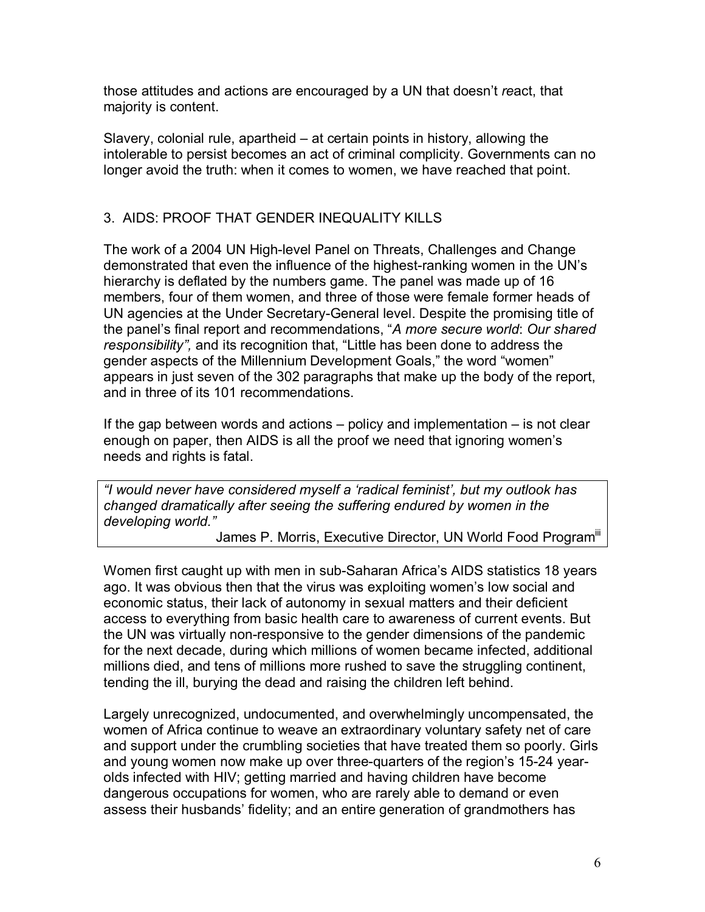those attitudes and actions are encouraged by a UN that doesn't *re*act, that majority is content.

Slavery, colonial rule, apartheid – at certain points in history, allowing the intolerable to persist becomes an act of criminal complicity. Governments can no longer avoid the truth: when it comes to women, we have reached that point.

## 3. AIDS: PROOF THAT GENDER INEQUALITY KILLS

The work of a 2004 UN High-level Panel on Threats, Challenges and Change demonstrated that even the influence of the highest-ranking women in the UN's hierarchy is deflated by the numbers game. The panel was made up of 16 members, four of them women, and three of those were female former heads of UN agencies at the Under Secretary-General level. Despite the promising title of the panel's final report and recommendations, "*A more secure world*: *Our shared responsibility",* and its recognition that, "Little has been done to address the gender aspects of the Millennium Development Goals," the word "women" appears in just seven of the 302 paragraphs that make up the body of the report, and in three of its 101 recommendations.

If the gap between words and actions – policy and implementation – is not clear enough on paper, then AIDS is all the proof we need that ignoring women's needs and rights is fatal.

> *"I would never have considered myself a 'radical feminist', but my outlook has changed dramatically after seeing the suffering endured by women in the developing world."*
>
> James P. Morris, Executive Director, UN World Food Program[iii]

Women first caught up with men in sub-Saharan Africa's AIDS statistics 18 years ago. It was obvious then that the virus was exploiting women's low social and economic status, their lack of autonomy in sexual matters and their deficient access to everything from basic health care to awareness of current events. But the UN was virtually non-responsive to the gender dimensions of the pandemic for the next decade, during which millions of women became infected, additional millions died, and tens of millions more rushed to save the struggling continent, tending the ill, burying the dead and raising the children left behind.

Largely unrecognized, undocumented, and overwhelmingly uncompensated, the women of Africa continue to weave an extraordinary voluntary safety net of care and support under the crumbling societies that have treated them so poorly. Girls and young women now make up over three-quarters of the region's 15-24 year-olds infected with HIV; getting married and having children have become dangerous occupations for women, who are rarely able to demand or even assess their husbands' fidelity; and an entire generation of grandmothers has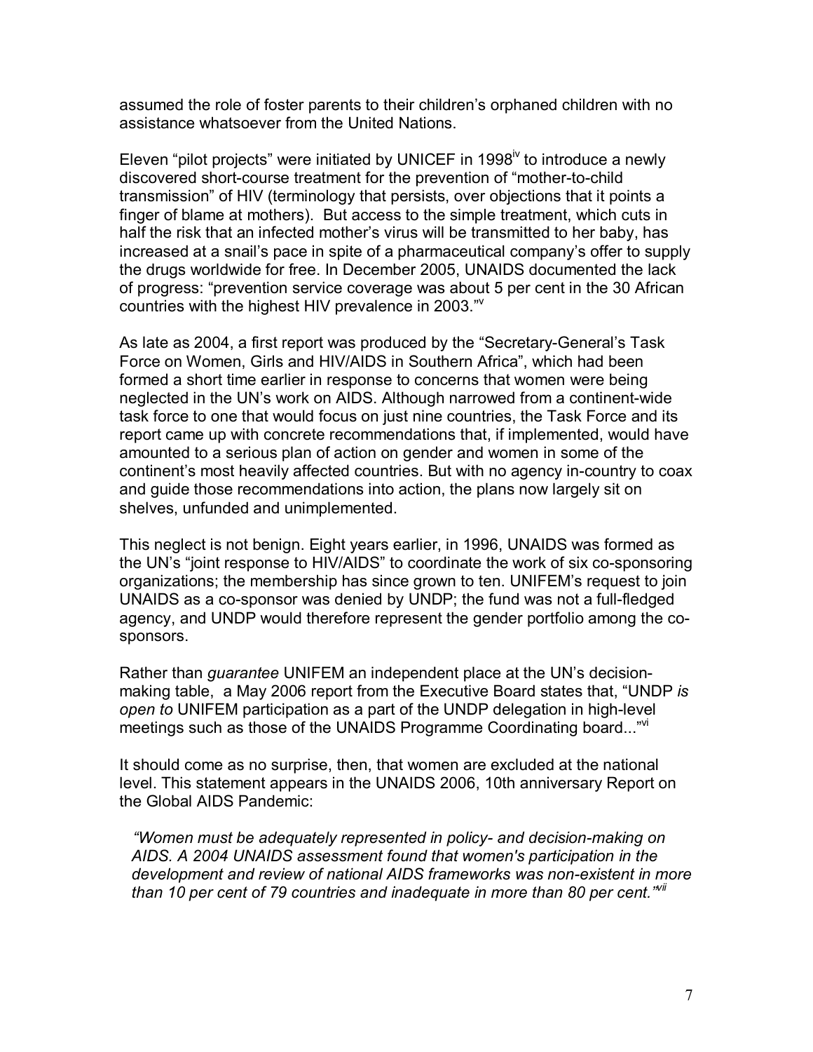assumed the role of foster parents to their children's orphaned children with no assistance whatsoever from the United Nations.

Eleven "pilot projects" were initiated by UNICEF in 1998[iv] to introduce a newly discovered short-course treatment for the prevention of "mother-to-child transmission" of HIV (terminology that persists, over objections that it points a finger of blame at mothers). But access to the simple treatment, which cuts in half the risk that an infected mother's virus will be transmitted to her baby, has increased at a snail's pace in spite of a pharmaceutical company's offer to supply the drugs worldwide for free. In December 2005, UNAIDS documented the lack of progress: "prevention service coverage was about 5 per cent in the 30 African countries with the highest HIV prevalence in 2003."[v]

As late as 2004, a first report was produced by the "Secretary-General's Task Force on Women, Girls and HIV/AIDS in Southern Africa", which had been formed a short time earlier in response to concerns that women were being neglected in the UN's work on AIDS. Although narrowed from a continent-wide task force to one that would focus on just nine countries, the Task Force and its report came up with concrete recommendations that, if implemented, would have amounted to a serious plan of action on gender and women in some of the continent's most heavily affected countries. But with no agency in-country to coax and guide those recommendations into action, the plans now largely sit on shelves, unfunded and unimplemented.

This neglect is not benign. Eight years earlier, in 1996, UNAIDS was formed as the UN's "joint response to HIV/AIDS" to coordinate the work of six co-sponsoring organizations; the membership has since grown to ten. UNIFEM's request to join UNAIDS as a co-sponsor was denied by UNDP; the fund was not a full-fledged agency, and UNDP would therefore represent the gender portfolio among the co-sponsors.

Rather than *guarantee* UNIFEM an independent place at the UN's decision-making table, a May 2006 report from the Executive Board states that, "UNDP *is open to* UNIFEM participation as a part of the UNDP delegation in high-level meetings such as those of the UNAIDS Programme Coordinating board..."[vi]

It should come as no surprise, then, that women are excluded at the national level. This statement appears in the UNAIDS 2006, 10th anniversary Report on the Global AIDS Pandemic:

> *"Women must be adequately represented in policy- and decision-making on AIDS. A 2004 UNAIDS assessment found that women's participation in the development and review of national AIDS frameworks was non-existent in more than 10 per cent of 79 countries and inadequate in more than 80 per cent."*[vii]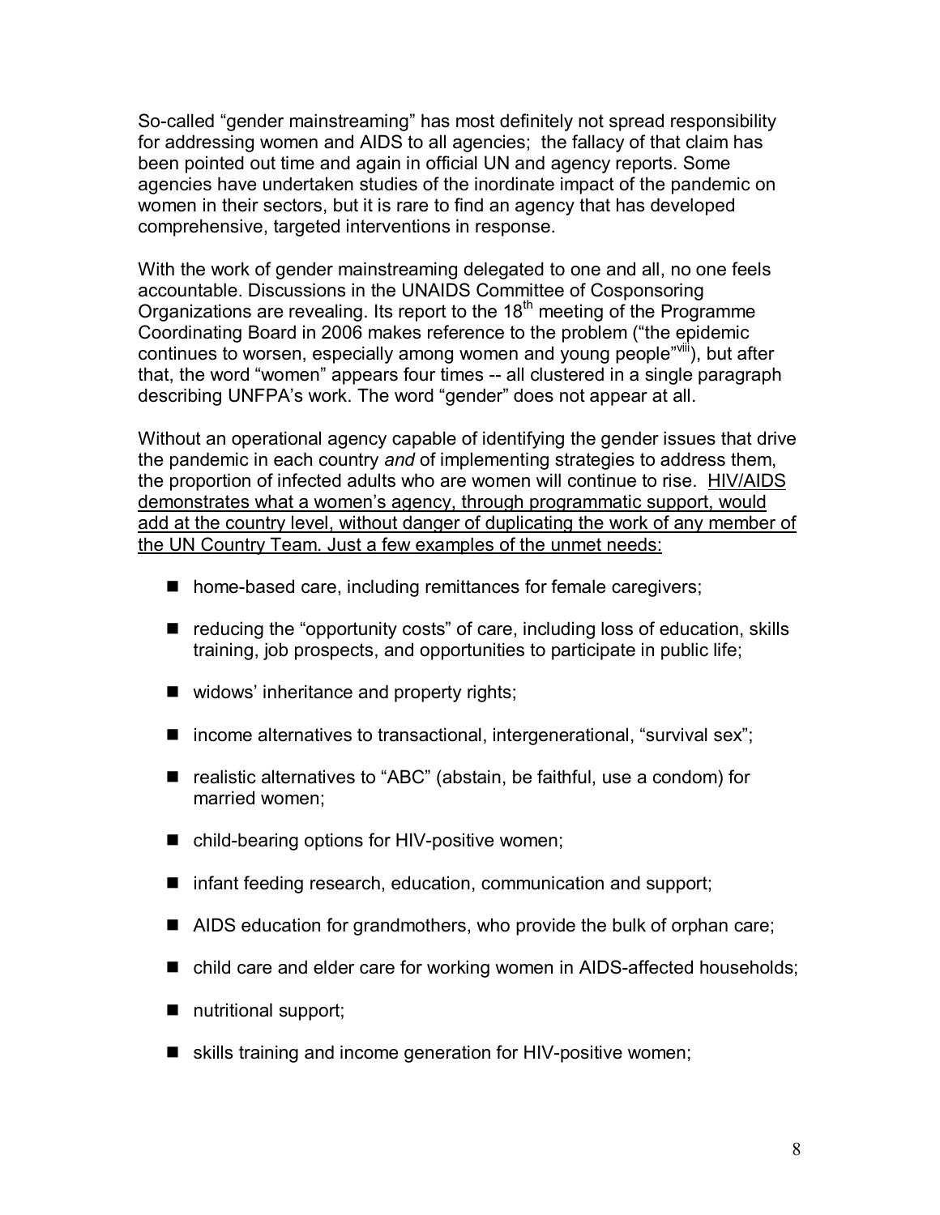So-called "gender mainstreaming" has most definitely not spread responsibility for addressing women and AIDS to all agencies; the fallacy of that claim has been pointed out time and again in official UN and agency reports. Some agencies have undertaken studies of the inordinate impact of the pandemic on women in their sectors, but it is rare to find an agency that has developed comprehensive, targeted interventions in response.

With the work of gender mainstreaming delegated to one and all, no one feels accountable. Discussions in the UNAIDS Committee of Cosponsoring Organizations are revealing. Its report to the 18th meeting of the Programme Coordinating Board in 2006 makes reference to the problem ("the epidemic continues to worsen, especially among women and young people"[viii]), but after that, the word "women" appears four times -- all clustered in a single paragraph describing UNFPA's work. The word "gender" does not appear at all.

Without an operational agency capable of identifying the gender issues that drive the pandemic in each country *and* of implementing strategies to address them, the proportion of infected adults who are women will continue to rise. <u>HIV/AIDS demonstrates what a women's agency, through programmatic support, would add at the country level, without danger of duplicating the work of any member of the UN Country Team. Just a few examples of the unmet needs:</u>

- home-based care, including remittances for female caregivers;
- reducing the "opportunity costs" of care, including loss of education, skills training, job prospects, and opportunities to participate in public life;
- widows' inheritance and property rights;
- income alternatives to transactional, intergenerational, "survival sex";
- realistic alternatives to "ABC" (abstain, be faithful, use a condom) for married women;
- child-bearing options for HIV-positive women;
- infant feeding research, education, communication and support;
- AIDS education for grandmothers, who provide the bulk of orphan care;
- child care and elder care for working women in AIDS-affected households;
- nutritional support;
- skills training and income generation for HIV-positive women;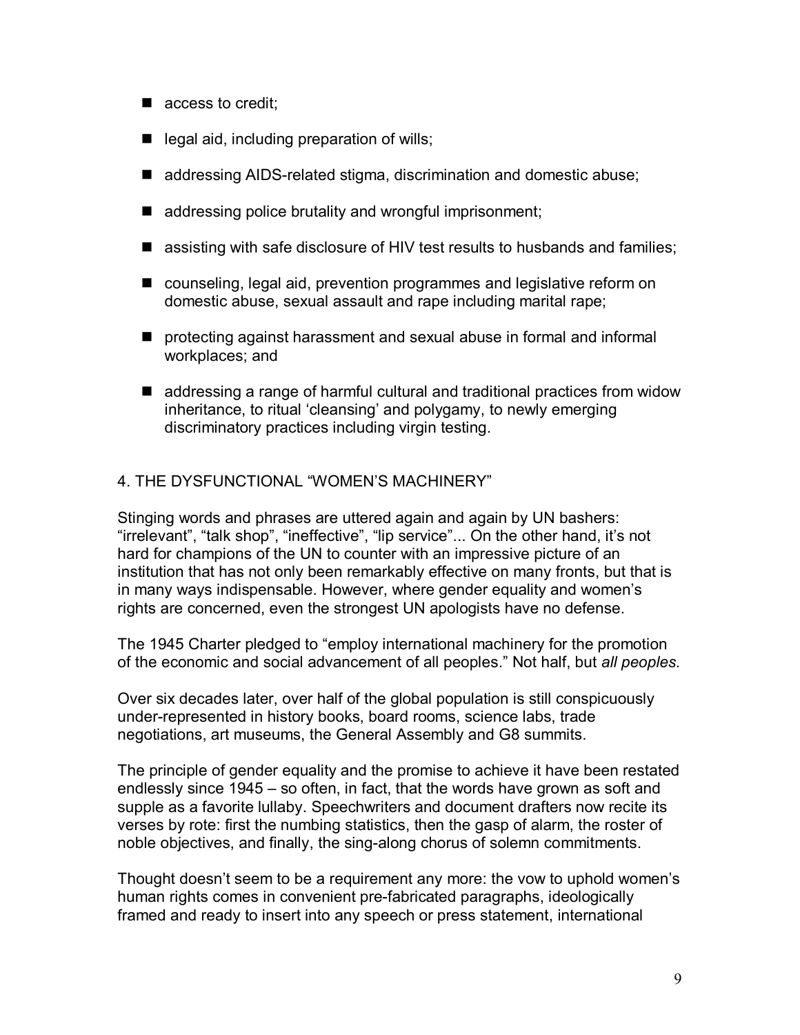- access to credit;
- legal aid, including preparation of wills;
- addressing AIDS-related stigma, discrimination and domestic abuse;
- addressing police brutality and wrongful imprisonment;
- assisting with safe disclosure of HIV test results to husbands and families;
- counseling, legal aid, prevention programmes and legislative reform on domestic abuse, sexual assault and rape including marital rape;
- protecting against harassment and sexual abuse in formal and informal workplaces; and
- addressing a range of harmful cultural and traditional practices from widow inheritance, to ritual 'cleansing' and polygamy, to newly emerging discriminatory practices including virgin testing.

## 4. THE DYSFUNCTIONAL "WOMEN'S MACHINERY"

Stinging words and phrases are uttered again and again by UN bashers: "irrelevant", "talk shop", "ineffective", "lip service"... On the other hand, it's not hard for champions of the UN to counter with an impressive picture of an institution that has not only been remarkably effective on many fronts, but that is in many ways indispensable. However, where gender equality and women's rights are concerned, even the strongest UN apologists have no defense.

The 1945 Charter pledged to "employ international machinery for the promotion of the economic and social advancement of all peoples." Not half, but *all peoples.*

Over six decades later, over half of the global population is still conspicuously under-represented in history books, board rooms, science labs, trade negotiations, art museums, the General Assembly and G8 summits.

The principle of gender equality and the promise to achieve it have been restated endlessly since 1945 – so often, in fact, that the words have grown as soft and supple as a favorite lullaby. Speechwriters and document drafters now recite its verses by rote: first the numbing statistics, then the gasp of alarm, the roster of noble objectives, and finally, the sing-along chorus of solemn commitments.

Thought doesn't seem to be a requirement any more: the vow to uphold women's human rights comes in convenient pre-fabricated paragraphs, ideologically framed and ready to insert into any speech or press statement, international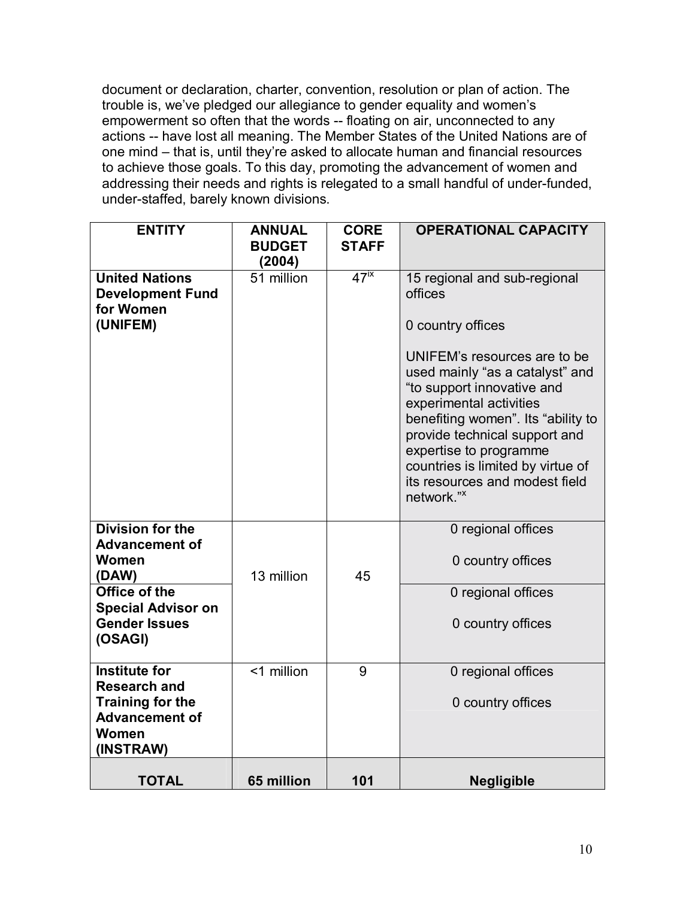document or declaration, charter, convention, resolution or plan of action. The trouble is, we've pledged our allegiance to gender equality and women's empowerment so often that the words -- floating on air, unconnected to any actions -- have lost all meaning. The Member States of the United Nations are of one mind – that is, until they're asked to allocate human and financial resources to achieve those goals. To this day, promoting the advancement of women and addressing their needs and rights is relegated to a small handful of under-funded, under-staffed, barely known divisions.

| ENTITY | ANNUAL BUDGET (2004) | CORE STAFF | OPERATIONAL CAPACITY |
|---|---|---|---|
| **United Nations Development Fund for Women (UNIFEM)** | 51 million | 47[ix] | 15 regional and sub-regional offices<br><br>0 country offices<br><br>UNIFEM's resources are to be used mainly "as a catalyst" and "to support innovative and experimental activities benefiting women". Its "ability to provide technical support and expertise to programme countries is limited by virtue of its resources and modest field network."[x] |
| **Division for the Advancement of Women (DAW)** | 13 million | 45 | 0 regional offices<br><br>0 country offices |
| **Office of the Special Advisor on Gender Issues (OSAGI)** | | | 0 regional offices<br><br>0 country offices |
| **Institute for Research and Training for the Advancement of Women (INSTRAW)** | <1 million | 9 | 0 regional offices<br><br>0 country offices |
| **TOTAL** | **65 million** | **101** | **Negligible** |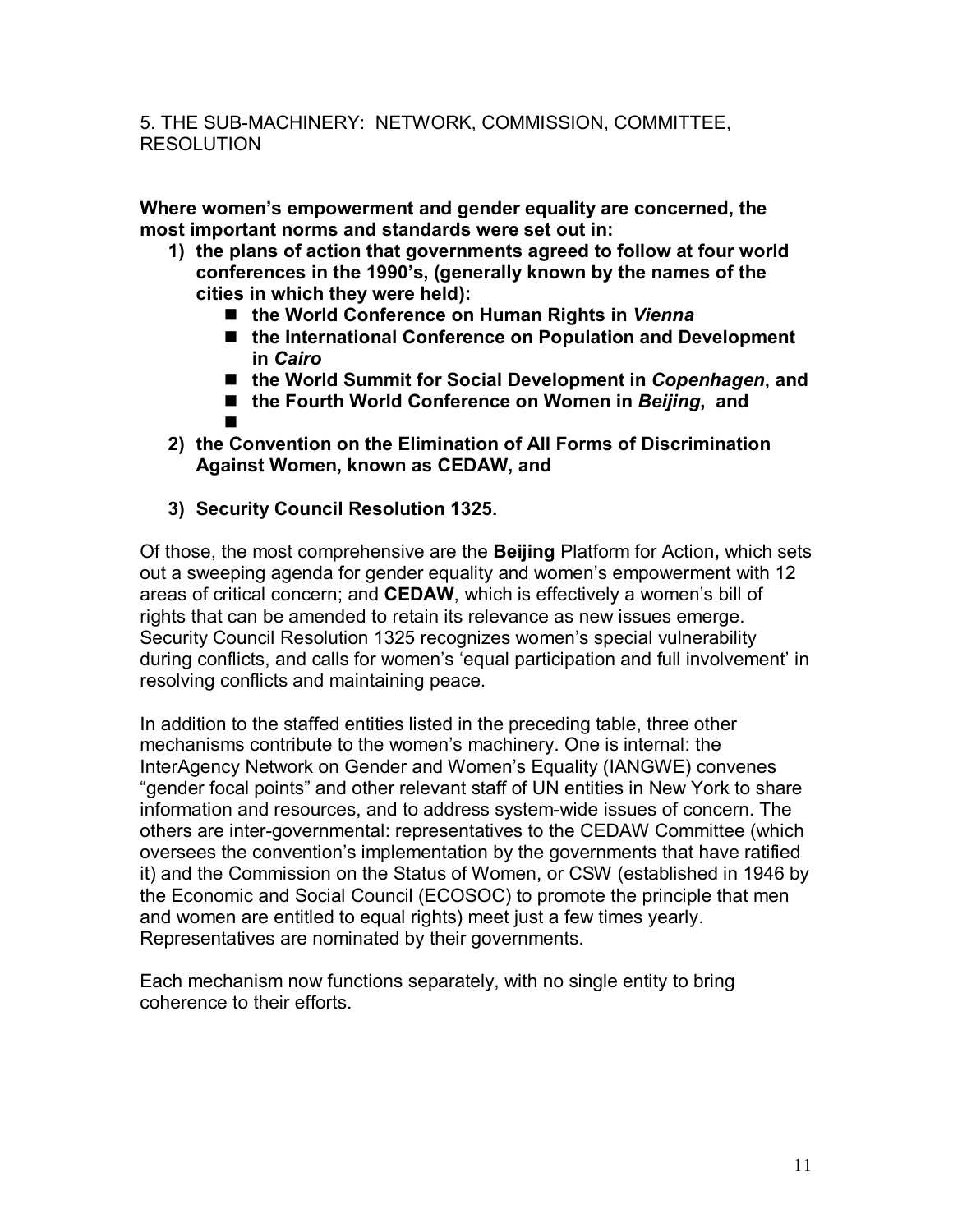## 5. THE SUB-MACHINERY: NETWORK, COMMISSION, COMMITTEE, RESOLUTION

**Where women's empowerment and gender equality are concerned, the most important norms and standards were set out in:**

1) **the plans of action that governments agreed to follow at four world conferences in the 1990's, (generally known by the names of the cities in which they were held):**
   - **the World Conference on Human Rights in *Vienna***
   - **the International Conference on Population and Development in *Cairo***
   - **the World Summit for Social Development in *Copenhagen*, and**
   - **the Fourth World Conference on Women in *Beijing*, and**
   - 
2) **the Convention on the Elimination of All Forms of Discrimination Against Women, known as CEDAW, and**

3) **Security Council Resolution 1325.**

Of those, the most comprehensive are the **Beijing** Platform for Action**,** which sets out a sweeping agenda for gender equality and women's empowerment with 12 areas of critical concern; and **CEDAW**, which is effectively a women's bill of rights that can be amended to retain its relevance as new issues emerge. Security Council Resolution 1325 recognizes women's special vulnerability during conflicts, and calls for women's 'equal participation and full involvement' in resolving conflicts and maintaining peace.

In addition to the staffed entities listed in the preceding table, three other mechanisms contribute to the women's machinery. One is internal: the InterAgency Network on Gender and Women's Equality (IANGWE) convenes "gender focal points" and other relevant staff of UN entities in New York to share information and resources, and to address system-wide issues of concern. The others are inter-governmental: representatives to the CEDAW Committee (which oversees the convention's implementation by the governments that have ratified it) and the Commission on the Status of Women, or CSW (established in 1946 by the Economic and Social Council (ECOSOC) to promote the principle that men and women are entitled to equal rights) meet just a few times yearly. Representatives are nominated by their governments.

Each mechanism now functions separately, with no single entity to bring coherence to their efforts.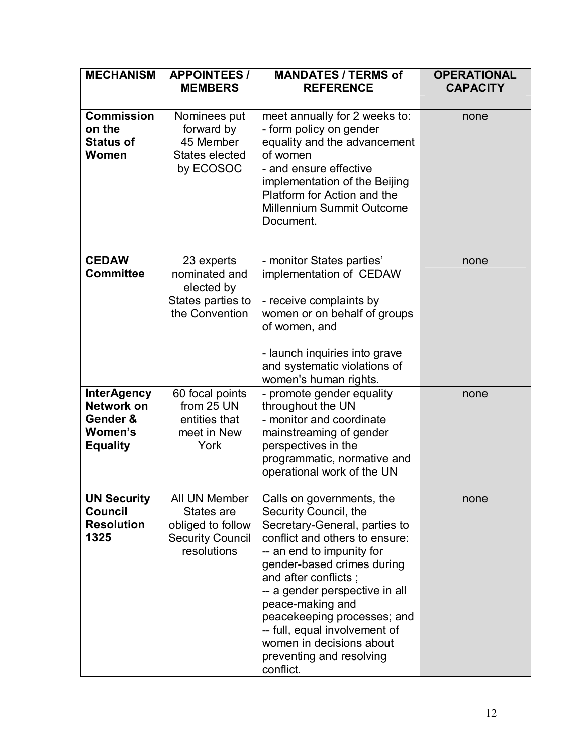| MECHANISM | APPOINTEES / MEMBERS | MANDATES / TERMS of REFERENCE | OPERATIONAL CAPACITY |
|---|---|---|---|
| | | | |
| **Commission on the Status of Women** | Nominees put forward by 45 Member States elected by ECOSOC | meet annually for 2 weeks to:<br>- form policy on gender equality and the advancement of women<br>- and ensure effective implementation of the Beijing Platform for Action and the Millennium Summit Outcome Document. | none |
| **CEDAW Committee** | 23 experts nominated and elected by States parties to the Convention | - monitor States parties' implementation of CEDAW<br><br>- receive complaints by women or on behalf of groups of women, and<br><br>- launch inquiries into grave and systematic violations of women's human rights. | none |
| **InterAgency Network on Gender & Women's Equality** | 60 focal points from 25 UN entities that meet in New York | - promote gender equality throughout the UN<br>- monitor and coordinate mainstreaming of gender perspectives in the programmatic, normative and operational work of the UN | none |
| **UN Security Council Resolution 1325** | All UN Member States are obliged to follow Security Council resolutions | Calls on governments, the Security Council, the Secretary-General, parties to conflict and others to ensure:<br>-- an end to impunity for gender-based crimes during and after conflicts ;<br>-- a gender perspective in all peace-making and peacekeeping processes; and<br>-- full, equal involvement of women in decisions about preventing and resolving conflict. | none |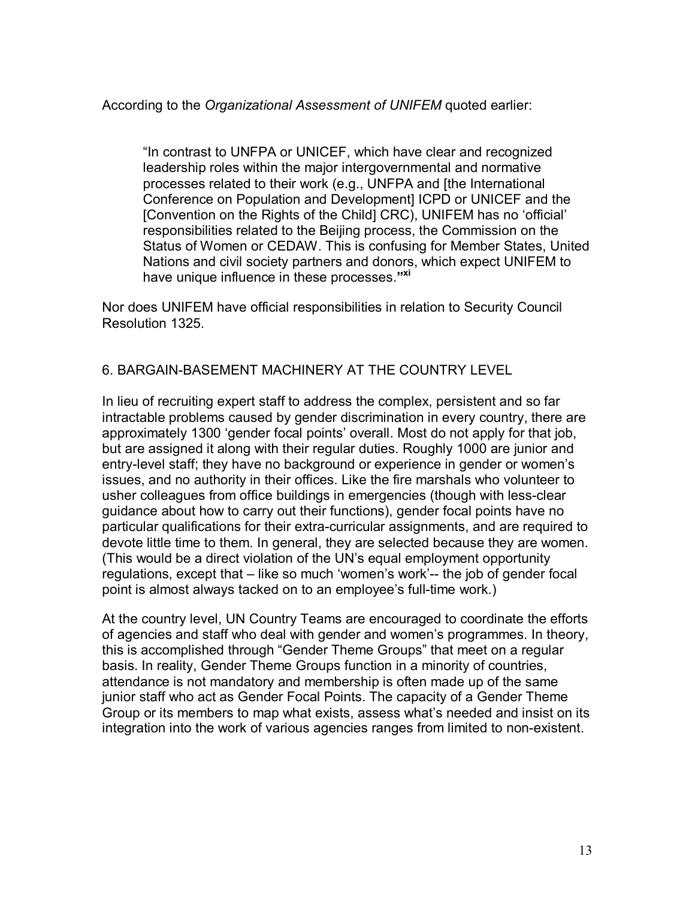According to the *Organizational Assessment of UNIFEM* quoted earlier:

> "In contrast to UNFPA or UNICEF, which have clear and recognized leadership roles within the major intergovernmental and normative processes related to their work (e.g., UNFPA and [the International Conference on Population and Development] ICPD or UNICEF and the [Convention on the Rights of the Child] CRC), UNIFEM has no 'official' responsibilities related to the Beijing process, the Commission on the Status of Women or CEDAW. This is confusing for Member States, United Nations and civil society partners and donors, which expect UNIFEM to have unique influence in these processes."[xi]

Nor does UNIFEM have official responsibilities in relation to Security Council Resolution 1325.

## 6. BARGAIN-BASEMENT MACHINERY AT THE COUNTRY LEVEL

In lieu of recruiting expert staff to address the complex, persistent and so far intractable problems caused by gender discrimination in every country, there are approximately 1300 'gender focal points' overall. Most do not apply for that job, but are assigned it along with their regular duties. Roughly 1000 are junior and entry-level staff; they have no background or experience in gender or women's issues, and no authority in their offices. Like the fire marshals who volunteer to usher colleagues from office buildings in emergencies (though with less-clear guidance about how to carry out their functions), gender focal points have no particular qualifications for their extra-curricular assignments, and are required to devote little time to them. In general, they are selected because they are women. (This would be a direct violation of the UN's equal employment opportunity regulations, except that – like so much 'women's work'-- the job of gender focal point is almost always tacked on to an employee's full-time work.)

At the country level, UN Country Teams are encouraged to coordinate the efforts of agencies and staff who deal with gender and women's programmes. In theory, this is accomplished through "Gender Theme Groups" that meet on a regular basis. In reality, Gender Theme Groups function in a minority of countries, attendance is not mandatory and membership is often made up of the same junior staff who act as Gender Focal Points. The capacity of a Gender Theme Group or its members to map what exists, assess what's needed and insist on its integration into the work of various agencies ranges from limited to non-existent.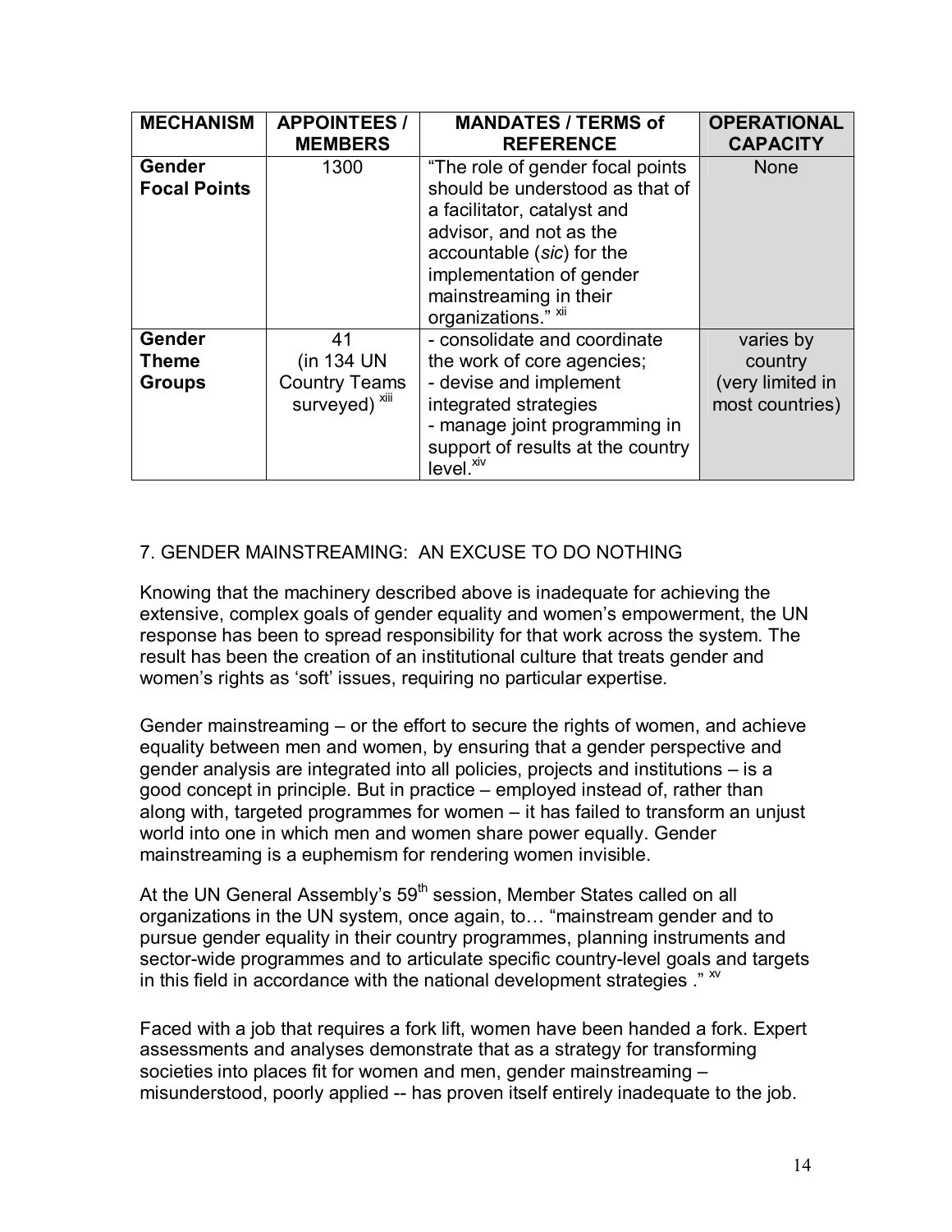| MECHANISM | APPOINTEES / MEMBERS | MANDATES / TERMS of REFERENCE | OPERATIONAL CAPACITY |
| --- | --- | --- | --- |
| **Gender Focal Points** | 1300 | "The role of gender focal points should be understood as that of a facilitator, catalyst and advisor, and not as the accountable (*sic*) for the implementation of gender mainstreaming in their organizations." [xii] | None |
| **Gender Theme Groups** | 41 (in 134 UN Country Teams surveyed) [xiii] | - consolidate and coordinate the work of core agencies; - devise and implement integrated strategies - manage joint programming in support of results at the country level.[xiv] | varies by country (very limited in most countries) |

## 7. GENDER MAINSTREAMING: AN EXCUSE TO DO NOTHING

Knowing that the machinery described above is inadequate for achieving the extensive, complex goals of gender equality and women's empowerment, the UN response has been to spread responsibility for that work across the system. The result has been the creation of an institutional culture that treats gender and women's rights as 'soft' issues, requiring no particular expertise.

Gender mainstreaming – or the effort to secure the rights of women, and achieve equality between men and women, by ensuring that a gender perspective and gender analysis are integrated into all policies, projects and institutions – is a good concept in principle. But in practice – employed instead of, rather than along with, targeted programmes for women – it has failed to transform an unjust world into one in which men and women share power equally. Gender mainstreaming is a euphemism for rendering women invisible.

At the UN General Assembly's 59th session, Member States called on all organizations in the UN system, once again, to… "mainstream gender and to pursue gender equality in their country programmes, planning instruments and sector-wide programmes and to articulate specific country-level goals and targets in this field in accordance with the national development strategies ." [xv]

Faced with a job that requires a fork lift, women have been handed a fork. Expert assessments and analyses demonstrate that as a strategy for transforming societies into places fit for women and men, gender mainstreaming – misunderstood, poorly applied -- has proven itself entirely inadequate to the job.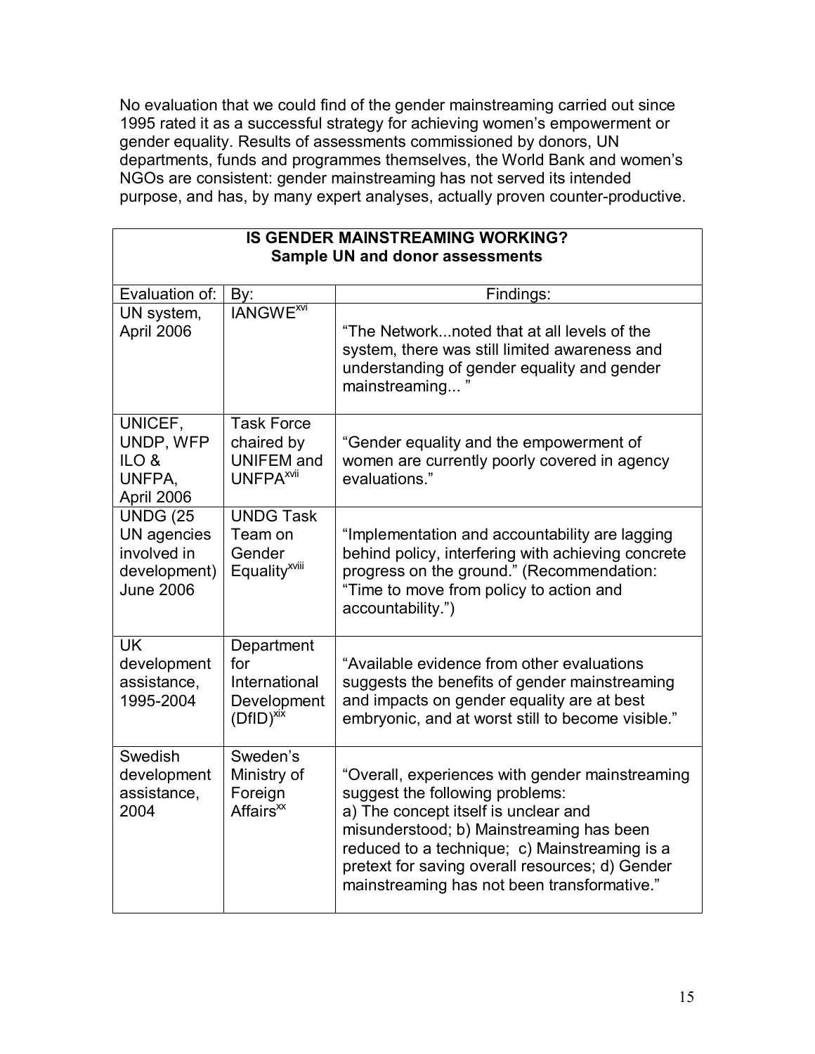No evaluation that we could find of the gender mainstreaming carried out since 1995 rated it as a successful strategy for achieving women's empowerment or gender equality. Results of assessments commissioned by donors, UN departments, funds and programmes themselves, the World Bank and women's NGOs are consistent: gender mainstreaming has not served its intended purpose, and has, by many expert analyses, actually proven counter-productive.

| **IS GENDER MAINSTREAMING WORKING?<br>Sample UN and donor assessments** | | |
|---|---|---|
| Evaluation of: | By: | Findings: |
| UN system, April 2006 | IANGWE[xvi] | "The Network...noted that at all levels of the system, there was still limited awareness and understanding of gender equality and gender mainstreaming... " |
| UNICEF, UNDP, WFP ILO & UNFPA, April 2006 | Task Force chaired by UNIFEM and UNFPA[xvii] | "Gender equality and the empowerment of women are currently poorly covered in agency evaluations." |
| UNDG (25 UN agencies involved in development) June 2006 | UNDG Task Team on Gender Equality[xviii] | "Implementation and accountability are lagging behind policy, interfering with achieving concrete progress on the ground." (Recommendation: "Time to move from policy to action and accountability.") |
| UK development assistance, 1995-2004 | Department for International Development (DfID)[xix] | "Available evidence from other evaluations suggests the benefits of gender mainstreaming and impacts on gender equality are at best embryonic, and at worst still to become visible." |
| Swedish development assistance, 2004 | Sweden's Ministry of Foreign Affairs[xx] | "Overall, experiences with gender mainstreaming suggest the following problems: a) The concept itself is unclear and misunderstood; b) Mainstreaming has been reduced to a technique; c) Mainstreaming is a pretext for saving overall resources; d) Gender mainstreaming has not been transformative." |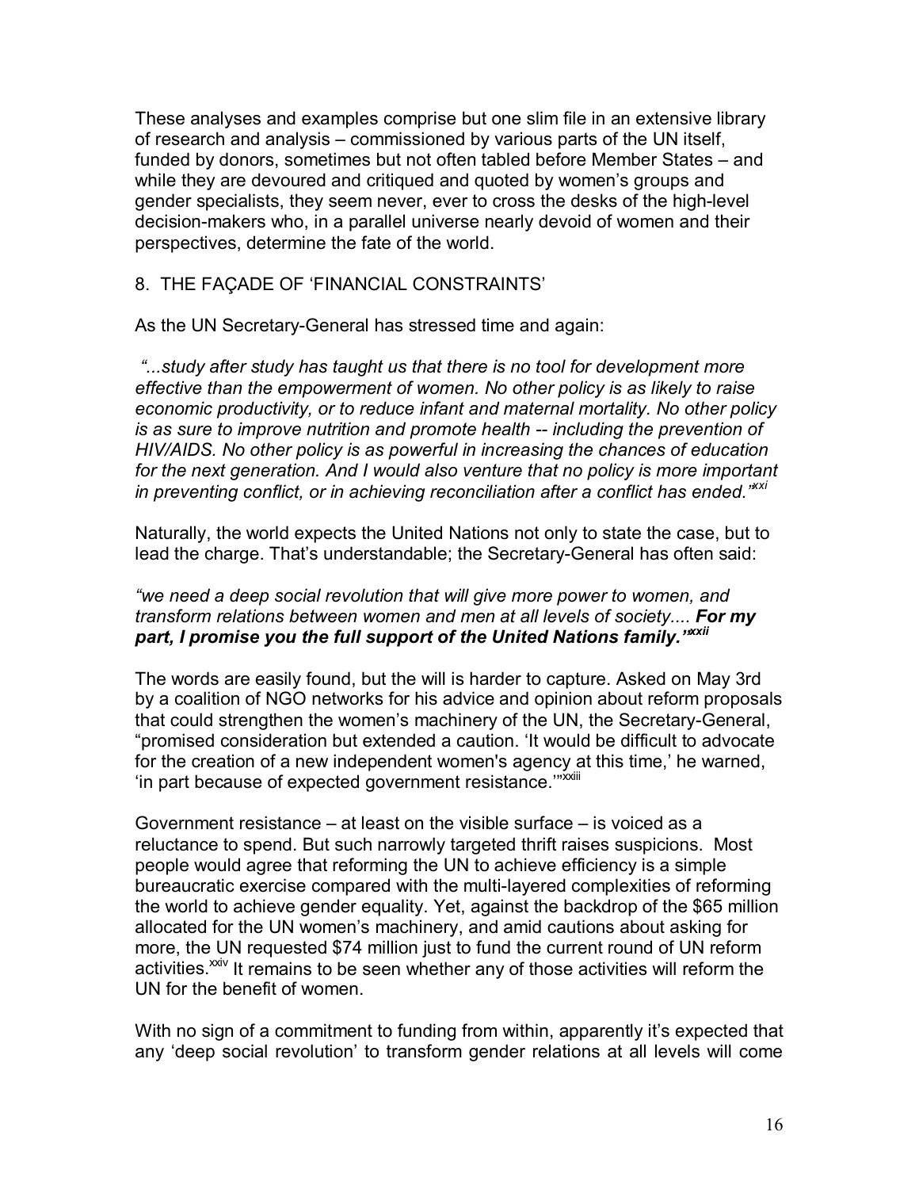These analyses and examples comprise but one slim file in an extensive library of research and analysis – commissioned by various parts of the UN itself, funded by donors, sometimes but not often tabled before Member States – and while they are devoured and critiqued and quoted by women's groups and gender specialists, they seem never, ever to cross the desks of the high-level decision-makers who, in a parallel universe nearly devoid of women and their perspectives, determine the fate of the world.

## 8. THE FAÇADE OF 'FINANCIAL CONSTRAINTS'

As the UN Secretary-General has stressed time and again:

*"...study after study has taught us that there is no tool for development more effective than the empowerment of women. No other policy is as likely to raise economic productivity, or to reduce infant and maternal mortality. No other policy is as sure to improve nutrition and promote health -- including the prevention of HIV/AIDS. No other policy is as powerful in increasing the chances of education for the next generation. And I would also venture that no policy is more important in preventing conflict, or in achieving reconciliation after a conflict has ended."*[xxi]

Naturally, the world expects the United Nations not only to state the case, but to lead the charge. That's understandable; the Secretary-General has often said:

*"we need a deep social revolution that will give more power to women, and transform relations between women and men at all levels of society....* ***For my part, I promise you the full support of the United Nations family."***[xxii]

The words are easily found, but the will is harder to capture. Asked on May 3rd by a coalition of NGO networks for his advice and opinion about reform proposals that could strengthen the women's machinery of the UN, the Secretary-General, "promised consideration but extended a caution. 'It would be difficult to advocate for the creation of a new independent women's agency at this time,' he warned, 'in part because of expected government resistance.'"[xxiii]

Government resistance – at least on the visible surface – is voiced as a reluctance to spend. But such narrowly targeted thrift raises suspicions. Most people would agree that reforming the UN to achieve efficiency is a simple bureaucratic exercise compared with the multi-layered complexities of reforming the world to achieve gender equality. Yet, against the backdrop of the $65 million allocated for the UN women's machinery, and amid cautions about asking for more, the UN requested $74 million just to fund the current round of UN reform activities.[xxiv] It remains to be seen whether any of those activities will reform the UN for the benefit of women.

With no sign of a commitment to funding from within, apparently it's expected that any 'deep social revolution' to transform gender relations at all levels will come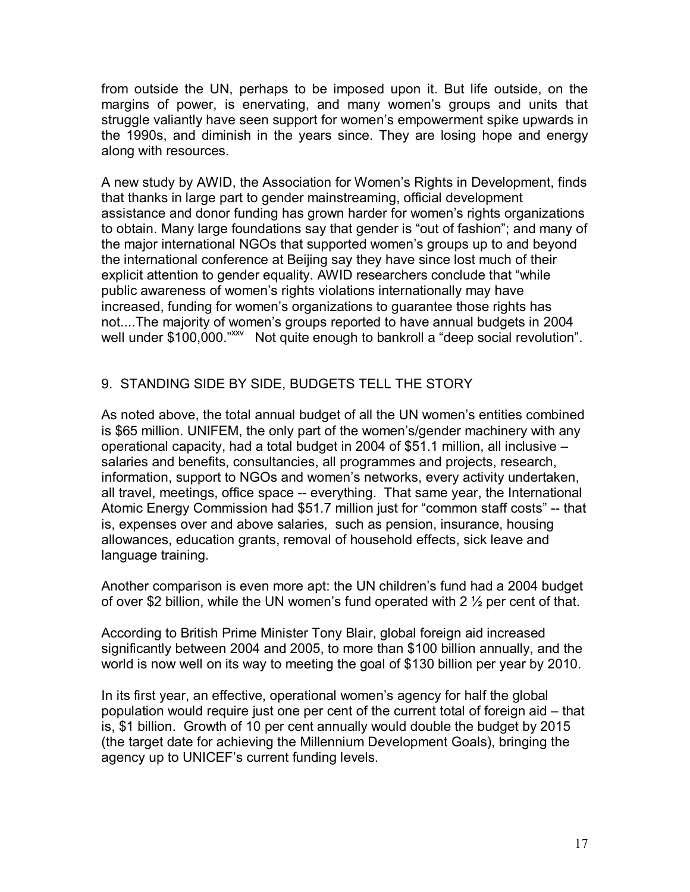from outside the UN, perhaps to be imposed upon it. But life outside, on the margins of power, is enervating, and many women's groups and units that struggle valiantly have seen support for women's empowerment spike upwards in the 1990s, and diminish in the years since. They are losing hope and energy along with resources.

A new study by AWID, the Association for Women's Rights in Development, finds that thanks in large part to gender mainstreaming, official development assistance and donor funding has grown harder for women's rights organizations to obtain. Many large foundations say that gender is "out of fashion"; and many of the major international NGOs that supported women's groups up to and beyond the international conference at Beijing say they have since lost much of their explicit attention to gender equality. AWID researchers conclude that "while public awareness of women's rights violations internationally may have increased, funding for women's organizations to guarantee those rights has not....The majority of women's groups reported to have annual budgets in 2004 well under $100,000."[xxv] Not quite enough to bankroll a "deep social revolution".

## 9. STANDING SIDE BY SIDE, BUDGETS TELL THE STORY

As noted above, the total annual budget of all the UN women's entities combined is $65 million. UNIFEM, the only part of the women's/gender machinery with any operational capacity, had a total budget in 2004 of $51.1 million, all inclusive – salaries and benefits, consultancies, all programmes and projects, research, information, support to NGOs and women's networks, every activity undertaken, all travel, meetings, office space -- everything. That same year, the International Atomic Energy Commission had $51.7 million just for "common staff costs" -- that is, expenses over and above salaries, such as pension, insurance, housing allowances, education grants, removal of household effects, sick leave and language training.

Another comparison is even more apt: the UN children's fund had a 2004 budget of over $2 billion, while the UN women's fund operated with 2 ½ per cent of that.

According to British Prime Minister Tony Blair, global foreign aid increased significantly between 2004 and 2005, to more than $100 billion annually, and the world is now well on its way to meeting the goal of $130 billion per year by 2010.

In its first year, an effective, operational women's agency for half the global population would require just one per cent of the current total of foreign aid – that is, $1 billion. Growth of 10 per cent annually would double the budget by 2015 (the target date for achieving the Millennium Development Goals), bringing the agency up to UNICEF's current funding levels.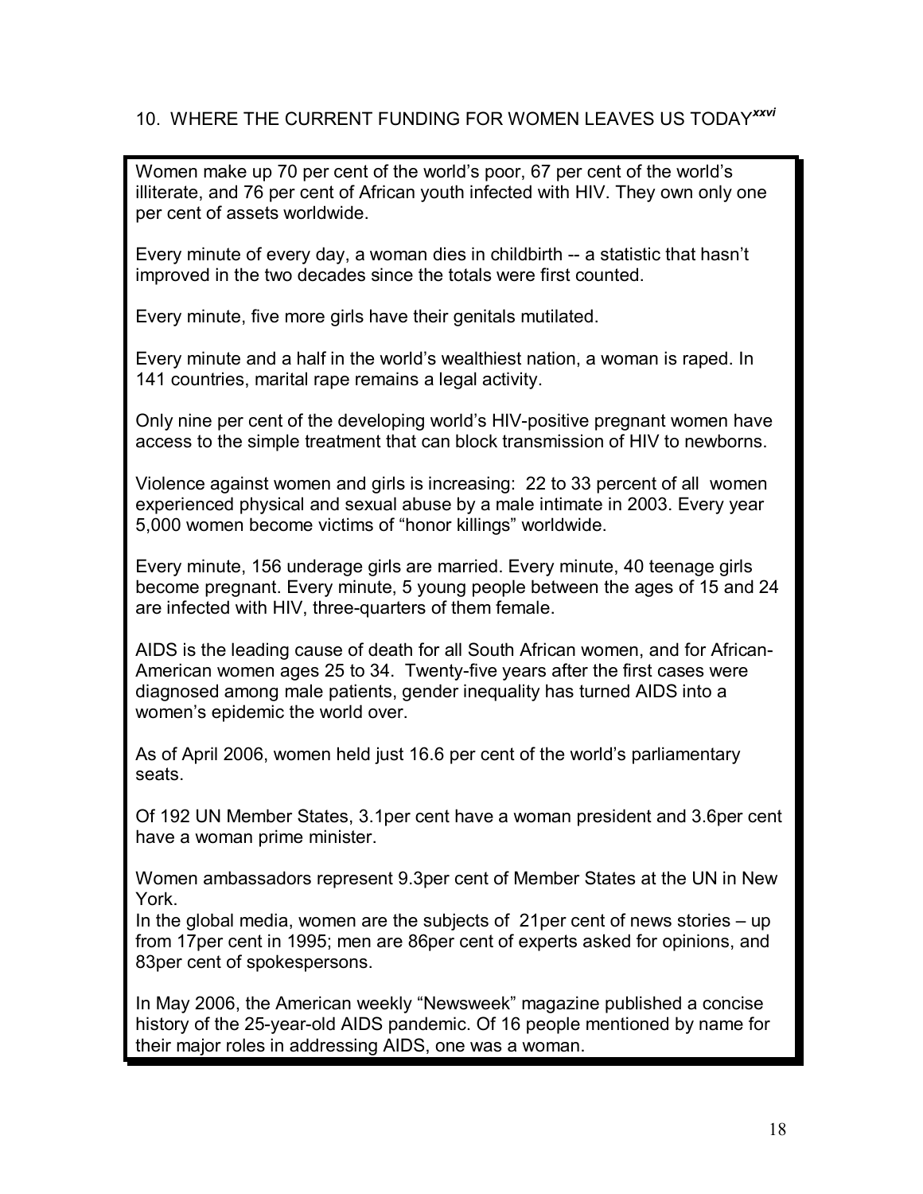## 10. WHERE THE CURRENT FUNDING FOR WOMEN LEAVES US TODAY[xxvi]

Women make up 70 per cent of the world's poor, 67 per cent of the world's illiterate, and 76 per cent of African youth infected with HIV. They own only one per cent of assets worldwide.

Every minute of every day, a woman dies in childbirth -- a statistic that hasn't improved in the two decades since the totals were first counted.

Every minute, five more girls have their genitals mutilated.

Every minute and a half in the world's wealthiest nation, a woman is raped. In 141 countries, marital rape remains a legal activity.

Only nine per cent of the developing world's HIV-positive pregnant women have access to the simple treatment that can block transmission of HIV to newborns.

Violence against women and girls is increasing: 22 to 33 percent of all women experienced physical and sexual abuse by a male intimate in 2003. Every year 5,000 women become victims of "honor killings" worldwide.

Every minute, 156 underage girls are married. Every minute, 40 teenage girls become pregnant. Every minute, 5 young people between the ages of 15 and 24 are infected with HIV, three-quarters of them female.

AIDS is the leading cause of death for all South African women, and for African-American women ages 25 to 34. Twenty-five years after the first cases were diagnosed among male patients, gender inequality has turned AIDS into a women's epidemic the world over.

As of April 2006, women held just 16.6 per cent of the world's parliamentary seats.

Of 192 UN Member States, 3.1per cent have a woman president and 3.6per cent have a woman prime minister.

Women ambassadors represent 9.3per cent of Member States at the UN in New York.
In the global media, women are the subjects of 21per cent of news stories – up from 17per cent in 1995; men are 86per cent of experts asked for opinions, and 83per cent of spokespersons.

In May 2006, the American weekly "Newsweek" magazine published a concise history of the 25-year-old AIDS pandemic. Of 16 people mentioned by name for their major roles in addressing AIDS, one was a woman.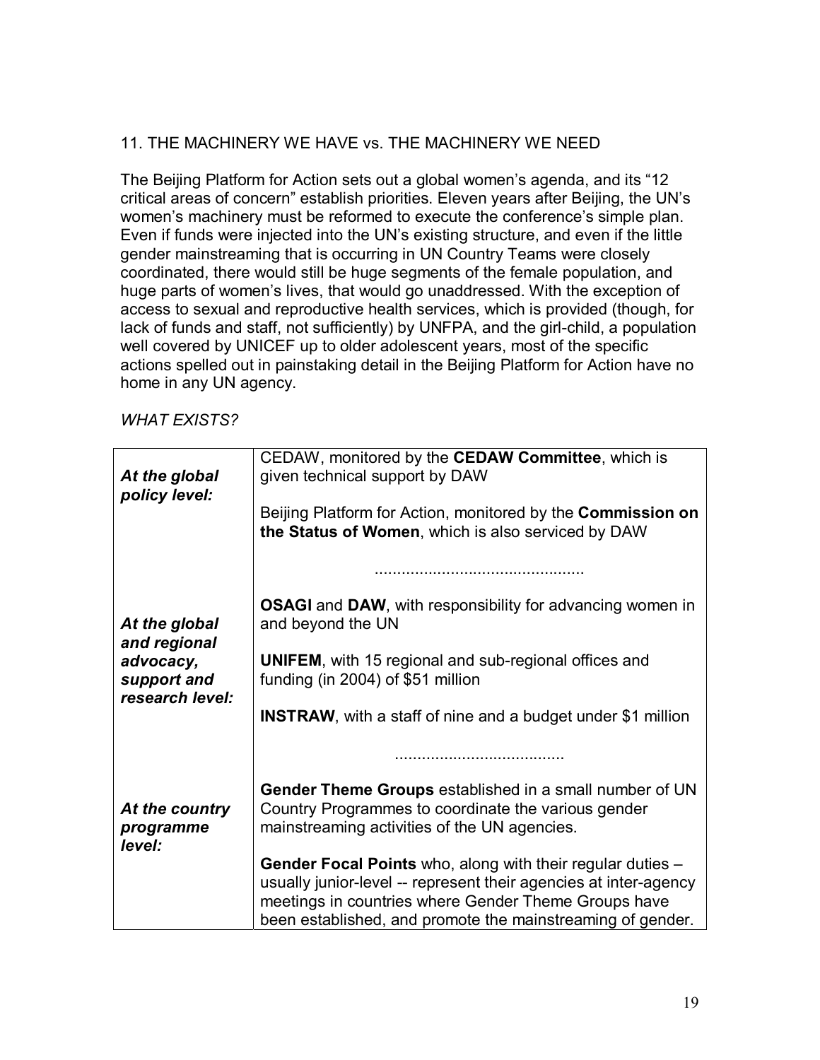## 11. THE MACHINERY WE HAVE vs. THE MACHINERY WE NEED

The Beijing Platform for Action sets out a global women's agenda, and its "12 critical areas of concern" establish priorities. Eleven years after Beijing, the UN's women's machinery must be reformed to execute the conference's simple plan. Even if funds were injected into the UN's existing structure, and even if the little gender mainstreaming that is occurring in UN Country Teams were closely coordinated, there would still be huge segments of the female population, and huge parts of women's lives, that would go unaddressed. With the exception of access to sexual and reproductive health services, which is provided (though, for lack of funds and staff, not sufficiently) by UNFPA, and the girl-child, a population well covered by UNICEF up to older adolescent years, most of the specific actions spelled out in painstaking detail in the Beijing Platform for Action have no home in any UN agency.

*WHAT EXISTS?*

| | |
|---|---|
| ***At the global policy level:*** | CEDAW, monitored by the **CEDAW Committee**, which is given technical support by DAW<br><br>Beijing Platform for Action, monitored by the **Commission on the Status of Women**, which is also serviced by DAW<br><br>.............................................. |
| ***At the global and regional advocacy, support and research level:*** | **OSAGI** and **DAW**, with responsibility for advancing women in and beyond the UN<br><br>**UNIFEM**, with 15 regional and sub-regional offices and funding (in 2004) of $51 million<br><br>**INSTRAW**, with a staff of nine and a budget under $1 million<br><br>...................................... |
| ***At the country programme level:*** | **Gender Theme Groups** established in a small number of UN Country Programmes to coordinate the various gender mainstreaming activities of the UN agencies.<br><br>**Gender Focal Points** who, along with their regular duties – usually junior-level -- represent their agencies at inter-agency meetings in countries where Gender Theme Groups have been established, and promote the mainstreaming of gender. |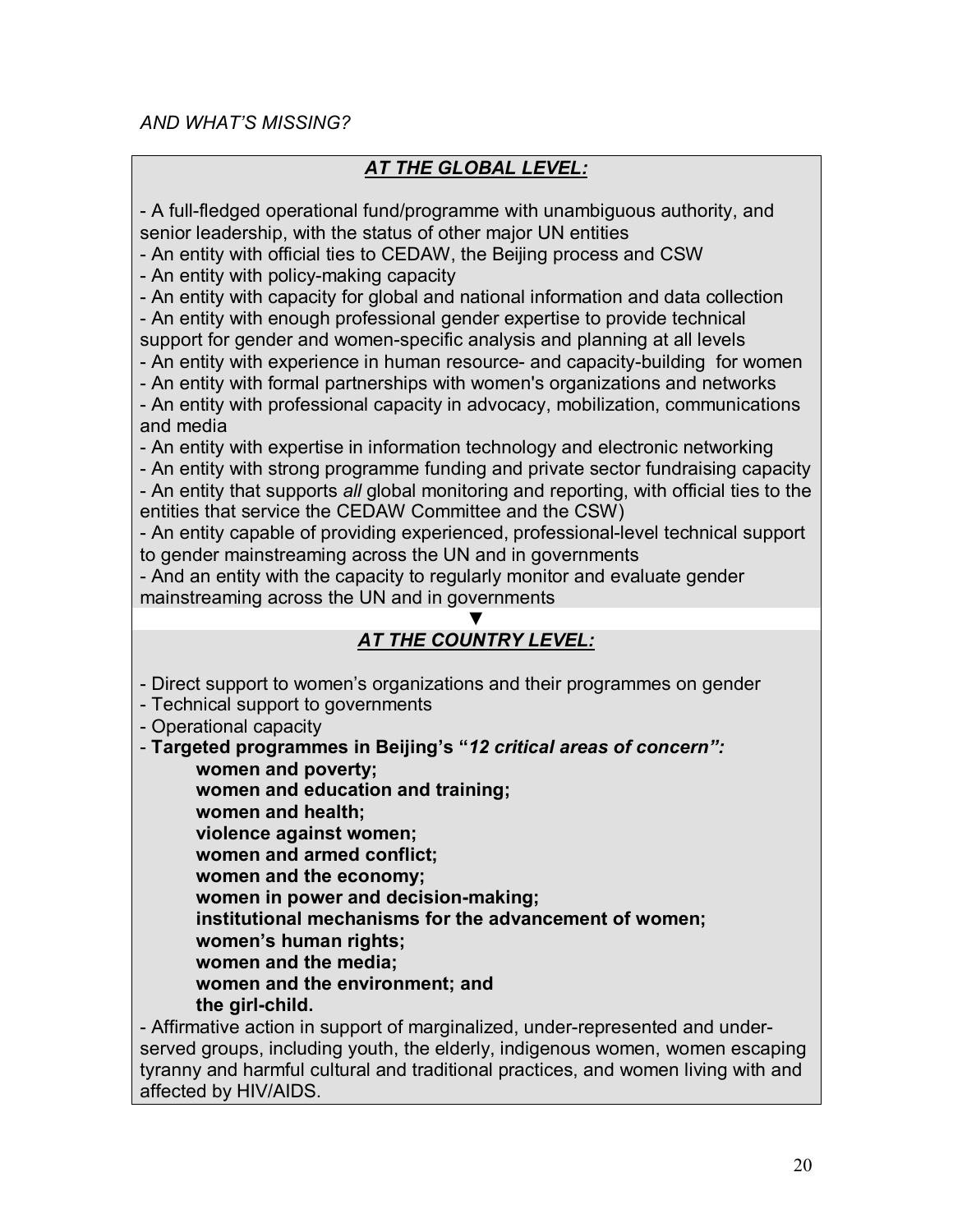*AND WHAT'S MISSING?*

***AT THE GLOBAL LEVEL:***

- A full-fledged operational fund/programme with unambiguous authority, and senior leadership, with the status of other major UN entities
- An entity with official ties to CEDAW, the Beijing process and CSW
- An entity with policy-making capacity
- An entity with capacity for global and national information and data collection
- An entity with enough professional gender expertise to provide technical support for gender and women-specific analysis and planning at all levels
- An entity with experience in human resource- and capacity-building for women
- An entity with formal partnerships with women's organizations and networks
- An entity with professional capacity in advocacy, mobilization, communications and media
- An entity with expertise in information technology and electronic networking
- An entity with strong programme funding and private sector fundraising capacity
- An entity that supports *all* global monitoring and reporting, with official ties to the entities that service the CEDAW Committee and the CSW)
- An entity capable of providing experienced, professional-level technical support to gender mainstreaming across the UN and in governments
- And an entity with the capacity to regularly monitor and evaluate gender mainstreaming across the UN and in governments

▼

***AT THE COUNTRY LEVEL:***

- Direct support to women's organizations and their programmes on gender
- Technical support to governments
- Operational capacity
- **Targeted programmes in Beijing's "*12 critical areas of concern*":**
  - **women and poverty;**
  - **women and education and training;**
  - **women and health;**
  - **violence against women;**
  - **women and armed conflict;**
  - **women and the economy;**
  - **women in power and decision-making;**
  - **institutional mechanisms for the advancement of women;**
  - **women's human rights;**
  - **women and the media;**
  - **women and the environment; and**
  - **the girl-child.**
- Affirmative action in support of marginalized, under-represented and under-served groups, including youth, the elderly, indigenous women, women escaping tyranny and harmful cultural and traditional practices, and women living with and affected by HIV/AIDS.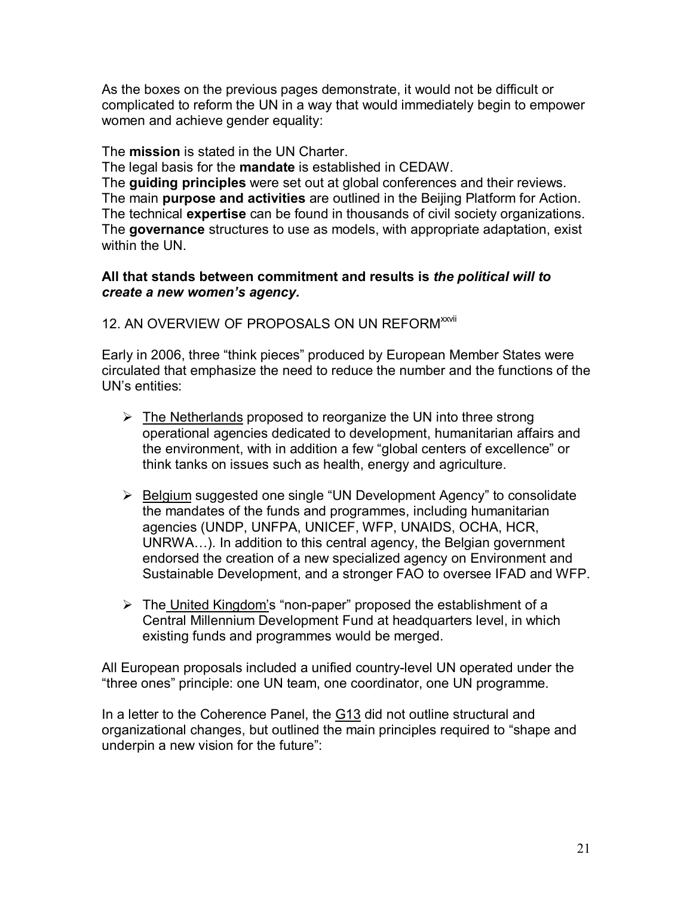As the boxes on the previous pages demonstrate, it would not be difficult or complicated to reform the UN in a way that would immediately begin to empower women and achieve gender equality:

The **mission** is stated in the UN Charter.
The legal basis for the **mandate** is established in CEDAW.
The **guiding principles** were set out at global conferences and their reviews.
The main **purpose and activities** are outlined in the Beijing Platform for Action.
The technical **expertise** can be found in thousands of civil society organizations.
The **governance** structures to use as models, with appropriate adaptation, exist within the UN.

**All that stands between commitment and results is *the political will to create a new women's agency.***

## 12. AN OVERVIEW OF PROPOSALS ON UN REFORM[xxvii]

Early in 2006, three "think pieces" produced by European Member States were circulated that emphasize the need to reduce the number and the functions of the UN's entities:

- The Netherlands proposed to reorganize the UN into three strong operational agencies dedicated to development, humanitarian affairs and the environment, with in addition a few "global centers of excellence" or think tanks on issues such as health, energy and agriculture.
- Belgium suggested one single "UN Development Agency" to consolidate the mandates of the funds and programmes, including humanitarian agencies (UNDP, UNFPA, UNICEF, WFP, UNAIDS, OCHA, HCR, UNRWA…). In addition to this central agency, the Belgian government endorsed the creation of a new specialized agency on Environment and Sustainable Development, and a stronger FAO to oversee IFAD and WFP.
- The United Kingdom's "non-paper" proposed the establishment of a Central Millennium Development Fund at headquarters level, in which existing funds and programmes would be merged.

All European proposals included a unified country-level UN operated under the "three ones" principle: one UN team, one coordinator, one UN programme.

In a letter to the Coherence Panel, the G13 did not outline structural and organizational changes, but outlined the main principles required to "shape and underpin a new vision for the future":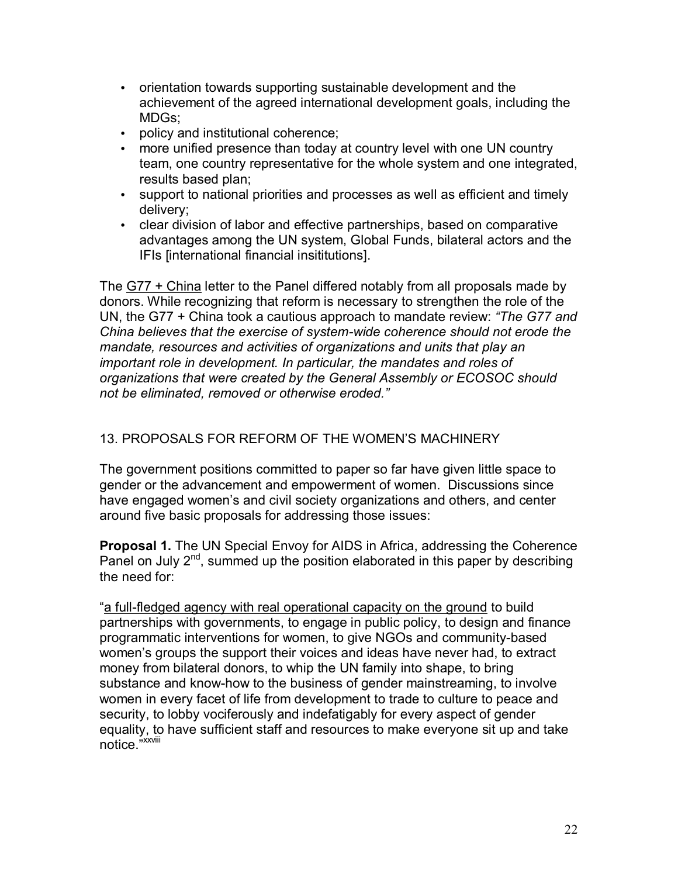- orientation towards supporting sustainable development and the achievement of the agreed international development goals, including the MDGs;
- policy and institutional coherence;
- more unified presence than today at country level with one UN country team, one country representative for the whole system and one integrated, results based plan;
- support to national priorities and processes as well as efficient and timely delivery;
- clear division of labor and effective partnerships, based on comparative advantages among the UN system, Global Funds, bilateral actors and the IFIs [international financial insititutions].

The G77 + China letter to the Panel differed notably from all proposals made by donors. While recognizing that reform is necessary to strengthen the role of the UN, the G77 + China took a cautious approach to mandate review: *"The G77 and China believes that the exercise of system-wide coherence should not erode the mandate, resources and activities of organizations and units that play an important role in development. In particular, the mandates and roles of organizations that were created by the General Assembly or ECOSOC should not be eliminated, removed or otherwise eroded."*

## 13. PROPOSALS FOR REFORM OF THE WOMEN'S MACHINERY

The government positions committed to paper so far have given little space to gender or the advancement and empowerment of women. Discussions since have engaged women's and civil society organizations and others, and center around five basic proposals for addressing those issues:

**Proposal 1.** The UN Special Envoy for AIDS in Africa, addressing the Coherence Panel on July 2nd, summed up the position elaborated in this paper by describing the need for:

"a full-fledged agency with real operational capacity on the ground to build partnerships with governments, to engage in public policy, to design and finance programmatic interventions for women, to give NGOs and community-based women's groups the support their voices and ideas have never had, to extract money from bilateral donors, to whip the UN family into shape, to bring substance and know-how to the business of gender mainstreaming, to involve women in every facet of life from development to trade to culture to peace and security, to lobby vociferously and indefatigably for every aspect of gender equality, to have sufficient staff and resources to make everyone sit up and take notice."[xxviii]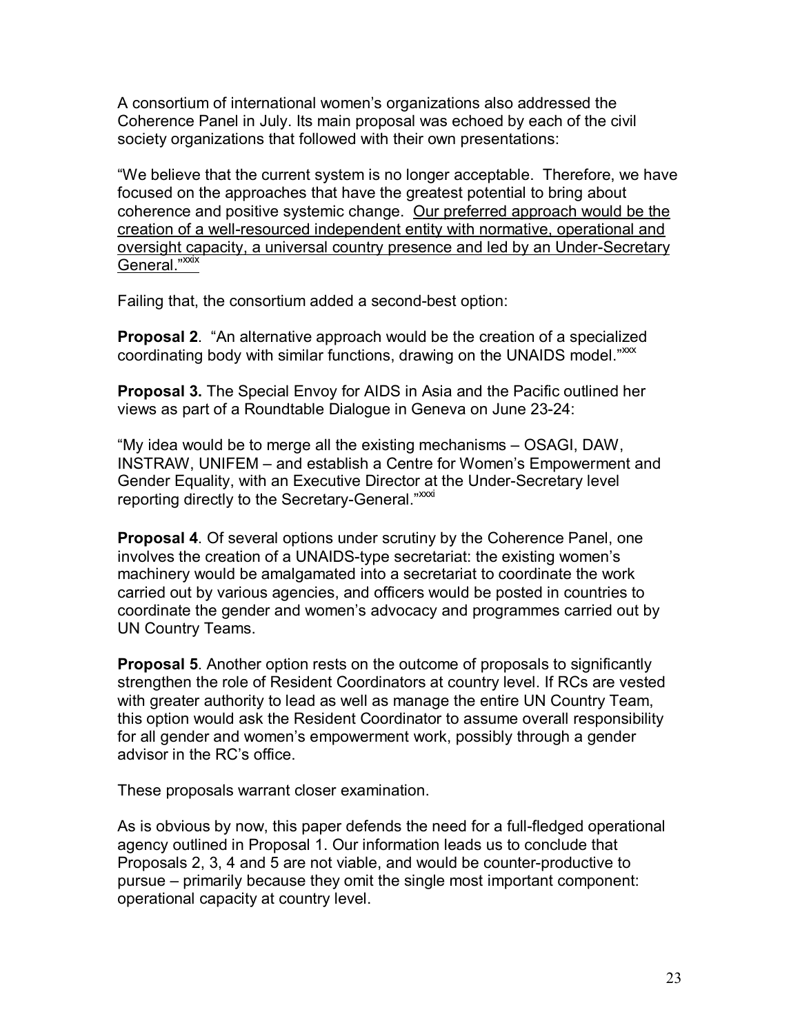A consortium of international women's organizations also addressed the Coherence Panel in July. Its main proposal was echoed by each of the civil society organizations that followed with their own presentations:

"We believe that the current system is no longer acceptable. Therefore, we have focused on the approaches that have the greatest potential to bring about coherence and positive systemic change. <u>Our preferred approach would be the creation of a well-resourced independent entity with normative, operational and oversight capacity, a universal country presence and led by an Under-Secretary General."[xxix]</u>

Failing that, the consortium added a second-best option:

**Proposal 2**. "An alternative approach would be the creation of a specialized coordinating body with similar functions, drawing on the UNAIDS model."[xxx]

**Proposal 3.** The Special Envoy for AIDS in Asia and the Pacific outlined her views as part of a Roundtable Dialogue in Geneva on June 23-24:

"My idea would be to merge all the existing mechanisms – OSAGI, DAW, INSTRAW, UNIFEM – and establish a Centre for Women's Empowerment and Gender Equality, with an Executive Director at the Under-Secretary level reporting directly to the Secretary-General."[xxxi]

**Proposal 4**. Of several options under scrutiny by the Coherence Panel, one involves the creation of a UNAIDS-type secretariat: the existing women's machinery would be amalgamated into a secretariat to coordinate the work carried out by various agencies, and officers would be posted in countries to coordinate the gender and women's advocacy and programmes carried out by UN Country Teams.

**Proposal 5**. Another option rests on the outcome of proposals to significantly strengthen the role of Resident Coordinators at country level. If RCs are vested with greater authority to lead as well as manage the entire UN Country Team, this option would ask the Resident Coordinator to assume overall responsibility for all gender and women's empowerment work, possibly through a gender advisor in the RC's office.

These proposals warrant closer examination.

As is obvious by now, this paper defends the need for a full-fledged operational agency outlined in Proposal 1. Our information leads us to conclude that Proposals 2, 3, 4 and 5 are not viable, and would be counter-productive to pursue – primarily because they omit the single most important component: operational capacity at country level.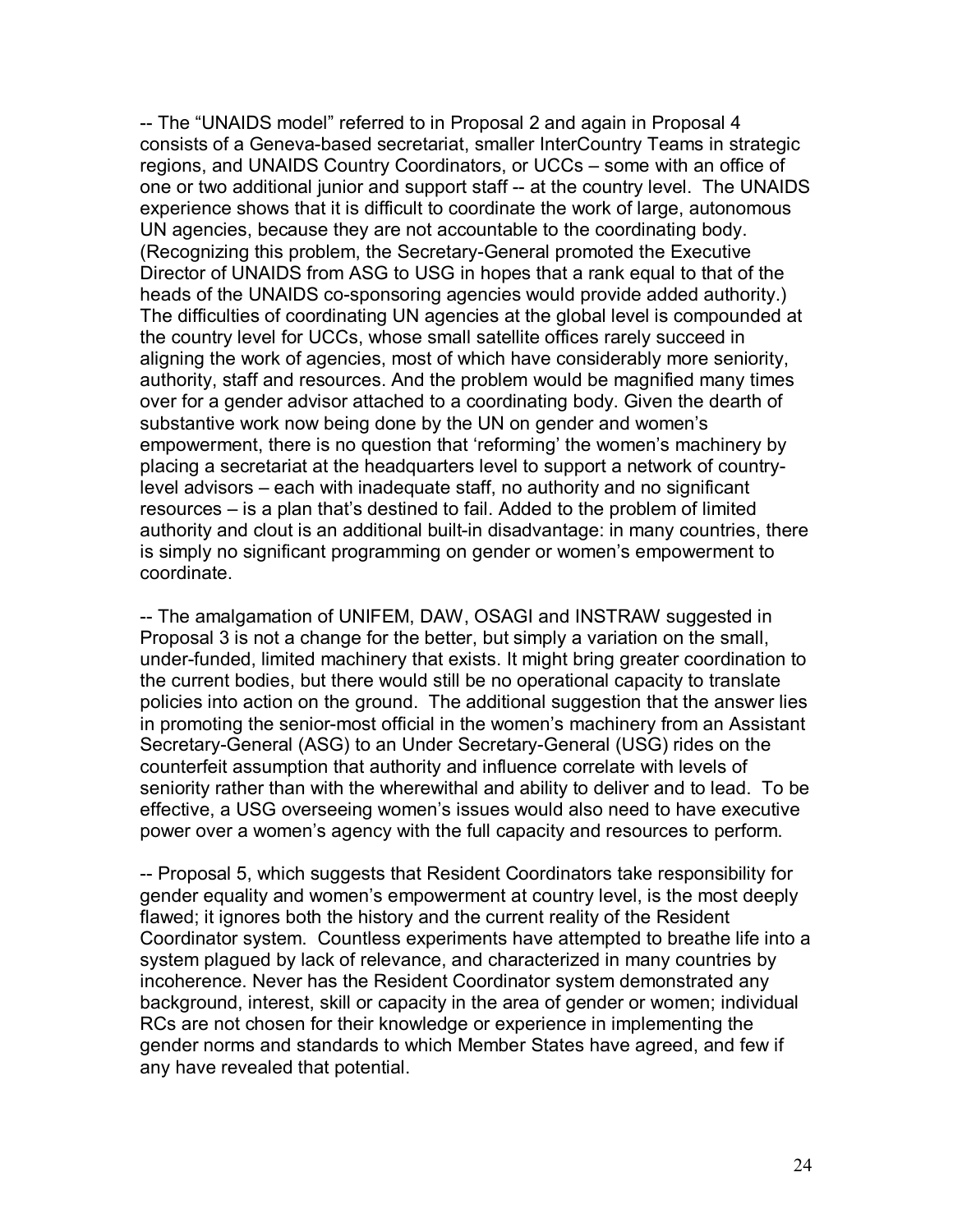-- The “UNAIDS model” referred to in Proposal 2 and again in Proposal 4 consists of a Geneva-based secretariat, smaller InterCountry Teams in strategic regions, and UNAIDS Country Coordinators, or UCCs – some with an office of one or two additional junior and support staff -- at the country level. The UNAIDS experience shows that it is difficult to coordinate the work of large, autonomous UN agencies, because they are not accountable to the coordinating body. (Recognizing this problem, the Secretary-General promoted the Executive Director of UNAIDS from ASG to USG in hopes that a rank equal to that of the heads of the UNAIDS co-sponsoring agencies would provide added authority.) The difficulties of coordinating UN agencies at the global level is compounded at the country level for UCCs, whose small satellite offices rarely succeed in aligning the work of agencies, most of which have considerably more seniority, authority, staff and resources. And the problem would be magnified many times over for a gender advisor attached to a coordinating body. Given the dearth of substantive work now being done by the UN on gender and women’s empowerment, there is no question that ‘reforming’ the women’s machinery by placing a secretariat at the headquarters level to support a network of country-level advisors – each with inadequate staff, no authority and no significant resources – is a plan that’s destined to fail. Added to the problem of limited authority and clout is an additional built-in disadvantage: in many countries, there is simply no significant programming on gender or women’s empowerment to coordinate.

-- The amalgamation of UNIFEM, DAW, OSAGI and INSTRAW suggested in Proposal 3 is not a change for the better, but simply a variation on the small, under-funded, limited machinery that exists. It might bring greater coordination to the current bodies, but there would still be no operational capacity to translate policies into action on the ground. The additional suggestion that the answer lies in promoting the senior-most official in the women’s machinery from an Assistant Secretary-General (ASG) to an Under Secretary-General (USG) rides on the counterfeit assumption that authority and influence correlate with levels of seniority rather than with the wherewithal and ability to deliver and to lead. To be effective, a USG overseeing women’s issues would also need to have executive power over a women’s agency with the full capacity and resources to perform.

-- Proposal 5, which suggests that Resident Coordinators take responsibility for gender equality and women’s empowerment at country level, is the most deeply flawed; it ignores both the history and the current reality of the Resident Coordinator system. Countless experiments have attempted to breathe life into a system plagued by lack of relevance, and characterized in many countries by incoherence. Never has the Resident Coordinator system demonstrated any background, interest, skill or capacity in the area of gender or women; individual RCs are not chosen for their knowledge or experience in implementing the gender norms and standards to which Member States have agreed, and few if any have revealed that potential.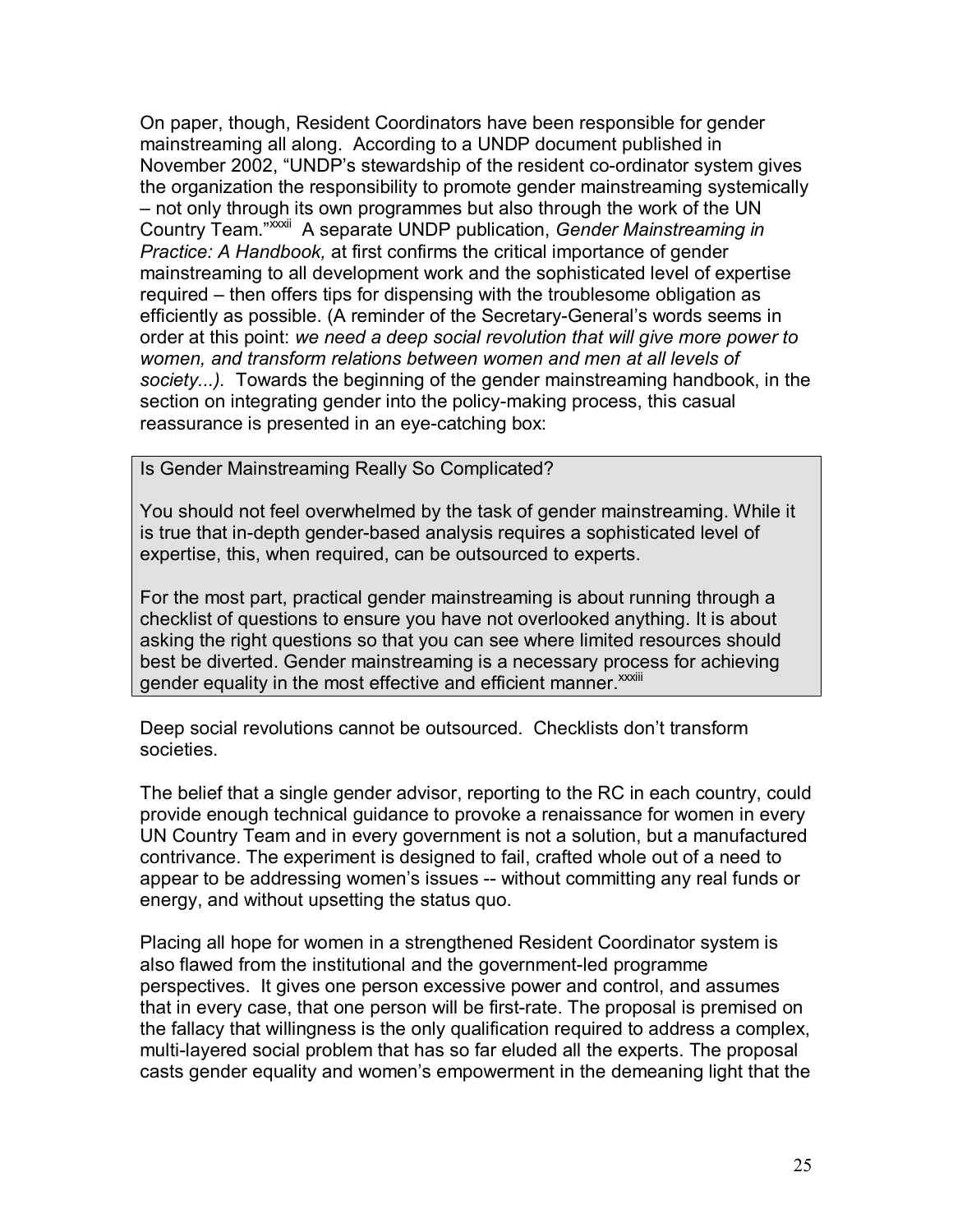On paper, though, Resident Coordinators have been responsible for gender mainstreaming all along. According to a UNDP document published in November 2002, "UNDP's stewardship of the resident co-ordinator system gives the organization the responsibility to promote gender mainstreaming systemically – not only through its own programmes but also through the work of the UN Country Team."[xxxii] A separate UNDP publication, *Gender Mainstreaming in Practice: A Handbook,* at first confirms the critical importance of gender mainstreaming to all development work and the sophisticated level of expertise required – then offers tips for dispensing with the troublesome obligation as efficiently as possible. (A reminder of the Secretary-General's words seems in order at this point: *we need a deep social revolution that will give more power to women, and transform relations between women and men at all levels of society...).* Towards the beginning of the gender mainstreaming handbook, in the section on integrating gender into the policy-making process, this casual reassurance is presented in an eye-catching box:

> Is Gender Mainstreaming Really So Complicated?
>
> You should not feel overwhelmed by the task of gender mainstreaming. While it is true that in-depth gender-based analysis requires a sophisticated level of expertise, this, when required, can be outsourced to experts.
>
> For the most part, practical gender mainstreaming is about running through a checklist of questions to ensure you have not overlooked anything. It is about asking the right questions so that you can see where limited resources should best be diverted. Gender mainstreaming is a necessary process for achieving gender equality in the most effective and efficient manner.[xxxiii]

Deep social revolutions cannot be outsourced. Checklists don't transform societies.

The belief that a single gender advisor, reporting to the RC in each country, could provide enough technical guidance to provoke a renaissance for women in every UN Country Team and in every government is not a solution, but a manufactured contrivance. The experiment is designed to fail, crafted whole out of a need to appear to be addressing women's issues -- without committing any real funds or energy, and without upsetting the status quo.

Placing all hope for women in a strengthened Resident Coordinator system is also flawed from the institutional and the government-led programme perspectives. It gives one person excessive power and control, and assumes that in every case, that one person will be first-rate. The proposal is premised on the fallacy that willingness is the only qualification required to address a complex, multi-layered social problem that has so far eluded all the experts. The proposal casts gender equality and women's empowerment in the demeaning light that the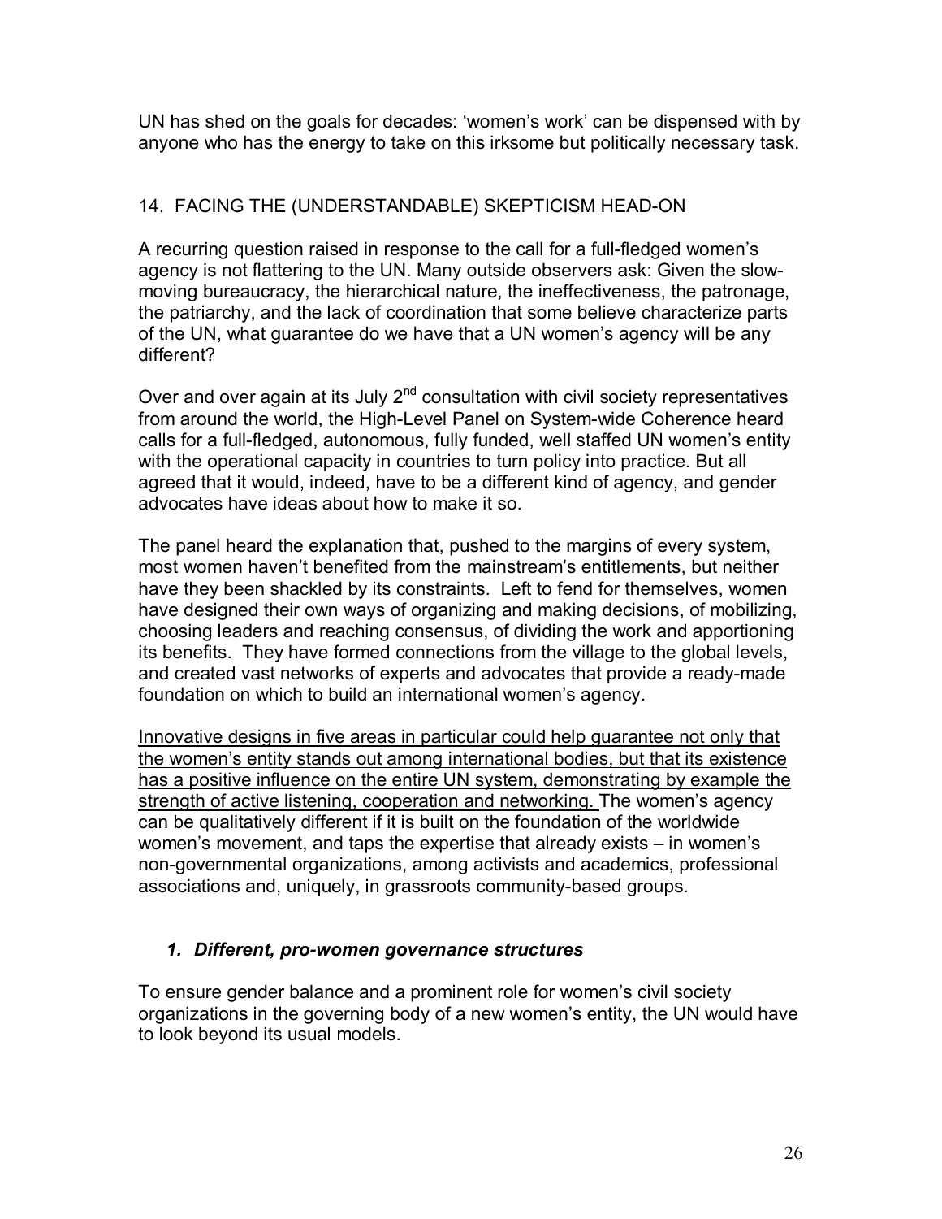UN has shed on the goals for decades: 'women's work' can be dispensed with by anyone who has the energy to take on this irksome but politically necessary task.

## 14. FACING THE (UNDERSTANDABLE) SKEPTICISM HEAD-ON

A recurring question raised in response to the call for a full-fledged women's agency is not flattering to the UN. Many outside observers ask: Given the slow-moving bureaucracy, the hierarchical nature, the ineffectiveness, the patronage, the patriarchy, and the lack of coordination that some believe characterize parts of the UN, what guarantee do we have that a UN women's agency will be any different?

Over and over again at its July 2nd consultation with civil society representatives from around the world, the High-Level Panel on System-wide Coherence heard calls for a full-fledged, autonomous, fully funded, well staffed UN women's entity with the operational capacity in countries to turn policy into practice. But all agreed that it would, indeed, have to be a different kind of agency, and gender advocates have ideas about how to make it so.

The panel heard the explanation that, pushed to the margins of every system, most women haven't benefited from the mainstream's entitlements, but neither have they been shackled by its constraints. Left to fend for themselves, women have designed their own ways of organizing and making decisions, of mobilizing, choosing leaders and reaching consensus, of dividing the work and apportioning its benefits. They have formed connections from the village to the global levels, and created vast networks of experts and advocates that provide a ready-made foundation on which to build an international women's agency.

<u>Innovative designs in five areas in particular could help guarantee not only that the women's entity stands out among international bodies, but that its existence has a positive influence on the entire UN system, demonstrating by example the strength of active listening, cooperation and networking.</u> The women's agency can be qualitatively different if it is built on the foundation of the worldwide women's movement, and taps the expertise that already exists – in women's non-governmental organizations, among activists and academics, professional associations and, uniquely, in grassroots community-based groups.

### *1. Different, pro-women governance structures*

To ensure gender balance and a prominent role for women's civil society organizations in the governing body of a new women's entity, the UN would have to look beyond its usual models.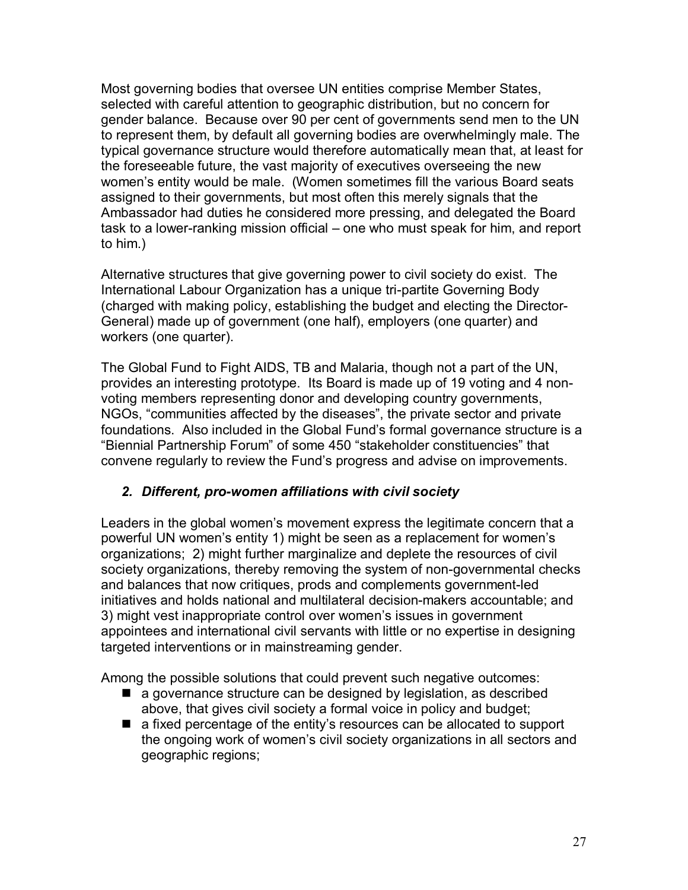Most governing bodies that oversee UN entities comprise Member States, selected with careful attention to geographic distribution, but no concern for gender balance. Because over 90 per cent of governments send men to the UN to represent them, by default all governing bodies are overwhelmingly male. The typical governance structure would therefore automatically mean that, at least for the foreseeable future, the vast majority of executives overseeing the new women's entity would be male. (Women sometimes fill the various Board seats assigned to their governments, but most often this merely signals that the Ambassador had duties he considered more pressing, and delegated the Board task to a lower-ranking mission official – one who must speak for him, and report to him.)

Alternative structures that give governing power to civil society do exist. The International Labour Organization has a unique tri-partite Governing Body (charged with making policy, establishing the budget and electing the Director-General) made up of government (one half), employers (one quarter) and workers (one quarter).

The Global Fund to Fight AIDS, TB and Malaria, though not a part of the UN, provides an interesting prototype. Its Board is made up of 19 voting and 4 non-voting members representing donor and developing country governments, NGOs, "communities affected by the diseases", the private sector and private foundations. Also included in the Global Fund's formal governance structure is a "Biennial Partnership Forum" of some 450 "stakeholder constituencies" that convene regularly to review the Fund's progress and advise on improvements.

### *2. Different, pro-women affiliations with civil society*

Leaders in the global women's movement express the legitimate concern that a powerful UN women's entity 1) might be seen as a replacement for women's organizations; 2) might further marginalize and deplete the resources of civil society organizations, thereby removing the system of non-governmental checks and balances that now critiques, prods and complements government-led initiatives and holds national and multilateral decision-makers accountable; and 3) might vest inappropriate control over women's issues in government appointees and international civil servants with little or no expertise in designing targeted interventions or in mainstreaming gender.

Among the possible solutions that could prevent such negative outcomes:

- a governance structure can be designed by legislation, as described above, that gives civil society a formal voice in policy and budget;
- a fixed percentage of the entity's resources can be allocated to support the ongoing work of women's civil society organizations in all sectors and geographic regions;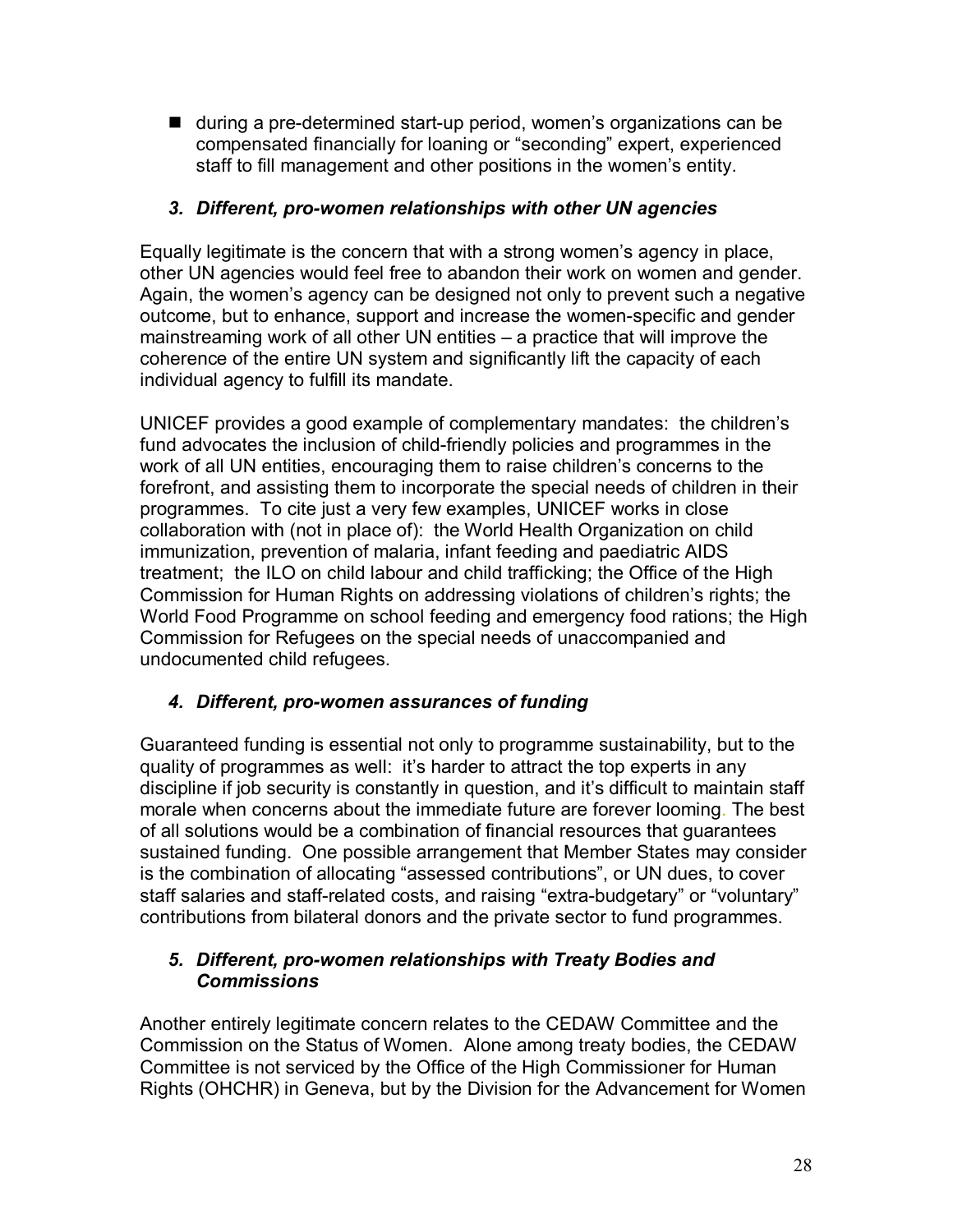- during a pre-determined start-up period, women's organizations can be compensated financially for loaning or "seconding" expert, experienced staff to fill management and other positions in the women's entity.

### *3. Different, pro-women relationships with other UN agencies*

Equally legitimate is the concern that with a strong women's agency in place, other UN agencies would feel free to abandon their work on women and gender. Again, the women's agency can be designed not only to prevent such a negative outcome, but to enhance, support and increase the women-specific and gender mainstreaming work of all other UN entities – a practice that will improve the coherence of the entire UN system and significantly lift the capacity of each individual agency to fulfill its mandate.

UNICEF provides a good example of complementary mandates: the children's fund advocates the inclusion of child-friendly policies and programmes in the work of all UN entities, encouraging them to raise children's concerns to the forefront, and assisting them to incorporate the special needs of children in their programmes. To cite just a very few examples, UNICEF works in close collaboration with (not in place of): the World Health Organization on child immunization, prevention of malaria, infant feeding and paediatric AIDS treatment; the ILO on child labour and child trafficking; the Office of the High Commission for Human Rights on addressing violations of children's rights; the World Food Programme on school feeding and emergency food rations; the High Commission for Refugees on the special needs of unaccompanied and undocumented child refugees.

### *4. Different, pro-women assurances of funding*

Guaranteed funding is essential not only to programme sustainability, but to the quality of programmes as well: it's harder to attract the top experts in any discipline if job security is constantly in question, and it's difficult to maintain staff morale when concerns about the immediate future are forever looming. The best of all solutions would be a combination of financial resources that guarantees sustained funding. One possible arrangement that Member States may consider is the combination of allocating "assessed contributions", or UN dues, to cover staff salaries and staff-related costs, and raising "extra-budgetary" or "voluntary" contributions from bilateral donors and the private sector to fund programmes.

### *5. Different, pro-women relationships with Treaty Bodies and Commissions*

Another entirely legitimate concern relates to the CEDAW Committee and the Commission on the Status of Women. Alone among treaty bodies, the CEDAW Committee is not serviced by the Office of the High Commissioner for Human Rights (OHCHR) in Geneva, but by the Division for the Advancement for Women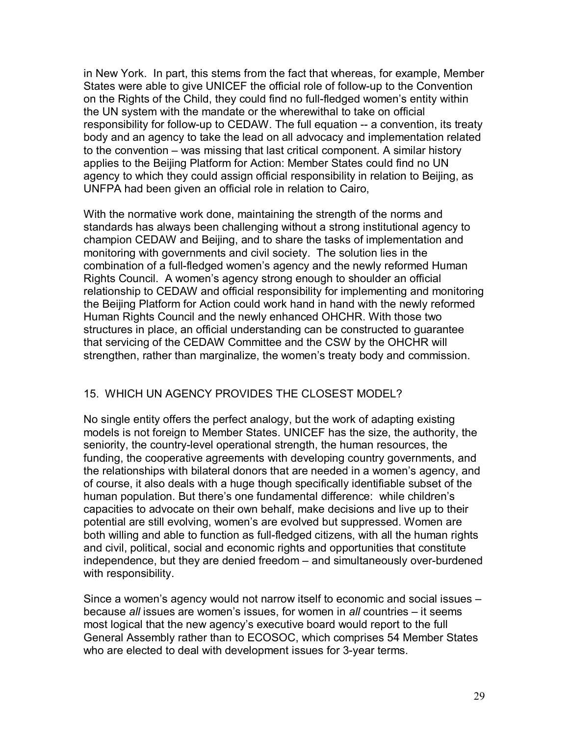in New York. In part, this stems from the fact that whereas, for example, Member States were able to give UNICEF the official role of follow-up to the Convention on the Rights of the Child, they could find no full-fledged women's entity within the UN system with the mandate or the wherewithal to take on official responsibility for follow-up to CEDAW. The full equation -- a convention, its treaty body and an agency to take the lead on all advocacy and implementation related to the convention – was missing that last critical component. A similar history applies to the Beijing Platform for Action: Member States could find no UN agency to which they could assign official responsibility in relation to Beijing, as UNFPA had been given an official role in relation to Cairo,

With the normative work done, maintaining the strength of the norms and standards has always been challenging without a strong institutional agency to champion CEDAW and Beijing, and to share the tasks of implementation and monitoring with governments and civil society. The solution lies in the combination of a full-fledged women's agency and the newly reformed Human Rights Council. A women's agency strong enough to shoulder an official relationship to CEDAW and official responsibility for implementing and monitoring the Beijing Platform for Action could work hand in hand with the newly reformed Human Rights Council and the newly enhanced OHCHR. With those two structures in place, an official understanding can be constructed to guarantee that servicing of the CEDAW Committee and the CSW by the OHCHR will strengthen, rather than marginalize, the women's treaty body and commission.

## 15. WHICH UN AGENCY PROVIDES THE CLOSEST MODEL?

No single entity offers the perfect analogy, but the work of adapting existing models is not foreign to Member States. UNICEF has the size, the authority, the seniority, the country-level operational strength, the human resources, the funding, the cooperative agreements with developing country governments, and the relationships with bilateral donors that are needed in a women's agency, and of course, it also deals with a huge though specifically identifiable subset of the human population. But there's one fundamental difference: while children's capacities to advocate on their own behalf, make decisions and live up to their potential are still evolving, women's are evolved but suppressed. Women are both willing and able to function as full-fledged citizens, with all the human rights and civil, political, social and economic rights and opportunities that constitute independence, but they are denied freedom – and simultaneously over-burdened with responsibility.

Since a women's agency would not narrow itself to economic and social issues – because *all* issues are women's issues, for women in *all* countries – it seems most logical that the new agency's executive board would report to the full General Assembly rather than to ECOSOC, which comprises 54 Member States who are elected to deal with development issues for 3-year terms.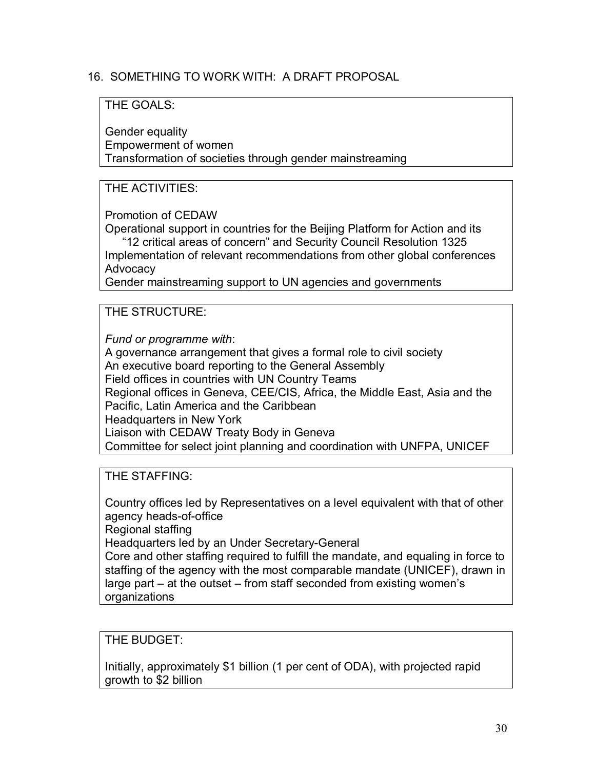## 16. SOMETHING TO WORK WITH: A DRAFT PROPOSAL

THE GOALS:

Gender equality
Empowerment of women
Transformation of societies through gender mainstreaming

THE ACTIVITIES:

Promotion of CEDAW
Operational support in countries for the Beijing Platform for Action and its "12 critical areas of concern" and Security Council Resolution 1325
Implementation of relevant recommendations from other global conferences
Advocacy
Gender mainstreaming support to UN agencies and governments

THE STRUCTURE:

*Fund or programme with*:
A governance arrangement that gives a formal role to civil society
An executive board reporting to the General Assembly
Field offices in countries with UN Country Teams
Regional offices in Geneva, CEE/CIS, Africa, the Middle East, Asia and the Pacific, Latin America and the Caribbean
Headquarters in New York
Liaison with CEDAW Treaty Body in Geneva
Committee for select joint planning and coordination with UNFPA, UNICEF

THE STAFFING:

Country offices led by Representatives on a level equivalent with that of other agency heads-of-office
Regional staffing
Headquarters led by an Under Secretary-General
Core and other staffing required to fulfill the mandate, and equaling in force to staffing of the agency with the most comparable mandate (UNICEF), drawn in large part – at the outset – from staff seconded from existing women's organizations

THE BUDGET:

Initially, approximately $1 billion (1 per cent of ODA), with projected rapid growth to $2 billion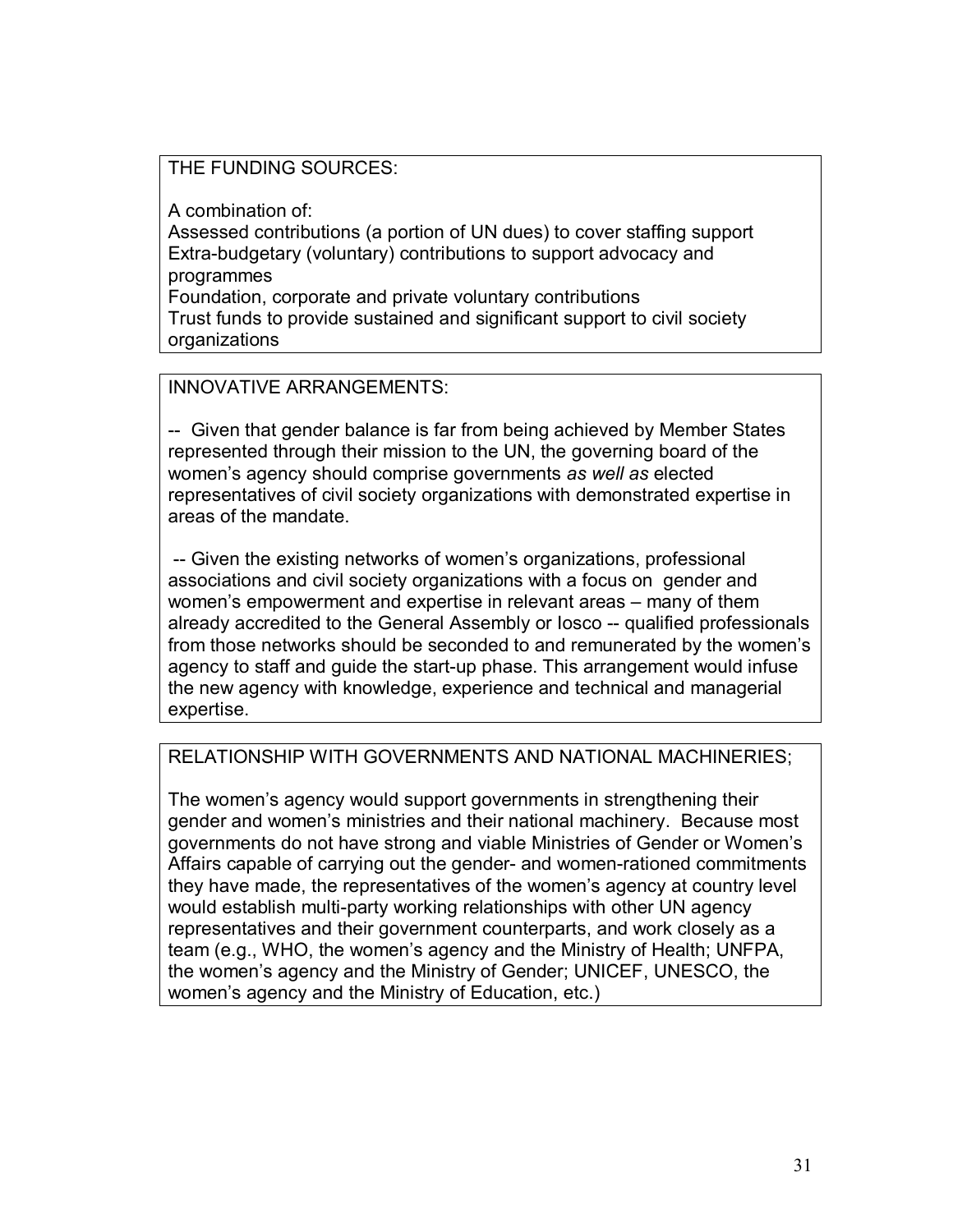## THE FUNDING SOURCES:

A combination of:

Assessed contributions (a portion of UN dues) to cover staffing support

Extra-budgetary (voluntary) contributions to support advocacy and programmes

Foundation, corporate and private voluntary contributions

Trust funds to provide sustained and significant support to civil society organizations

## INNOVATIVE ARRANGEMENTS:

-- Given that gender balance is far from being achieved by Member States represented through their mission to the UN, the governing board of the women's agency should comprise governments *as well as* elected representatives of civil society organizations with demonstrated expertise in areas of the mandate.

-- Given the existing networks of women's organizations, professional associations and civil society organizations with a focus on gender and women's empowerment and expertise in relevant areas – many of them already accredited to the General Assembly or Iosco -- qualified professionals from those networks should be seconded to and remunerated by the women's agency to staff and guide the start-up phase. This arrangement would infuse the new agency with knowledge, experience and technical and managerial expertise.

## RELATIONSHIP WITH GOVERNMENTS AND NATIONAL MACHINERIES;

The women's agency would support governments in strengthening their gender and women's ministries and their national machinery. Because most governments do not have strong and viable Ministries of Gender or Women's Affairs capable of carrying out the gender- and women-rationed commitments they have made, the representatives of the women's agency at country level would establish multi-party working relationships with other UN agency representatives and their government counterparts, and work closely as a team (e.g., WHO, the women's agency and the Ministry of Health; UNFPA, the women's agency and the Ministry of Gender; UNICEF, UNESCO, the women's agency and the Ministry of Education, etc.)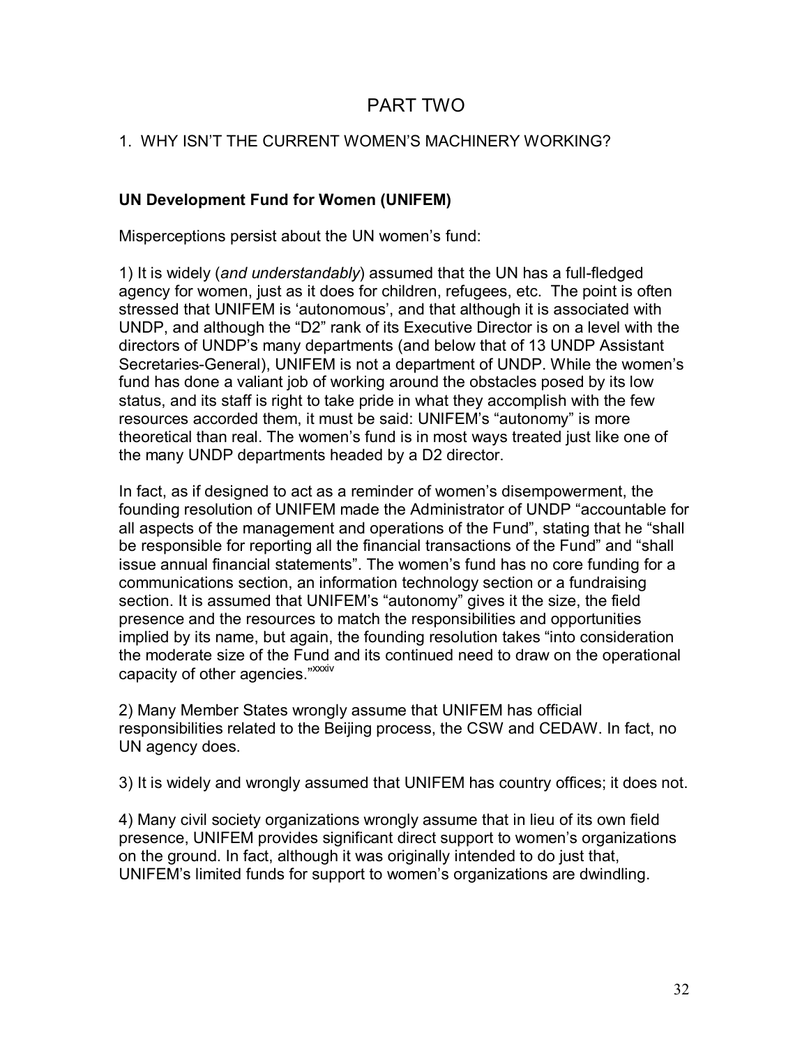# PART TWO

## 1. WHY ISN'T THE CURRENT WOMEN'S MACHINERY WORKING?

### UN Development Fund for Women (UNIFEM)

Misperceptions persist about the UN women's fund:

1) It is widely (*and understandably*) assumed that the UN has a full-fledged agency for women, just as it does for children, refugees, etc. The point is often stressed that UNIFEM is 'autonomous', and that although it is associated with UNDP, and although the "D2" rank of its Executive Director is on a level with the directors of UNDP's many departments (and below that of 13 UNDP Assistant Secretaries-General), UNIFEM is not a department of UNDP. While the women's fund has done a valiant job of working around the obstacles posed by its low status, and its staff is right to take pride in what they accomplish with the few resources accorded them, it must be said: UNIFEM's "autonomy" is more theoretical than real. The women's fund is in most ways treated just like one of the many UNDP departments headed by a D2 director.

In fact, as if designed to act as a reminder of women's disempowerment, the founding resolution of UNIFEM made the Administrator of UNDP "accountable for all aspects of the management and operations of the Fund", stating that he "shall be responsible for reporting all the financial transactions of the Fund" and "shall issue annual financial statements". The women's fund has no core funding for a communications section, an information technology section or a fundraising section. It is assumed that UNIFEM's "autonomy" gives it the size, the field presence and the resources to match the responsibilities and opportunities implied by its name, but again, the founding resolution takes "into consideration the moderate size of the Fund and its continued need to draw on the operational capacity of other agencies."[xxxiv]

2) Many Member States wrongly assume that UNIFEM has official responsibilities related to the Beijing process, the CSW and CEDAW. In fact, no UN agency does.

3) It is widely and wrongly assumed that UNIFEM has country offices; it does not.

4) Many civil society organizations wrongly assume that in lieu of its own field presence, UNIFEM provides significant direct support to women's organizations on the ground. In fact, although it was originally intended to do just that, UNIFEM's limited funds for support to women's organizations are dwindling.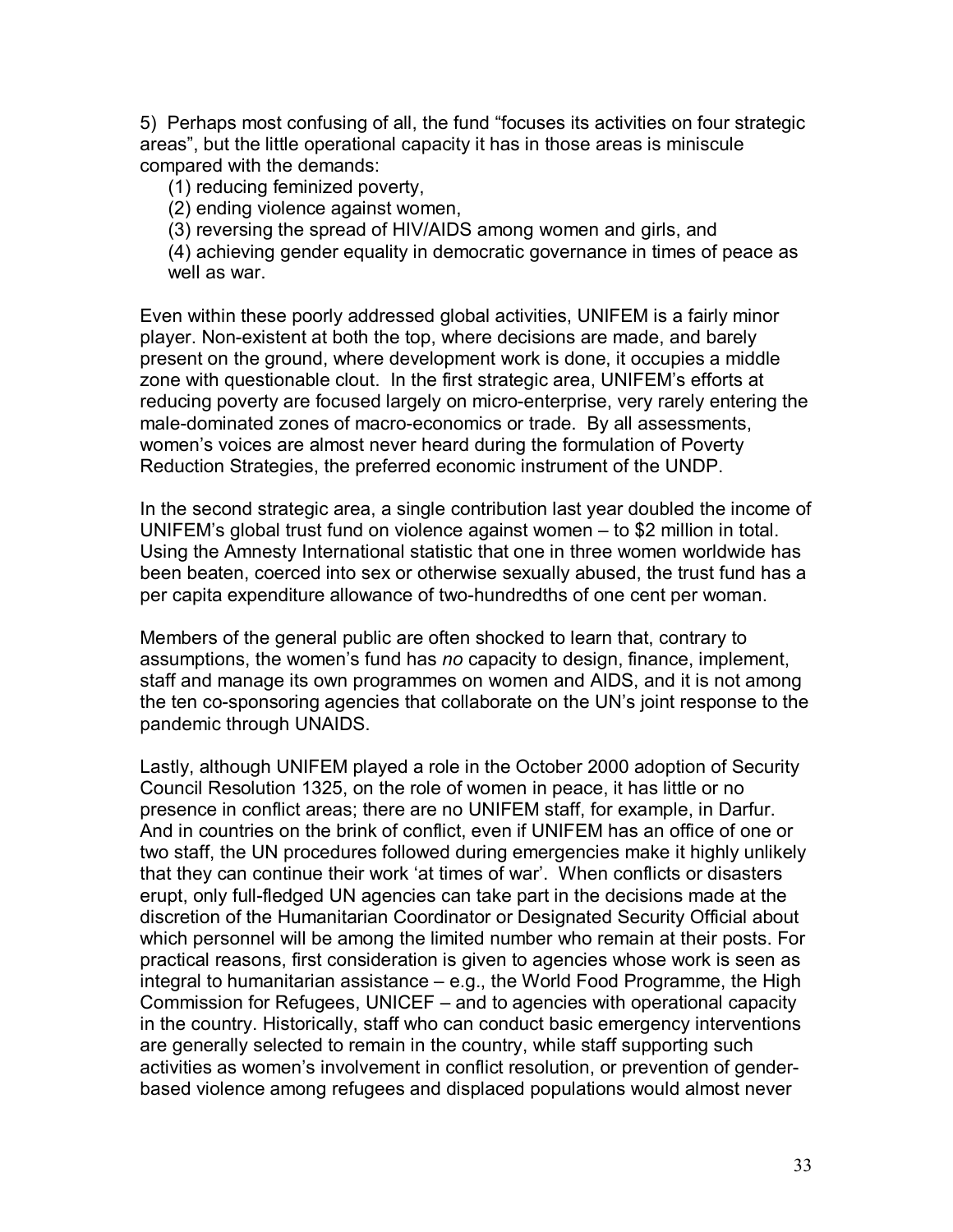5) Perhaps most confusing of all, the fund "focuses its activities on four strategic areas", but the little operational capacity it has in those areas is miniscule compared with the demands:

(1) reducing feminized poverty,
(2) ending violence against women,
(3) reversing the spread of HIV/AIDS among women and girls, and
(4) achieving gender equality in democratic governance in times of peace as well as war.

Even within these poorly addressed global activities, UNIFEM is a fairly minor player. Non-existent at both the top, where decisions are made, and barely present on the ground, where development work is done, it occupies a middle zone with questionable clout. In the first strategic area, UNIFEM's efforts at reducing poverty are focused largely on micro-enterprise, very rarely entering the male-dominated zones of macro-economics or trade. By all assessments, women's voices are almost never heard during the formulation of Poverty Reduction Strategies, the preferred economic instrument of the UNDP.

In the second strategic area, a single contribution last year doubled the income of UNIFEM's global trust fund on violence against women – to $2 million in total. Using the Amnesty International statistic that one in three women worldwide has been beaten, coerced into sex or otherwise sexually abused, the trust fund has a per capita expenditure allowance of two-hundredths of one cent per woman.

Members of the general public are often shocked to learn that, contrary to assumptions, the women's fund has *no* capacity to design, finance, implement, staff and manage its own programmes on women and AIDS, and it is not among the ten co-sponsoring agencies that collaborate on the UN's joint response to the pandemic through UNAIDS.

Lastly, although UNIFEM played a role in the October 2000 adoption of Security Council Resolution 1325, on the role of women in peace, it has little or no presence in conflict areas; there are no UNIFEM staff, for example, in Darfur. And in countries on the brink of conflict, even if UNIFEM has an office of one or two staff, the UN procedures followed during emergencies make it highly unlikely that they can continue their work 'at times of war'. When conflicts or disasters erupt, only full-fledged UN agencies can take part in the decisions made at the discretion of the Humanitarian Coordinator or Designated Security Official about which personnel will be among the limited number who remain at their posts. For practical reasons, first consideration is given to agencies whose work is seen as integral to humanitarian assistance – e.g., the World Food Programme, the High Commission for Refugees, UNICEF – and to agencies with operational capacity in the country. Historically, staff who can conduct basic emergency interventions are generally selected to remain in the country, while staff supporting such activities as women's involvement in conflict resolution, or prevention of gender-based violence among refugees and displaced populations would almost never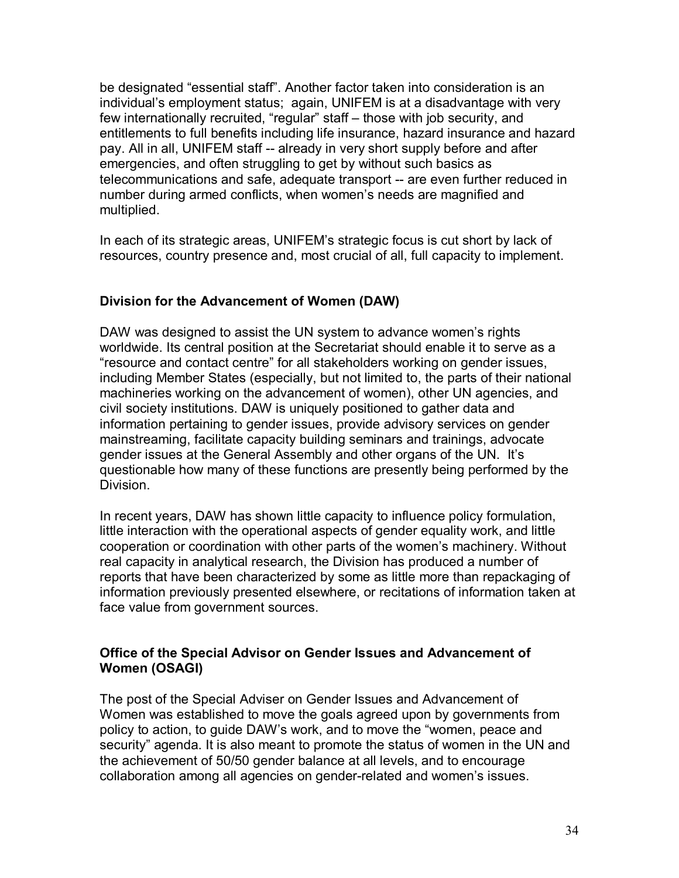be designated "essential staff". Another factor taken into consideration is an individual's employment status; again, UNIFEM is at a disadvantage with very few internationally recruited, "regular" staff – those with job security, and entitlements to full benefits including life insurance, hazard insurance and hazard pay. All in all, UNIFEM staff -- already in very short supply before and after emergencies, and often struggling to get by without such basics as telecommunications and safe, adequate transport -- are even further reduced in number during armed conflicts, when women's needs are magnified and multiplied.

In each of its strategic areas, UNIFEM's strategic focus is cut short by lack of resources, country presence and, most crucial of all, full capacity to implement.

**Division for the Advancement of Women (DAW)**

DAW was designed to assist the UN system to advance women's rights worldwide. Its central position at the Secretariat should enable it to serve as a "resource and contact centre" for all stakeholders working on gender issues, including Member States (especially, but not limited to, the parts of their national machineries working on the advancement of women), other UN agencies, and civil society institutions. DAW is uniquely positioned to gather data and information pertaining to gender issues, provide advisory services on gender mainstreaming, facilitate capacity building seminars and trainings, advocate gender issues at the General Assembly and other organs of the UN. It's questionable how many of these functions are presently being performed by the Division.

In recent years, DAW has shown little capacity to influence policy formulation, little interaction with the operational aspects of gender equality work, and little cooperation or coordination with other parts of the women's machinery. Without real capacity in analytical research, the Division has produced a number of reports that have been characterized by some as little more than repackaging of information previously presented elsewhere, or recitations of information taken at face value from government sources.

**Office of the Special Advisor on Gender Issues and Advancement of Women (OSAGI)**

The post of the Special Adviser on Gender Issues and Advancement of Women was established to move the goals agreed upon by governments from policy to action, to guide DAW's work, and to move the "women, peace and security" agenda. It is also meant to promote the status of women in the UN and the achievement of 50/50 gender balance at all levels, and to encourage collaboration among all agencies on gender-related and women's issues.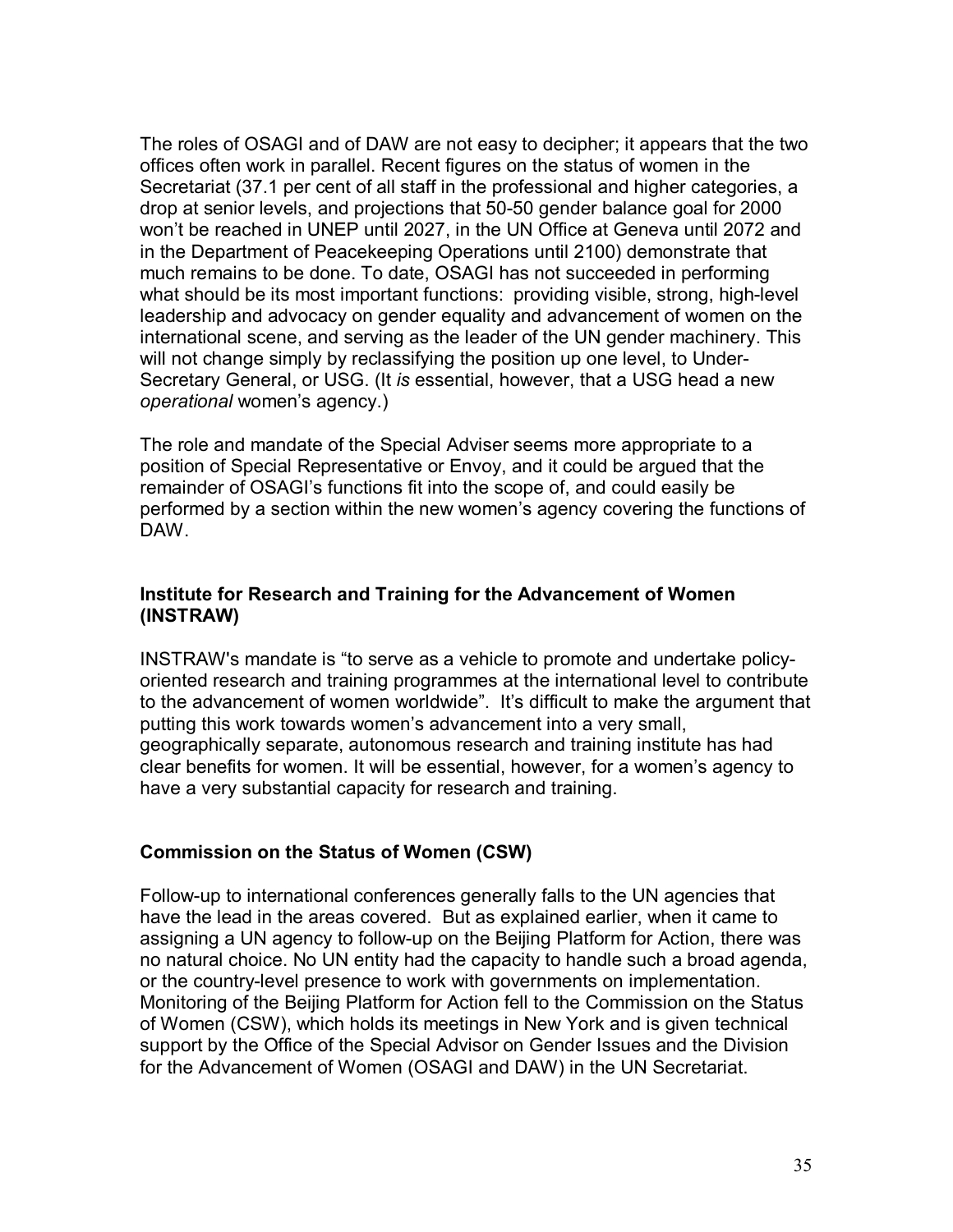The roles of OSAGI and of DAW are not easy to decipher; it appears that the two offices often work in parallel. Recent figures on the status of women in the Secretariat (37.1 per cent of all staff in the professional and higher categories, a drop at senior levels, and projections that 50-50 gender balance goal for 2000 won't be reached in UNEP until 2027, in the UN Office at Geneva until 2072 and in the Department of Peacekeeping Operations until 2100) demonstrate that much remains to be done. To date, OSAGI has not succeeded in performing what should be its most important functions: providing visible, strong, high-level leadership and advocacy on gender equality and advancement of women on the international scene, and serving as the leader of the UN gender machinery. This will not change simply by reclassifying the position up one level, to Under-Secretary General, or USG. (It *is* essential, however, that a USG head a new *operational* women's agency.)

The role and mandate of the Special Adviser seems more appropriate to a position of Special Representative or Envoy, and it could be argued that the remainder of OSAGI's functions fit into the scope of, and could easily be performed by a section within the new women's agency covering the functions of DAW.

### Institute for Research and Training for the Advancement of Women (INSTRAW)

INSTRAW's mandate is "to serve as a vehicle to promote and undertake policy-oriented research and training programmes at the international level to contribute to the advancement of women worldwide". It's difficult to make the argument that putting this work towards women's advancement into a very small, geographically separate, autonomous research and training institute has had clear benefits for women. It will be essential, however, for a women's agency to have a very substantial capacity for research and training.

### Commission on the Status of Women (CSW)

Follow-up to international conferences generally falls to the UN agencies that have the lead in the areas covered. But as explained earlier, when it came to assigning a UN agency to follow-up on the Beijing Platform for Action, there was no natural choice. No UN entity had the capacity to handle such a broad agenda, or the country-level presence to work with governments on implementation. Monitoring of the Beijing Platform for Action fell to the Commission on the Status of Women (CSW), which holds its meetings in New York and is given technical support by the Office of the Special Advisor on Gender Issues and the Division for the Advancement of Women (OSAGI and DAW) in the UN Secretariat.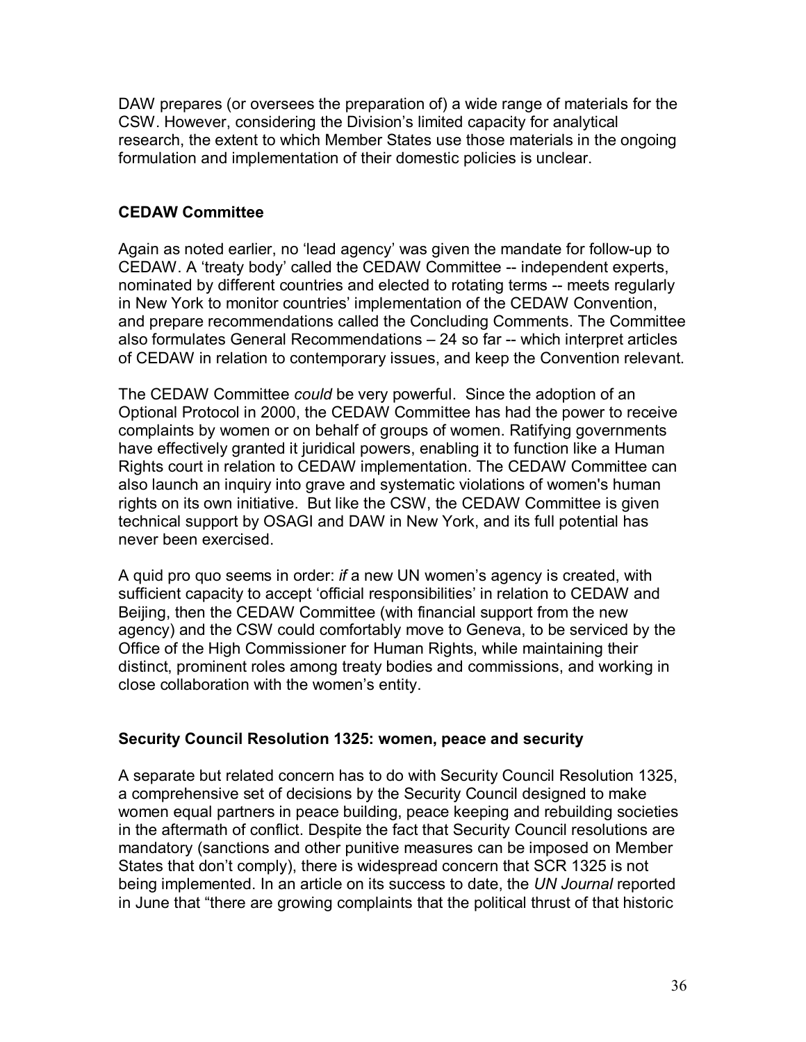DAW prepares (or oversees the preparation of) a wide range of materials for the CSW. However, considering the Division's limited capacity for analytical research, the extent to which Member States use those materials in the ongoing formulation and implementation of their domestic policies is unclear.

### CEDAW Committee

Again as noted earlier, no 'lead agency' was given the mandate for follow-up to CEDAW. A 'treaty body' called the CEDAW Committee -- independent experts, nominated by different countries and elected to rotating terms -- meets regularly in New York to monitor countries' implementation of the CEDAW Convention, and prepare recommendations called the Concluding Comments. The Committee also formulates General Recommendations – 24 so far -- which interpret articles of CEDAW in relation to contemporary issues, and keep the Convention relevant.

The CEDAW Committee *could* be very powerful. Since the adoption of an Optional Protocol in 2000, the CEDAW Committee has had the power to receive complaints by women or on behalf of groups of women. Ratifying governments have effectively granted it juridical powers, enabling it to function like a Human Rights court in relation to CEDAW implementation. The CEDAW Committee can also launch an inquiry into grave and systematic violations of women's human rights on its own initiative. But like the CSW, the CEDAW Committee is given technical support by OSAGI and DAW in New York, and its full potential has never been exercised.

A quid pro quo seems in order: *if* a new UN women's agency is created, with sufficient capacity to accept 'official responsibilities' in relation to CEDAW and Beijing, then the CEDAW Committee (with financial support from the new agency) and the CSW could comfortably move to Geneva, to be serviced by the Office of the High Commissioner for Human Rights, while maintaining their distinct, prominent roles among treaty bodies and commissions, and working in close collaboration with the women's entity.

### Security Council Resolution 1325: women, peace and security

A separate but related concern has to do with Security Council Resolution 1325, a comprehensive set of decisions by the Security Council designed to make women equal partners in peace building, peace keeping and rebuilding societies in the aftermath of conflict. Despite the fact that Security Council resolutions are mandatory (sanctions and other punitive measures can be imposed on Member States that don't comply), there is widespread concern that SCR 1325 is not being implemented. In an article on its success to date, the *UN Journal* reported in June that "there are growing complaints that the political thrust of that historic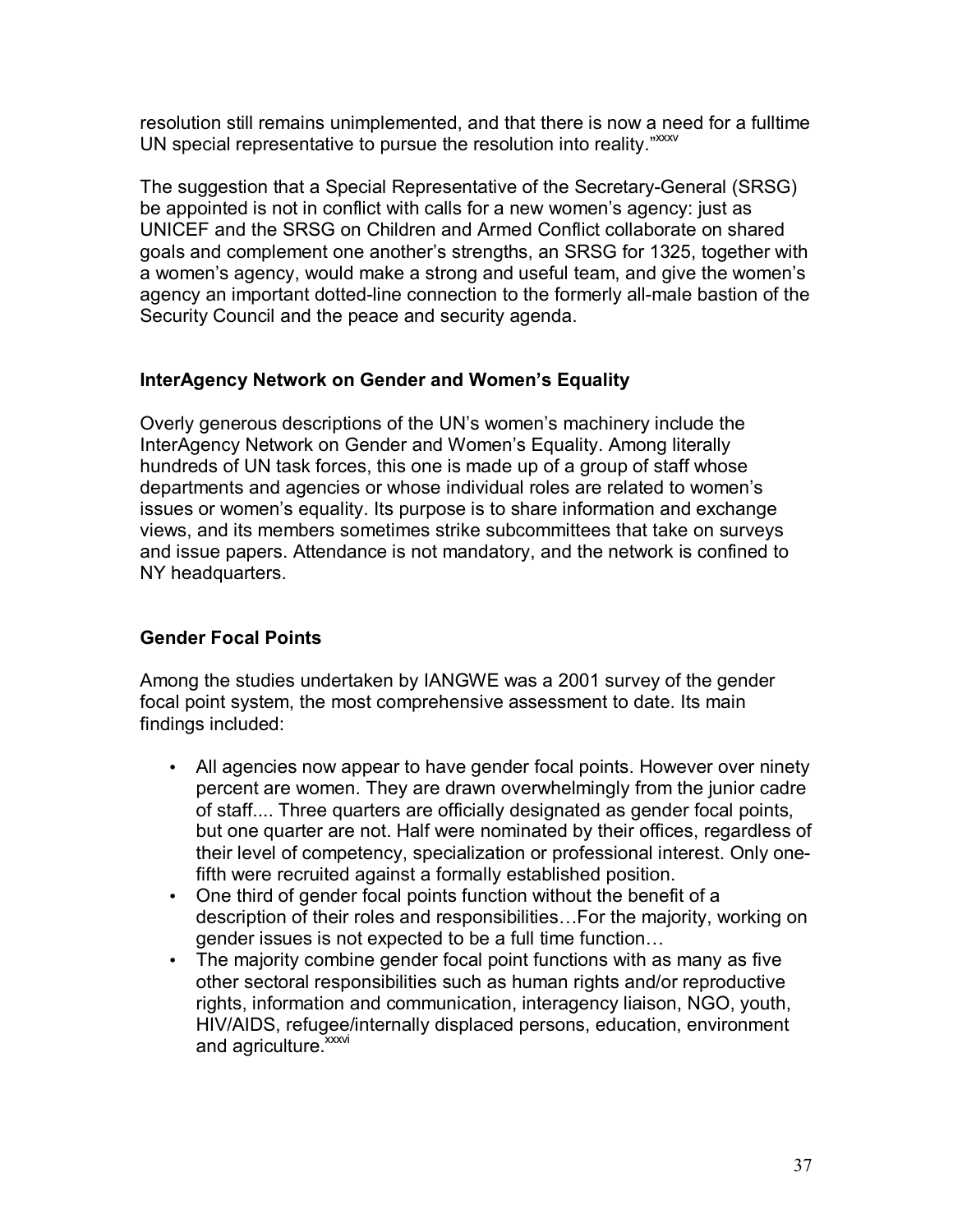resolution still remains unimplemented, and that there is now a need for a fulltime UN special representative to pursue the resolution into reality."[xxxv]

The suggestion that a Special Representative of the Secretary-General (SRSG) be appointed is not in conflict with calls for a new women's agency: just as UNICEF and the SRSG on Children and Armed Conflict collaborate on shared goals and complement one another's strengths, an SRSG for 1325, together with a women's agency, would make a strong and useful team, and give the women's agency an important dotted-line connection to the formerly all-male bastion of the Security Council and the peace and security agenda.

### InterAgency Network on Gender and Women's Equality

Overly generous descriptions of the UN's women's machinery include the InterAgency Network on Gender and Women's Equality. Among literally hundreds of UN task forces, this one is made up of a group of staff whose departments and agencies or whose individual roles are related to women's issues or women's equality. Its purpose is to share information and exchange views, and its members sometimes strike subcommittees that take on surveys and issue papers. Attendance is not mandatory, and the network is confined to NY headquarters.

### Gender Focal Points

Among the studies undertaken by IANGWE was a 2001 survey of the gender focal point system, the most comprehensive assessment to date. Its main findings included:

- All agencies now appear to have gender focal points. However over ninety percent are women. They are drawn overwhelmingly from the junior cadre of staff.... Three quarters are officially designated as gender focal points, but one quarter are not. Half were nominated by their offices, regardless of their level of competency, specialization or professional interest. Only one-fifth were recruited against a formally established position.
- One third of gender focal points function without the benefit of a description of their roles and responsibilities…For the majority, working on gender issues is not expected to be a full time function…
- The majority combine gender focal point functions with as many as five other sectoral responsibilities such as human rights and/or reproductive rights, information and communication, interagency liaison, NGO, youth, HIV/AIDS, refugee/internally displaced persons, education, environment and agriculture.[xxxvi]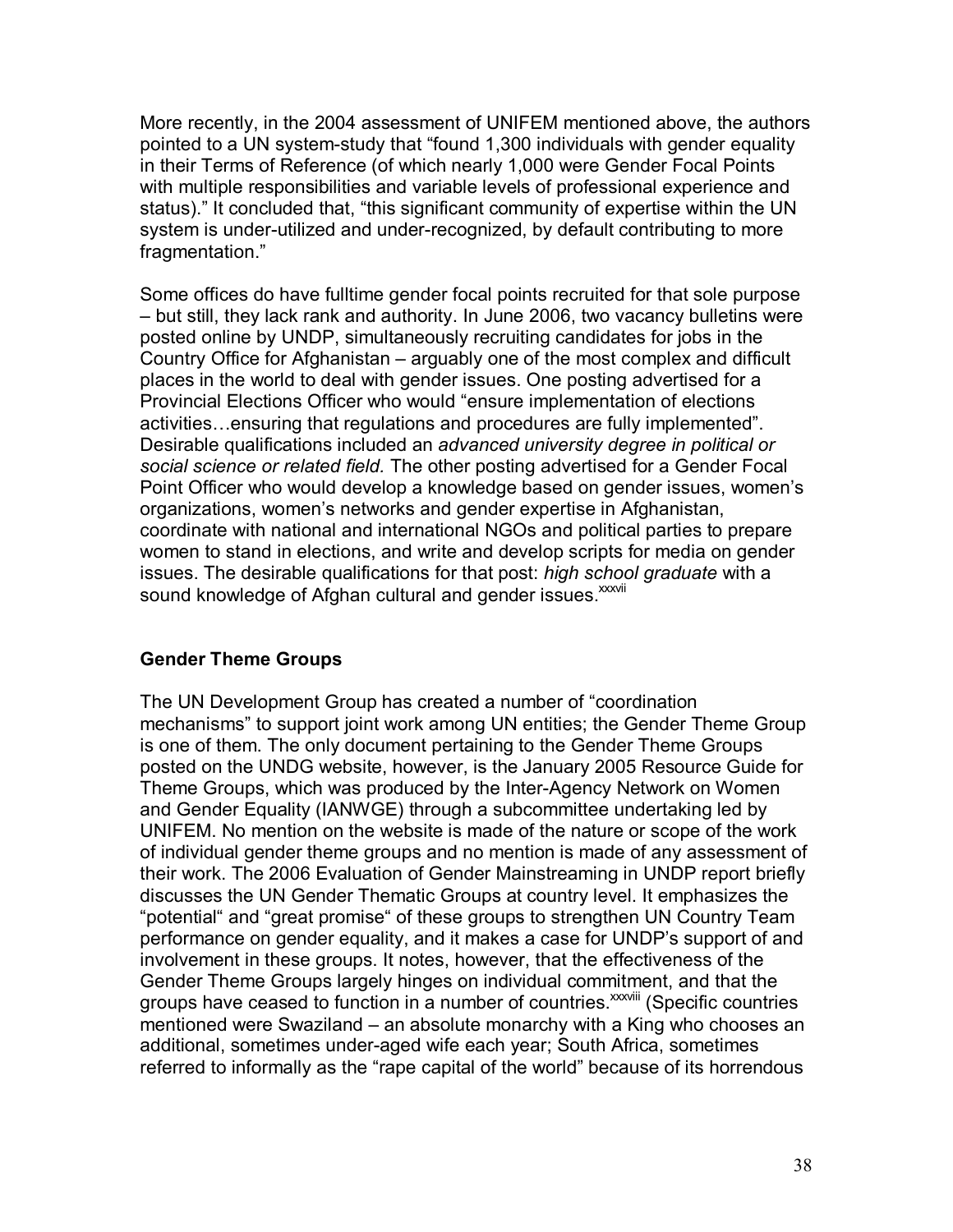More recently, in the 2004 assessment of UNIFEM mentioned above, the authors pointed to a UN system-study that "found 1,300 individuals with gender equality in their Terms of Reference (of which nearly 1,000 were Gender Focal Points with multiple responsibilities and variable levels of professional experience and status)." It concluded that, "this significant community of expertise within the UN system is under-utilized and under-recognized, by default contributing to more fragmentation."

Some offices do have fulltime gender focal points recruited for that sole purpose – but still, they lack rank and authority. In June 2006, two vacancy bulletins were posted online by UNDP, simultaneously recruiting candidates for jobs in the Country Office for Afghanistan – arguably one of the most complex and difficult places in the world to deal with gender issues. One posting advertised for a Provincial Elections Officer who would "ensure implementation of elections activities…ensuring that regulations and procedures are fully implemented". Desirable qualifications included an *advanced university degree in political or social science or related field.* The other posting advertised for a Gender Focal Point Officer who would develop a knowledge based on gender issues, women's organizations, women's networks and gender expertise in Afghanistan, coordinate with national and international NGOs and political parties to prepare women to stand in elections, and write and develop scripts for media on gender issues. The desirable qualifications for that post: *high school graduate* with a sound knowledge of Afghan cultural and gender issues.[xxxvii]

## Gender Theme Groups

The UN Development Group has created a number of "coordination mechanisms" to support joint work among UN entities; the Gender Theme Group is one of them. The only document pertaining to the Gender Theme Groups posted on the UNDG website, however, is the January 2005 Resource Guide for Theme Groups, which was produced by the Inter-Agency Network on Women and Gender Equality (IANWGE) through a subcommittee undertaking led by UNIFEM. No mention on the website is made of the nature or scope of the work of individual gender theme groups and no mention is made of any assessment of their work. The 2006 Evaluation of Gender Mainstreaming in UNDP report briefly discusses the UN Gender Thematic Groups at country level. It emphasizes the "potential" and "great promise" of these groups to strengthen UN Country Team performance on gender equality, and it makes a case for UNDP's support of and involvement in these groups. It notes, however, that the effectiveness of the Gender Theme Groups largely hinges on individual commitment, and that the groups have ceased to function in a number of countries.[xxxviii] (Specific countries mentioned were Swaziland – an absolute monarchy with a King who chooses an additional, sometimes under-aged wife each year; South Africa, sometimes referred to informally as the "rape capital of the world" because of its horrendous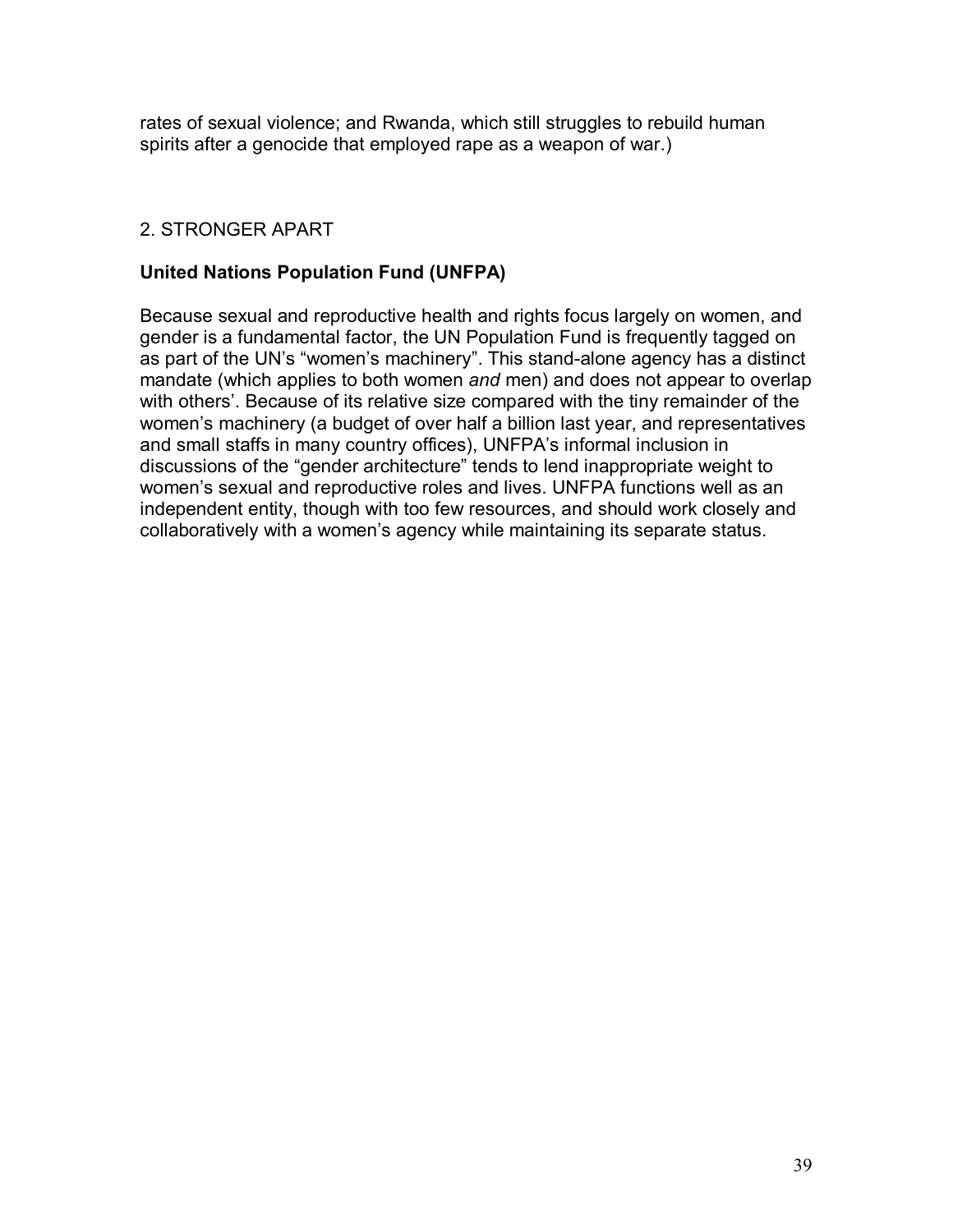rates of sexual violence; and Rwanda, which still struggles to rebuild human spirits after a genocide that employed rape as a weapon of war.)

## 2. STRONGER APART

### United Nations Population Fund (UNFPA)

Because sexual and reproductive health and rights focus largely on women, and gender is a fundamental factor, the UN Population Fund is frequently tagged on as part of the UN's "women's machinery". This stand-alone agency has a distinct mandate (which applies to both women *and* men) and does not appear to overlap with others'. Because of its relative size compared with the tiny remainder of the women's machinery (a budget of over half a billion last year, and representatives and small staffs in many country offices), UNFPA's informal inclusion in discussions of the "gender architecture" tends to lend inappropriate weight to women's sexual and reproductive roles and lives. UNFPA functions well as an independent entity, though with too few resources, and should work closely and collaboratively with a women's agency while maintaining its separate status.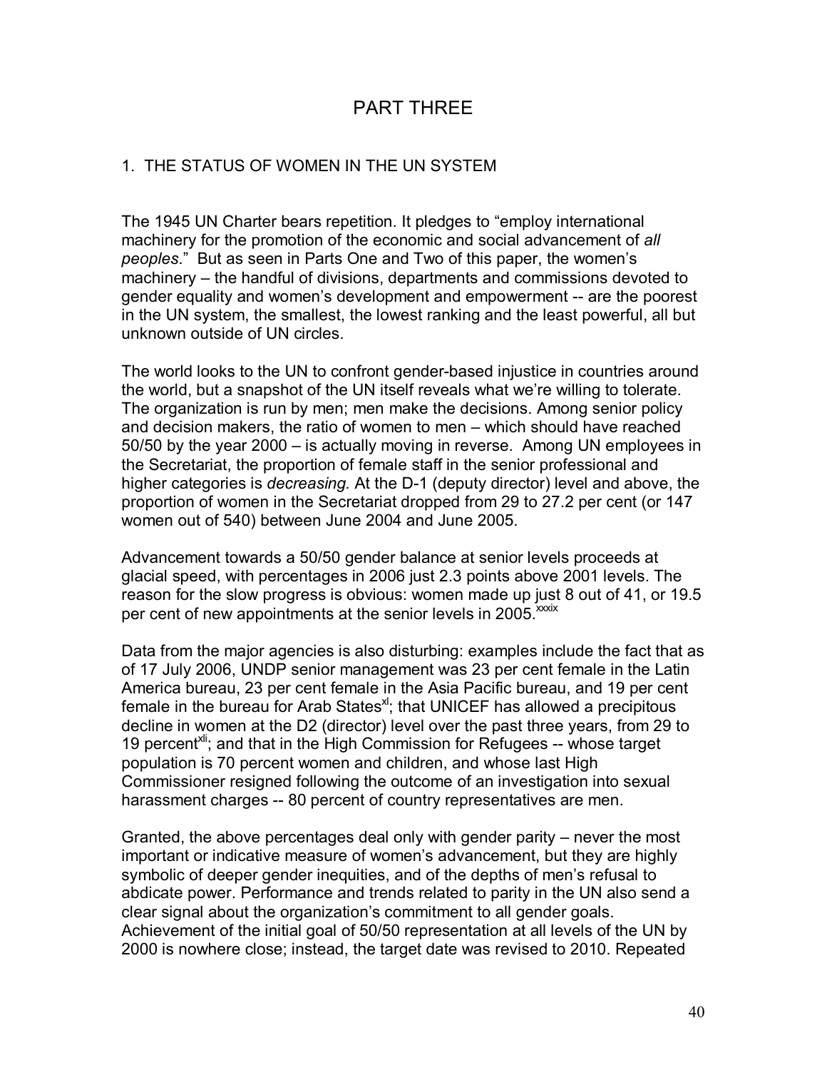# PART THREE

## 1. THE STATUS OF WOMEN IN THE UN SYSTEM

The 1945 UN Charter bears repetition. It pledges to "employ international machinery for the promotion of the economic and social advancement of *all peoples*." But as seen in Parts One and Two of this paper, the women's machinery – the handful of divisions, departments and commissions devoted to gender equality and women's development and empowerment -- are the poorest in the UN system, the smallest, the lowest ranking and the least powerful, all but unknown outside of UN circles.

The world looks to the UN to confront gender-based injustice in countries around the world, but a snapshot of the UN itself reveals what we're willing to tolerate. The organization is run by men; men make the decisions. Among senior policy and decision makers, the ratio of women to men – which should have reached 50/50 by the year 2000 – is actually moving in reverse. Among UN employees in the Secretariat, the proportion of female staff in the senior professional and higher categories is *decreasing.* At the D-1 (deputy director) level and above, the proportion of women in the Secretariat dropped from 29 to 27.2 per cent (or 147 women out of 540) between June 2004 and June 2005.

Advancement towards a 50/50 gender balance at senior levels proceeds at glacial speed, with percentages in 2006 just 2.3 points above 2001 levels. The reason for the slow progress is obvious: women made up just 8 out of 41, or 19.5 per cent of new appointments at the senior levels in 2005.[xxxix]

Data from the major agencies is also disturbing: examples include the fact that as of 17 July 2006, UNDP senior management was 23 per cent female in the Latin America bureau, 23 per cent female in the Asia Pacific bureau, and 19 per cent female in the bureau for Arab States[xl]; that UNICEF has allowed a precipitous decline in women at the D2 (director) level over the past three years, from 29 to 19 percent[xli]; and that in the High Commission for Refugees -- whose target population is 70 percent women and children, and whose last High Commissioner resigned following the outcome of an investigation into sexual harassment charges -- 80 percent of country representatives are men.

Granted, the above percentages deal only with gender parity – never the most important or indicative measure of women's advancement, but they are highly symbolic of deeper gender inequities, and of the depths of men's refusal to abdicate power. Performance and trends related to parity in the UN also send a clear signal about the organization's commitment to all gender goals. Achievement of the initial goal of 50/50 representation at all levels of the UN by 2000 is nowhere close; instead, the target date was revised to 2010. Repeated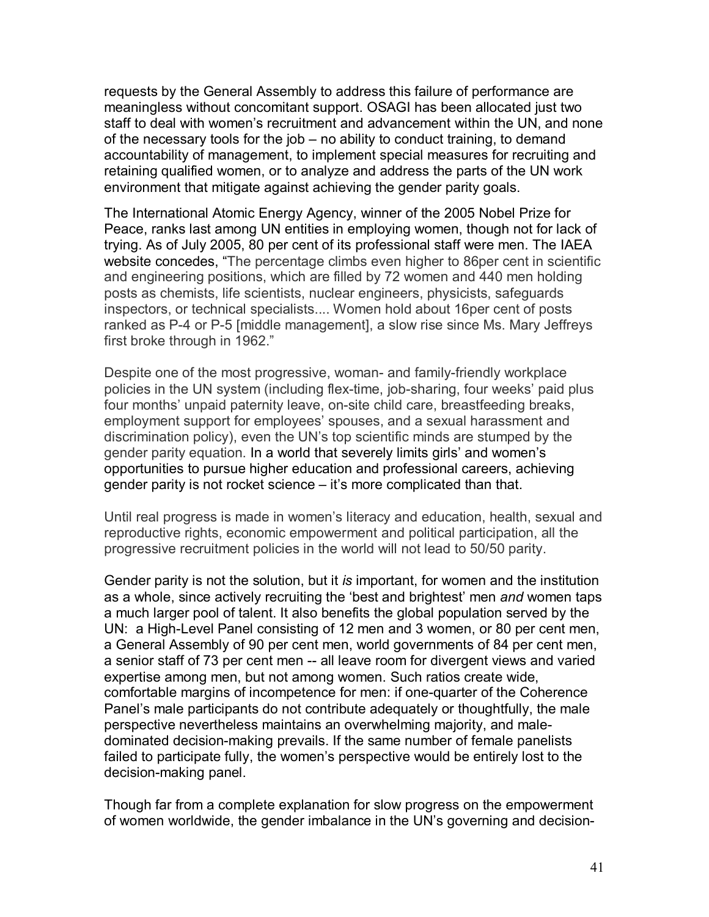requests by the General Assembly to address this failure of performance are meaningless without concomitant support. OSAGI has been allocated just two staff to deal with women's recruitment and advancement within the UN, and none of the necessary tools for the job – no ability to conduct training, to demand accountability of management, to implement special measures for recruiting and retaining qualified women, or to analyze and address the parts of the UN work environment that mitigate against achieving the gender parity goals.

The International Atomic Energy Agency, winner of the 2005 Nobel Prize for Peace, ranks last among UN entities in employing women, though not for lack of trying. As of July 2005, 80 per cent of its professional staff were men. The IAEA website concedes, "The percentage climbs even higher to 86per cent in scientific and engineering positions, which are filled by 72 women and 440 men holding posts as chemists, life scientists, nuclear engineers, physicists, safeguards inspectors, or technical specialists.... Women hold about 16per cent of posts ranked as P-4 or P-5 [middle management], a slow rise since Ms. Mary Jeffreys first broke through in 1962."

Despite one of the most progressive, woman- and family-friendly workplace policies in the UN system (including flex-time, job-sharing, four weeks' paid plus four months' unpaid paternity leave, on-site child care, breastfeeding breaks, employment support for employees' spouses, and a sexual harassment and discrimination policy), even the UN's top scientific minds are stumped by the gender parity equation. In a world that severely limits girls' and women's opportunities to pursue higher education and professional careers, achieving gender parity is not rocket science – it's more complicated than that.

Until real progress is made in women's literacy and education, health, sexual and reproductive rights, economic empowerment and political participation, all the progressive recruitment policies in the world will not lead to 50/50 parity.

Gender parity is not the solution, but it *is* important, for women and the institution as a whole, since actively recruiting the 'best and brightest' men *and* women taps a much larger pool of talent. It also benefits the global population served by the UN: a High-Level Panel consisting of 12 men and 3 women, or 80 per cent men, a General Assembly of 90 per cent men, world governments of 84 per cent men, a senior staff of 73 per cent men -- all leave room for divergent views and varied expertise among men, but not among women. Such ratios create wide, comfortable margins of incompetence for men: if one-quarter of the Coherence Panel's male participants do not contribute adequately or thoughtfully, the male perspective nevertheless maintains an overwhelming majority, and male-dominated decision-making prevails. If the same number of female panelists failed to participate fully, the women's perspective would be entirely lost to the decision-making panel.

Though far from a complete explanation for slow progress on the empowerment of women worldwide, the gender imbalance in the UN's governing and decision-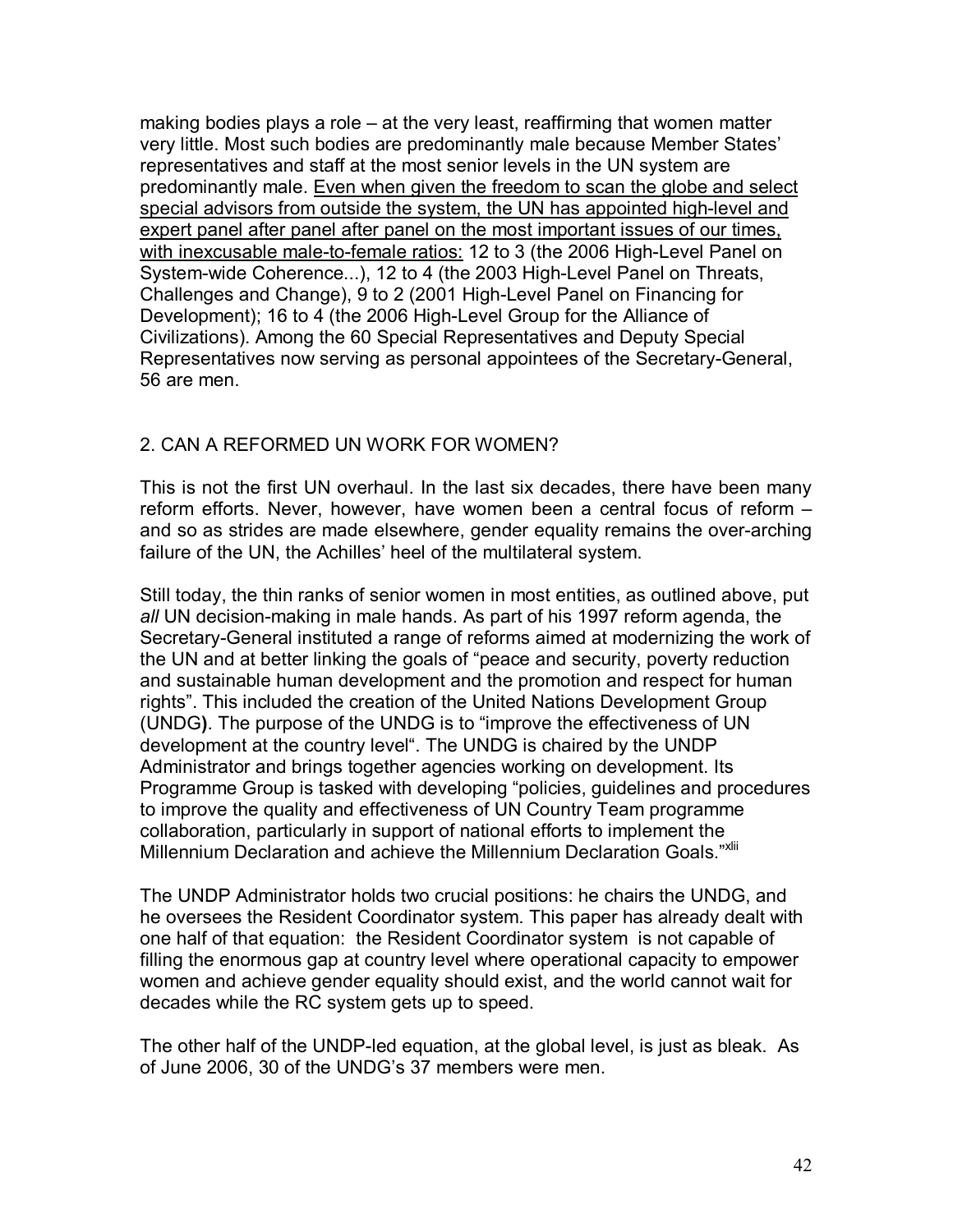making bodies plays a role – at the very least, reaffirming that women matter very little. Most such bodies are predominantly male because Member States' representatives and staff at the most senior levels in the UN system are predominantly male. <u>Even when given the freedom to scan the globe and select special advisors from outside the system, the UN has appointed high-level and expert panel after panel after panel on the most important issues of our times, with inexcusable male-to-female ratios:</u> 12 to 3 (the 2006 High-Level Panel on System-wide Coherence...), 12 to 4 (the 2003 High-Level Panel on Threats, Challenges and Change), 9 to 2 (2001 High-Level Panel on Financing for Development); 16 to 4 (the 2006 High-Level Group for the Alliance of Civilizations). Among the 60 Special Representatives and Deputy Special Representatives now serving as personal appointees of the Secretary-General, 56 are men.

## 2. CAN A REFORMED UN WORK FOR WOMEN?

This is not the first UN overhaul. In the last six decades, there have been many reform efforts. Never, however, have women been a central focus of reform – and so as strides are made elsewhere, gender equality remains the over-arching failure of the UN, the Achilles' heel of the multilateral system.

Still today, the thin ranks of senior women in most entities, as outlined above, put *all* UN decision-making in male hands. As part of his 1997 reform agenda, the Secretary-General instituted a range of reforms aimed at modernizing the work of the UN and at better linking the goals of "peace and security, poverty reduction and sustainable human development and the promotion and respect for human rights". This included the creation of the United Nations Development Group (UNDG**)**. The purpose of the UNDG is to "improve the effectiveness of UN development at the country level". The UNDG is chaired by the UNDP Administrator and brings together agencies working on development. Its Programme Group is tasked with developing "policies, guidelines and procedures to improve the quality and effectiveness of UN Country Team programme collaboration, particularly in support of national efforts to implement the Millennium Declaration and achieve the Millennium Declaration Goals."[xlii]

The UNDP Administrator holds two crucial positions: he chairs the UNDG, and he oversees the Resident Coordinator system. This paper has already dealt with one half of that equation: the Resident Coordinator system is not capable of filling the enormous gap at country level where operational capacity to empower women and achieve gender equality should exist, and the world cannot wait for decades while the RC system gets up to speed.

The other half of the UNDP-led equation, at the global level, is just as bleak. As of June 2006, 30 of the UNDG's 37 members were men.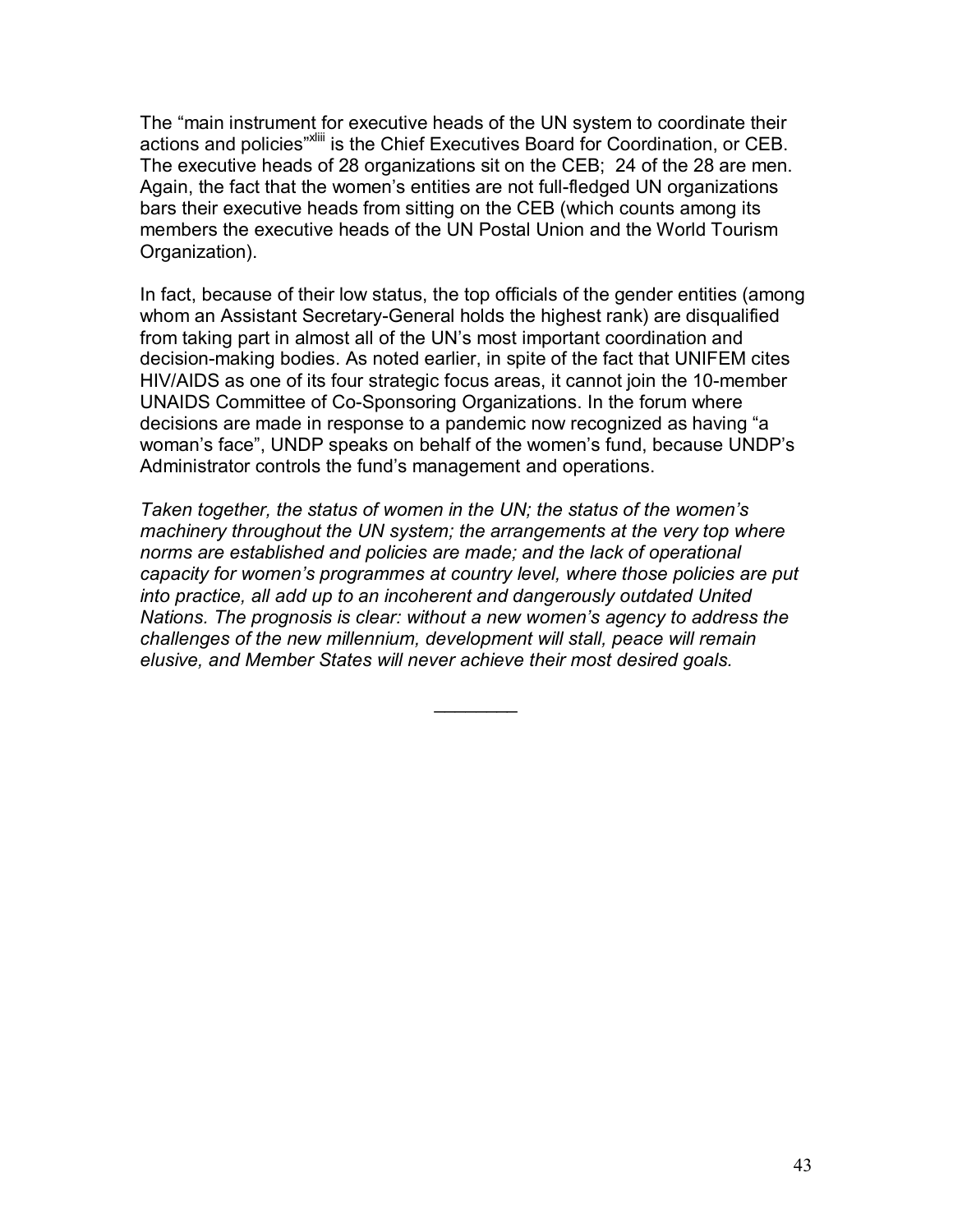The "main instrument for executive heads of the UN system to coordinate their actions and policies"[xliii] is the Chief Executives Board for Coordination, or CEB. The executive heads of 28 organizations sit on the CEB; 24 of the 28 are men. Again, the fact that the women's entities are not full-fledged UN organizations bars their executive heads from sitting on the CEB (which counts among its members the executive heads of the UN Postal Union and the World Tourism Organization).

In fact, because of their low status, the top officials of the gender entities (among whom an Assistant Secretary-General holds the highest rank) are disqualified from taking part in almost all of the UN's most important coordination and decision-making bodies. As noted earlier, in spite of the fact that UNIFEM cites HIV/AIDS as one of its four strategic focus areas, it cannot join the 10-member UNAIDS Committee of Co-Sponsoring Organizations. In the forum where decisions are made in response to a pandemic now recognized as having "a woman's face", UNDP speaks on behalf of the women's fund, because UNDP's Administrator controls the fund's management and operations.

*Taken together, the status of women in the UN; the status of the women's machinery throughout the UN system; the arrangements at the very top where norms are established and policies are made; and the lack of operational capacity for women's programmes at country level, where those policies are put into practice, all add up to an incoherent and dangerously outdated United Nations. The prognosis is clear: without a new women's agency to address the challenges of the new millennium, development will stall, peace will remain elusive, and Member States will never achieve their most desired goals.*

________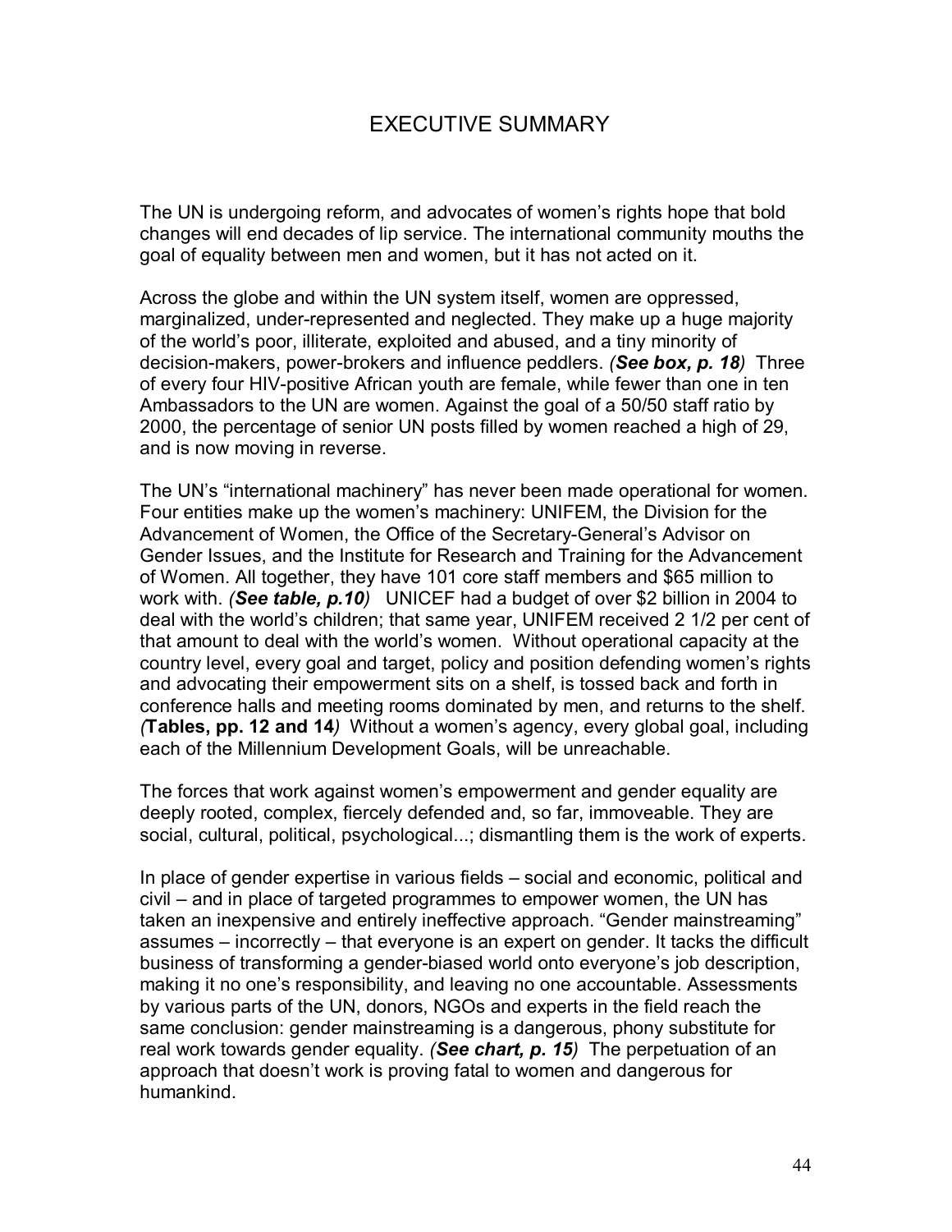# EXECUTIVE SUMMARY

The UN is undergoing reform, and advocates of women's rights hope that bold changes will end decades of lip service. The international community mouths the goal of equality between men and women, but it has not acted on it.

Across the globe and within the UN system itself, women are oppressed, marginalized, under-represented and neglected. They make up a huge majority of the world's poor, illiterate, exploited and abused, and a tiny minority of decision-makers, power-brokers and influence peddlers. ***(See box, p. 18)*** Three of every four HIV-positive African youth are female, while fewer than one in ten Ambassadors to the UN are women. Against the goal of a 50/50 staff ratio by 2000, the percentage of senior UN posts filled by women reached a high of 29, and is now moving in reverse.

The UN's "international machinery" has never been made operational for women. Four entities make up the women's machinery: UNIFEM, the Division for the Advancement of Women, the Office of the Secretary-General's Advisor on Gender Issues, and the Institute for Research and Training for the Advancement of Women. All together, they have 101 core staff members and $65 million to work with. ***(See table, p.10)*** UNICEF had a budget of over $2 billion in 2004 to deal with the world's children; that same year, UNIFEM received 2 1/2 per cent of that amount to deal with the world's women. Without operational capacity at the country level, every goal and target, policy and position defending women's rights and advocating their empowerment sits on a shelf, is tossed back and forth in conference halls and meeting rooms dominated by men, and returns to the shelf. *(**Tables, pp. 12 and 14**)* Without a women's agency, every global goal, including each of the Millennium Development Goals, will be unreachable.

The forces that work against women's empowerment and gender equality are deeply rooted, complex, fiercely defended and, so far, immoveable. They are social, cultural, political, psychological...; dismantling them is the work of experts.

In place of gender expertise in various fields – social and economic, political and civil – and in place of targeted programmes to empower women, the UN has taken an inexpensive and entirely ineffective approach. "Gender mainstreaming" assumes – incorrectly – that everyone is an expert on gender. It tacks the difficult business of transforming a gender-biased world onto everyone's job description, making it no one's responsibility, and leaving no one accountable. Assessments by various parts of the UN, donors, NGOs and experts in the field reach the same conclusion: gender mainstreaming is a dangerous, phony substitute for real work towards gender equality. ***(See chart, p. 15)*** The perpetuation of an approach that doesn't work is proving fatal to women and dangerous for humankind.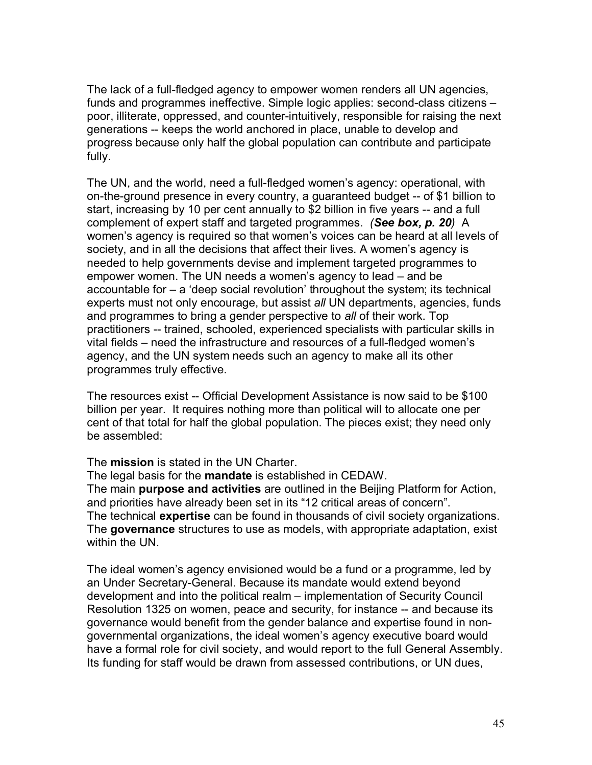The lack of a full-fledged agency to empower women renders all UN agencies, funds and programmes ineffective. Simple logic applies: second-class citizens – poor, illiterate, oppressed, and counter-intuitively, responsible for raising the next generations -- keeps the world anchored in place, unable to develop and progress because only half the global population can contribute and participate fully.

The UN, and the world, need a full-fledged women's agency: operational, with on-the-ground presence in every country, a guaranteed budget -- of $1 billion to start, increasing by 10 per cent annually to $2 billion in five years -- and a full complement of expert staff and targeted programmes. ***(See box, p. 20)*** A women's agency is required so that women's voices can be heard at all levels of society, and in all the decisions that affect their lives. A women's agency is needed to help governments devise and implement targeted programmes to empower women. The UN needs a women's agency to lead – and be accountable for – a 'deep social revolution' throughout the system; its technical experts must not only encourage, but assist *all* UN departments, agencies, funds and programmes to bring a gender perspective to *all* of their work. Top practitioners -- trained, schooled, experienced specialists with particular skills in vital fields – need the infrastructure and resources of a full-fledged women's agency, and the UN system needs such an agency to make all its other programmes truly effective.

The resources exist -- Official Development Assistance is now said to be $100 billion per year. It requires nothing more than political will to allocate one per cent of that total for half the global population. The pieces exist; they need only be assembled:

The **mission** is stated in the UN Charter.
The legal basis for the **mandate** is established in CEDAW.
The main **purpose and activities** are outlined in the Beijing Platform for Action, and priorities have already been set in its "12 critical areas of concern".
The technical **expertise** can be found in thousands of civil society organizations.
The **governance** structures to use as models, with appropriate adaptation, exist within the UN.

The ideal women's agency envisioned would be a fund or a programme, led by an Under Secretary-General. Because its mandate would extend beyond development and into the political realm – implementation of Security Council Resolution 1325 on women, peace and security, for instance -- and because its governance would benefit from the gender balance and expertise found in non-governmental organizations, the ideal women's agency executive board would have a formal role for civil society, and would report to the full General Assembly. Its funding for staff would be drawn from assessed contributions, or UN dues,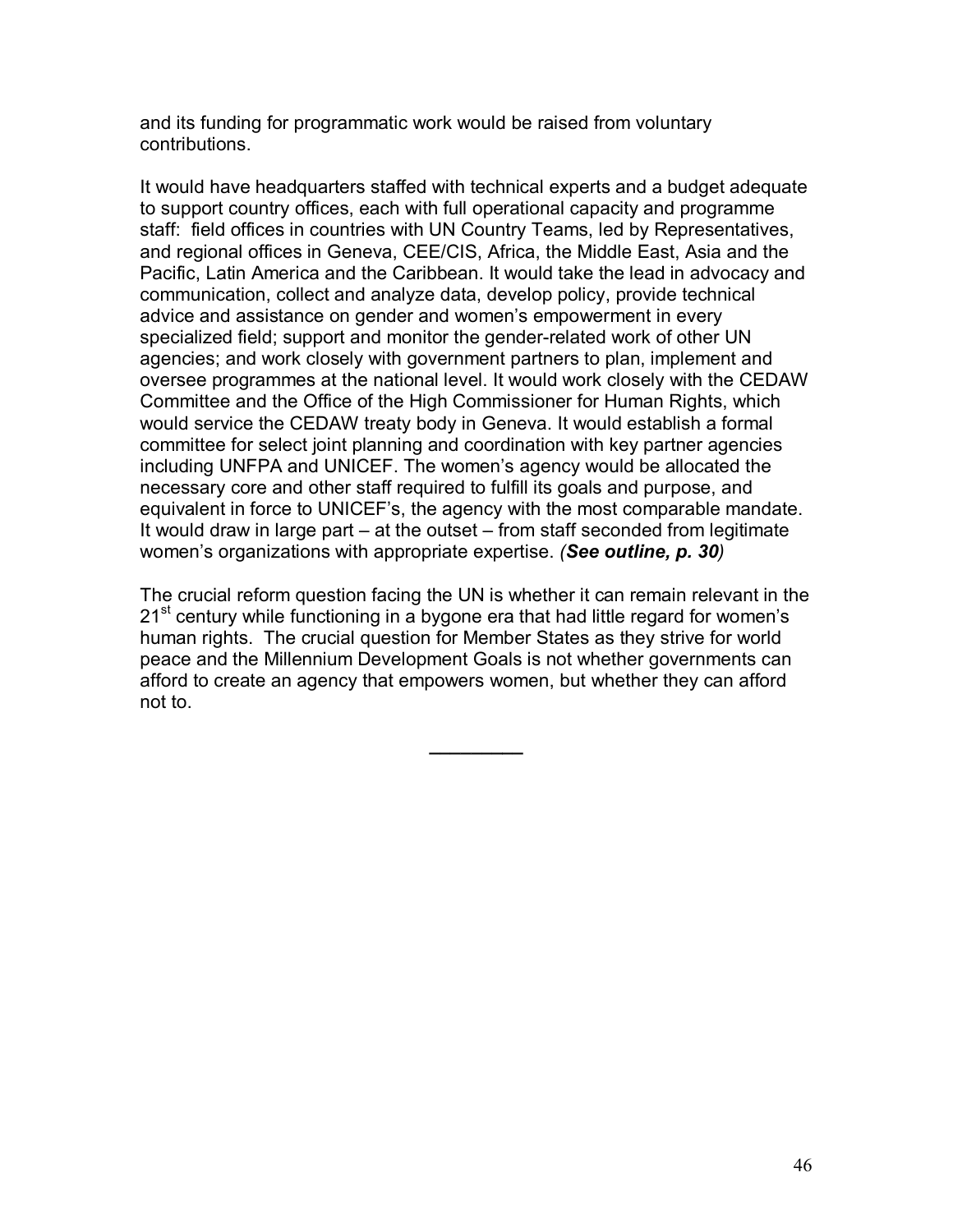and its funding for programmatic work would be raised from voluntary contributions.

It would have headquarters staffed with technical experts and a budget adequate to support country offices, each with full operational capacity and programme staff: field offices in countries with UN Country Teams, led by Representatives, and regional offices in Geneva, CEE/CIS, Africa, the Middle East, Asia and the Pacific, Latin America and the Caribbean. It would take the lead in advocacy and communication, collect and analyze data, develop policy, provide technical advice and assistance on gender and women's empowerment in every specialized field; support and monitor the gender-related work of other UN agencies; and work closely with government partners to plan, implement and oversee programmes at the national level. It would work closely with the CEDAW Committee and the Office of the High Commissioner for Human Rights, which would service the CEDAW treaty body in Geneva. It would establish a formal committee for select joint planning and coordination with key partner agencies including UNFPA and UNICEF. The women's agency would be allocated the necessary core and other staff required to fulfill its goals and purpose, and equivalent in force to UNICEF's, the agency with the most comparable mandate. It would draw in large part – at the outset – from staff seconded from legitimate women's organizations with appropriate expertise. *(**See outline, p. 30**)*

The crucial reform question facing the UN is whether it can remain relevant in the 21st century while functioning in a bygone era that had little regard for women's human rights. The crucial question for Member States as they strive for world peace and the Millennium Development Goals is not whether governments can afford to create an agency that empowers women, but whether they can afford not to.

---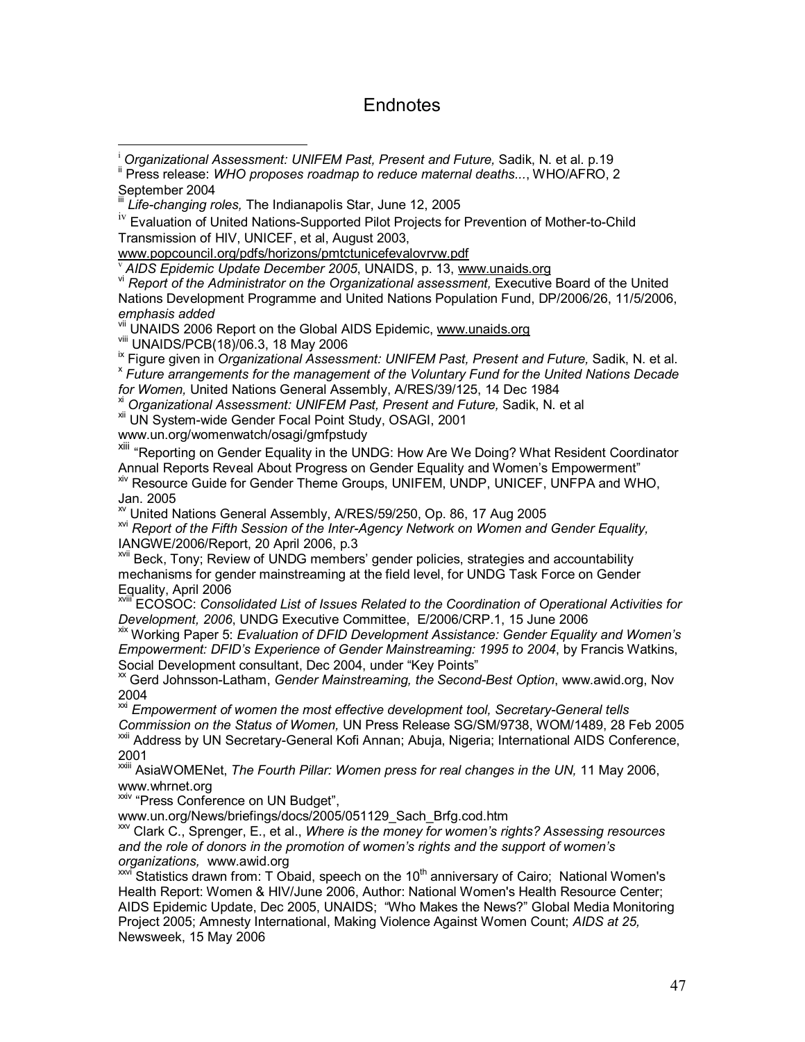# Endnotes

[i] *Organizational Assessment: UNIFEM Past, Present and Future,* Sadik, N. et al. p.19

[ii] Press release: *WHO proposes roadmap to reduce maternal deaths...*, WHO/AFRO, 2 September 2004

[iii] *Life-changing roles,* The Indianapolis Star, June 12, 2005

[iv] Evaluation of United Nations-Supported Pilot Projects for Prevention of Mother-to-Child Transmission of HIV, UNICEF, et al, August 2003, www.popcouncil.org/pdfs/horizons/pmtctunicefevalovrvw.pdf

[v] *AIDS Epidemic Update December 2005*, UNAIDS, p. 13, www.unaids.org

[vi] *Report of the Administrator on the Organizational assessment,* Executive Board of the United Nations Development Programme and United Nations Population Fund, DP/2006/26, 11/5/2006, *emphasis added*

[vii] UNAIDS 2006 Report on the Global AIDS Epidemic, www.unaids.org

[viii] UNAIDS/PCB(18)/06.3, 18 May 2006

[ix] Figure given in *Organizational Assessment: UNIFEM Past, Present and Future,* Sadik, N. et al.

[x] *Future arrangements for the management of the Voluntary Fund for the United Nations Decade for Women,* United Nations General Assembly, A/RES/39/125, 14 Dec 1984

[xi] *Organizational Assessment: UNIFEM Past, Present and Future,* Sadik, N. et al

[xii] UN System-wide Gender Focal Point Study, OSAGI, 2001 www.un.org/womenwatch/osagi/gmfpstudy

[xiii] "Reporting on Gender Equality in the UNDG: How Are We Doing? What Resident Coordinator Annual Reports Reveal About Progress on Gender Equality and Women's Empowerment"

[xiv] Resource Guide for Gender Theme Groups, UNIFEM, UNDP, UNICEF, UNFPA and WHO, Jan. 2005

[xv] United Nations General Assembly, A/RES/59/250, Op. 86, 17 Aug 2005

[xvi] *Report of the Fifth Session of the Inter-Agency Network on Women and Gender Equality,* IANGWE/2006/Report, 20 April 2006, p.3

[xvii] Beck, Tony; Review of UNDG members' gender policies, strategies and accountability mechanisms for gender mainstreaming at the field level, for UNDG Task Force on Gender Equality, April 2006

[xviii] ECOSOC: *Consolidated List of Issues Related to the Coordination of Operational Activities for Development, 2006*, UNDG Executive Committee, E/2006/CRP.1, 15 June 2006

[xix] Working Paper 5: *Evaluation of DFID Development Assistance: Gender Equality and Women's Empowerment: DFID's Experience of Gender Mainstreaming: 1995 to 2004*, by Francis Watkins, Social Development consultant, Dec 2004, under "Key Points"

[xx] Gerd Johnsson-Latham, *Gender Mainstreaming, the Second-Best Option*, www.awid.org, Nov 2004

[xxi] *Empowerment of women the most effective development tool, Secretary-General tells Commission on the Status of Women,* UN Press Release SG/SM/9738, WOM/1489, 28 Feb 2005

[xxii] Address by UN Secretary-General Kofi Annan; Abuja, Nigeria; International AIDS Conference, 2001

[xxiii] AsiaWOMENet, *The Fourth Pillar: Women press for real changes in the UN,* 11 May 2006, www.whrnet.org

[xxiv] "Press Conference on UN Budget", www.un.org/News/briefings/docs/2005/051129_Sach_Brfg.cod.htm

[xxv] Clark C., Sprenger, E., et al., *Where is the money for women's rights? Assessing resources and the role of donors in the promotion of women's rights and the support of women's organizations,* www.awid.org

[xxvi] Statistics drawn from: T Obaid, speech on the 10th anniversary of Cairo; National Women's Health Report: Women & HIV/June 2006, Author: National Women's Health Resource Center; AIDS Epidemic Update, Dec 2005, UNAIDS; "Who Makes the News?" Global Media Monitoring Project 2005; Amnesty International, Making Violence Against Women Count; *AIDS at 25,* Newsweek, 15 May 2006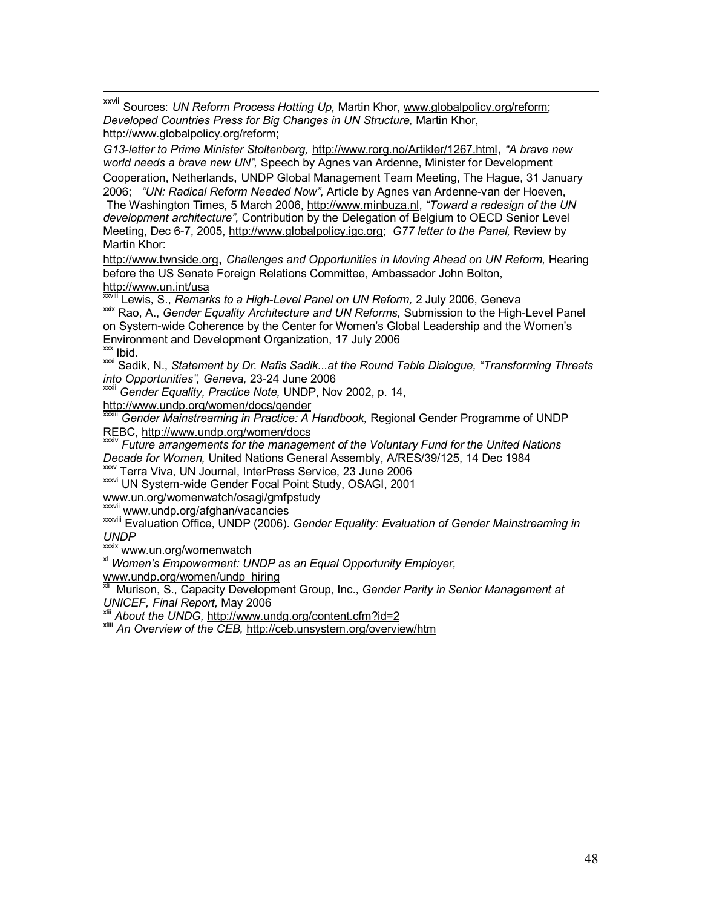[xxvii] Sources: *UN Reform Process Hotting Up,* Martin Khor, www.globalpolicy.org/reform; *Developed Countries Press for Big Changes in UN Structure,* Martin Khor, http://www.globalpolicy.org/reform;

*G13-letter to Prime Minister Stoltenberg,* http://www.rorg.no/Artikler/1267.html, *"A brave new world needs a brave new UN",* Speech by Agnes van Ardenne, Minister for Development Cooperation, Netherlands, UNDP Global Management Team Meeting, The Hague, 31 January 2006; *"UN: Radical Reform Needed Now",* Article by Agnes van Ardenne-van der Hoeven, The Washington Times, 5 March 2006, http://www.minbuza.nl, *"Toward a redesign of the UN development architecture",* Contribution by the Delegation of Belgium to OECD Senior Level Meeting, Dec 6-7, 2005, http://www.globalpolicy.igc.org; *G77 letter to the Panel,* Review by Martin Khor:

http://www.twnside.org, *Challenges and Opportunities in Moving Ahead on UN Reform,* Hearing before the US Senate Foreign Relations Committee, Ambassador John Bolton, http://www.un.int/usa

[xxviii] Lewis, S., *Remarks to a High-Level Panel on UN Reform,* 2 July 2006, Geneva

[xxix] Rao, A., *Gender Equality Architecture and UN Reforms,* Submission to the High-Level Panel on System-wide Coherence by the Center for Women's Global Leadership and the Women's Environment and Development Organization, 17 July 2006

[xxx] Ibid.

[xxxi] Sadik, N., *Statement by Dr. Nafis Sadik...at the Round Table Dialogue, "Transforming Threats into Opportunities", Geneva,* 23-24 June 2006

[xxxii] *Gender Equality, Practice Note,* UNDP, Nov 2002, p. 14, http://www.undp.org/women/docs/gender

[xxxiii] *Gender Mainstreaming in Practice: A Handbook,* Regional Gender Programme of UNDP REBC, http://www.undp.org/women/docs

[xxxiv] *Future arrangements for the management of the Voluntary Fund for the United Nations Decade for Women,* United Nations General Assembly, A/RES/39/125, 14 Dec 1984

[xxxv] Terra Viva, UN Journal, InterPress Service, 23 June 2006

[xxxvi] UN System-wide Gender Focal Point Study, OSAGI, 2001 www.un.org/womenwatch/osagi/gmfpstudy

[xxxvii] www.undp.org/afghan/vacancies

[xxxviii] Evaluation Office, UNDP (2006). *Gender Equality: Evaluation of Gender Mainstreaming in UNDP*

[xxxix] www.un.org/womenwatch

[xl] *Women's Empowerment: UNDP as an Equal Opportunity Employer,* www.undp.org/women/undp_hiring

[xli] Murison, S., Capacity Development Group, Inc., *Gender Parity in Senior Management at UNICEF, Final Report,* May 2006

[xlii] *About the UNDG,* http://www.undg.org/content.cfm?id=2

[xliii] *An Overview of the CEB,* http://ceb.unsystem.org/overview/htm